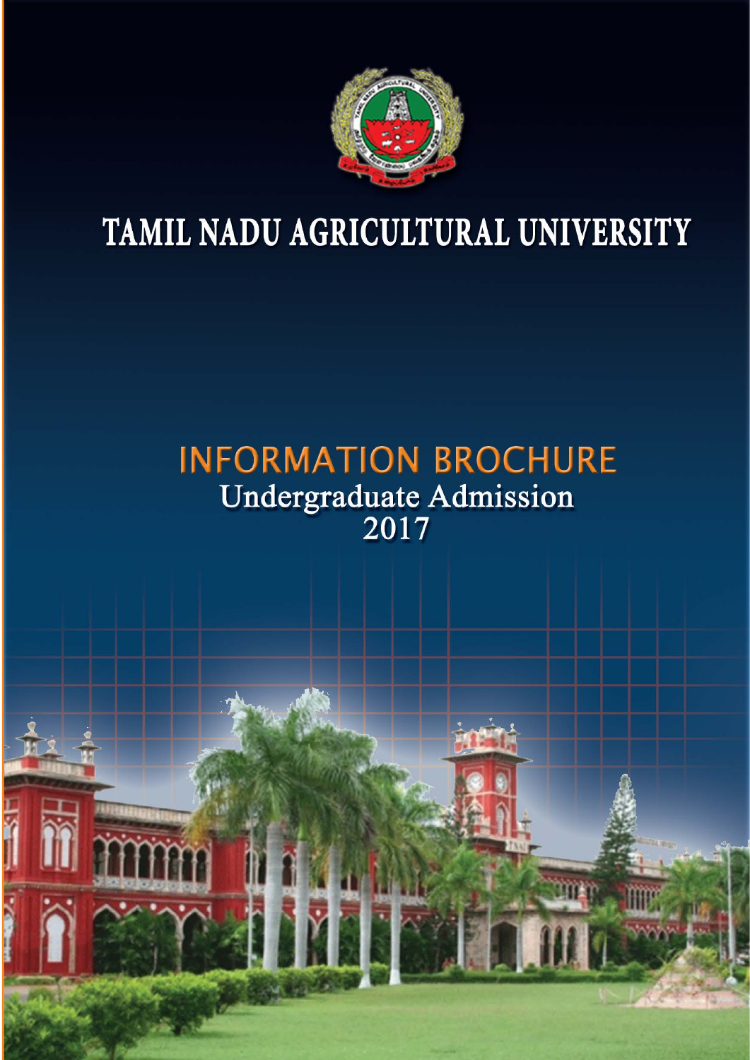# TAMIL NADU AGRICULTURAL UNIVERSITY

## INFORMATION BROCHURE

### Undergraduate Admission 2017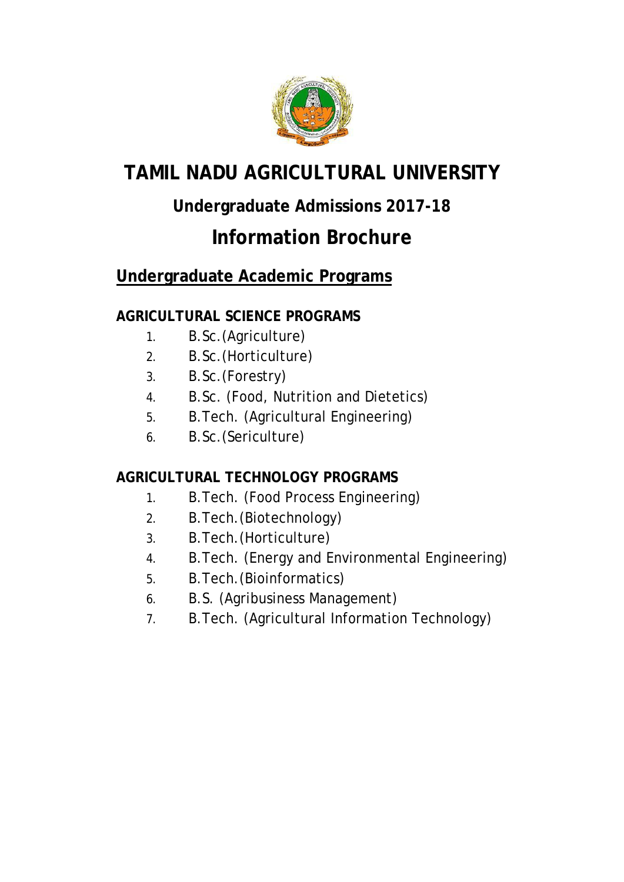# TAMIL NADU AGRICULTURAL UNIVERSITY

## Undergraduate Admissions 2017-18

# Information Brochure

## Undergraduate Academic Programs

### AGRICULTURAL SCIENCE PROGRAMS

1. B.Sc.(Agriculture)
2. B.Sc.(Horticulture)
3. B.Sc.(Forestry)
4. B.Sc. (Food, Nutrition and Dietetics)
5. B.Tech. (Agricultural Engineering)
6. B.Sc.(Sericulture)

### AGRICULTURAL TECHNOLOGY PROGRAMS

1. B.Tech. (Food Process Engineering)
2. B.Tech.(Biotechnology)
3. B.Tech.(Horticulture)
4. B.Tech. (Energy and Environmental Engineering)
5. B.Tech.(Bioinformatics)
6. B.S. (Agribusiness Management)
7. B.Tech. (Agricultural Information Technology)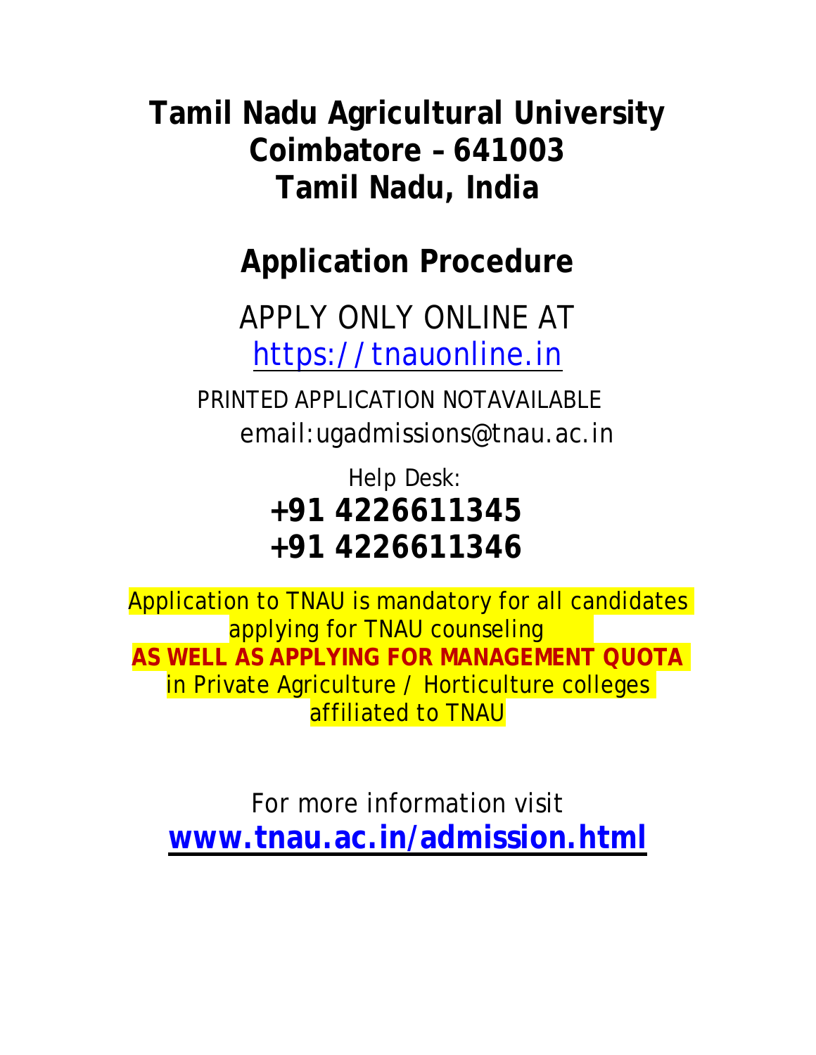# Tamil Nadu Agricultural University
# Coimbatore – 641003
# Tamil Nadu, India

## Application Procedure

APPLY ONLY ONLINE AT
https://tnauonline.in

PRINTED APPLICATION NOTAVAILABLE
email:ugadmissions@tnau.ac.in

Help Desk:
**+91 4226611345**
**+91 4226611346**

Application to TNAU is mandatory for all candidates applying for TNAU counseling **AS WELL AS APPLYING FOR MANAGEMENT QUOTA** in Private Agriculture / Horticulture colleges affiliated to TNAU

For more information visit
**www.tnau.ac.in/admission.html**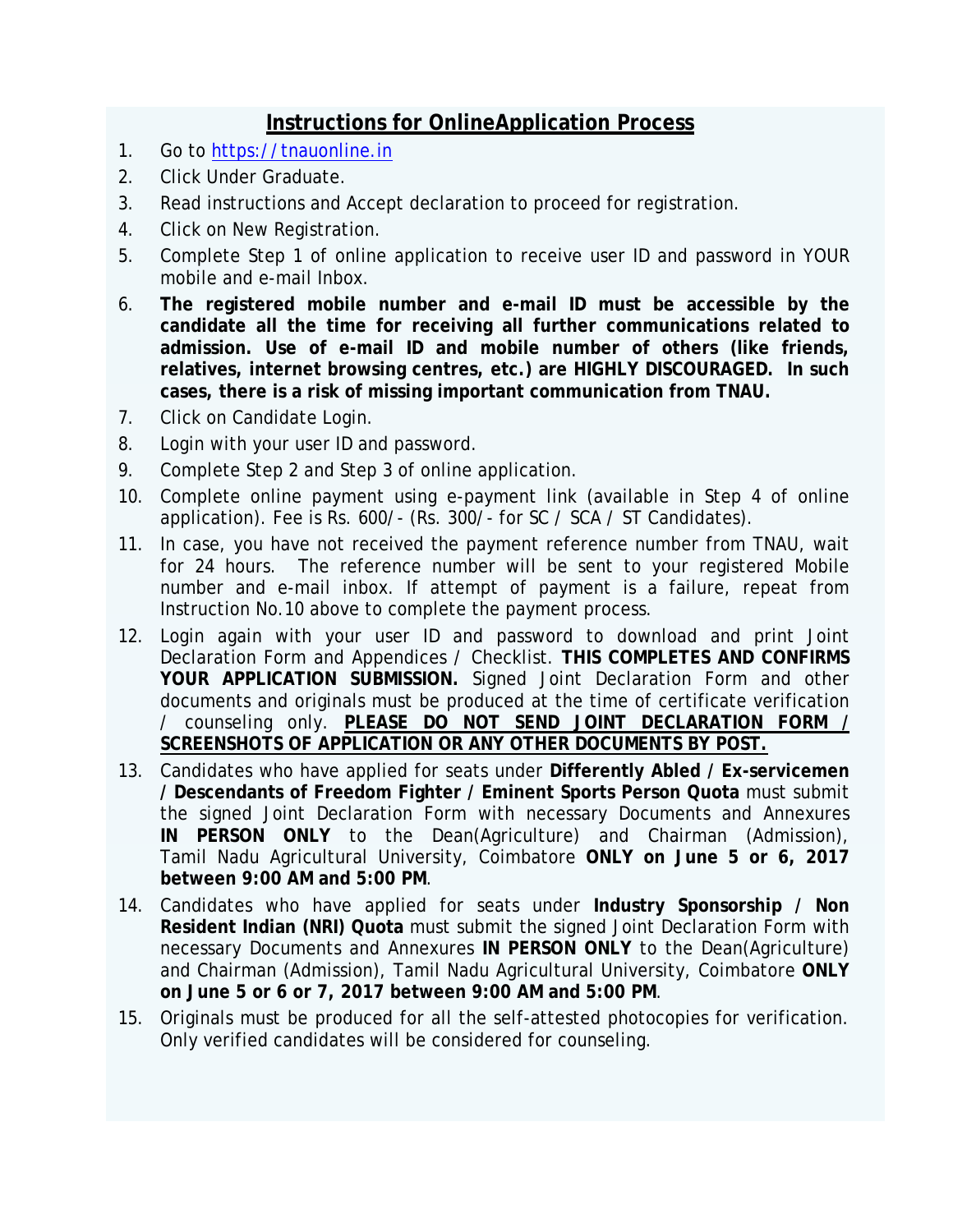## Instructions for OnlineApplication Process

1. Go to https://tnauonline.in
2. Click Under Graduate.
3. Read instructions and Accept declaration to proceed for registration.
4. Click on New Registration.
5. Complete Step 1 of online application to receive user ID and password in YOUR mobile and e-mail Inbox.
6. **The registered mobile number and e-mail ID must be accessible by the candidate all the time for receiving all further communications related to admission. Use of e-mail ID and mobile number of others (like friends, relatives, internet browsing centres, etc.) are HIGHLY DISCOURAGED. In such cases, there is a risk of missing important communication from TNAU.**
7. Click on Candidate Login.
8. Login with your user ID and password.
9. Complete Step 2 and Step 3 of online application.
10. Complete online payment using e-payment link (available in Step 4 of online application). Fee is Rs. 600/- (Rs. 300/- for SC / SCA / ST Candidates).
11. In case, you have not received the payment reference number from TNAU, wait for 24 hours. The reference number will be sent to your registered Mobile number and e-mail inbox. If attempt of payment is a failure, repeat from Instruction No.10 above to complete the payment process.
12. Login again with your user ID and password to download and print Joint Declaration Form and Appendices / Checklist. **THIS COMPLETES AND CONFIRMS YOUR APPLICATION SUBMISSION.** Signed Joint Declaration Form and other documents and originals must be produced at the time of certificate verification / counseling only. **PLEASE DO NOT SEND JOINT DECLARATION FORM / SCREENSHOTS OF APPLICATION OR ANY OTHER DOCUMENTS BY POST.**
13. Candidates who have applied for seats under **Differently Abled / Ex-servicemen / Descendants of Freedom Fighter / Eminent Sports Person Quota** must submit the signed Joint Declaration Form with necessary Documents and Annexures **IN PERSON ONLY** to the Dean(Agriculture) and Chairman (Admission), Tamil Nadu Agricultural University, Coimbatore **ONLY on June 5 or 6, 2017 between 9:00 AM and 5:00 PM**.
14. Candidates who have applied for seats under **Industry Sponsorship / Non Resident Indian (NRI) Quota** must submit the signed Joint Declaration Form with necessary Documents and Annexures **IN PERSON ONLY** to the Dean(Agriculture) and Chairman (Admission), Tamil Nadu Agricultural University, Coimbatore **ONLY on June 5 or 6 or 7, 2017 between 9:00 AM and 5:00 PM**.
15. Originals must be produced for all the self-attested photocopies for verification. Only verified candidates will be considered for counseling.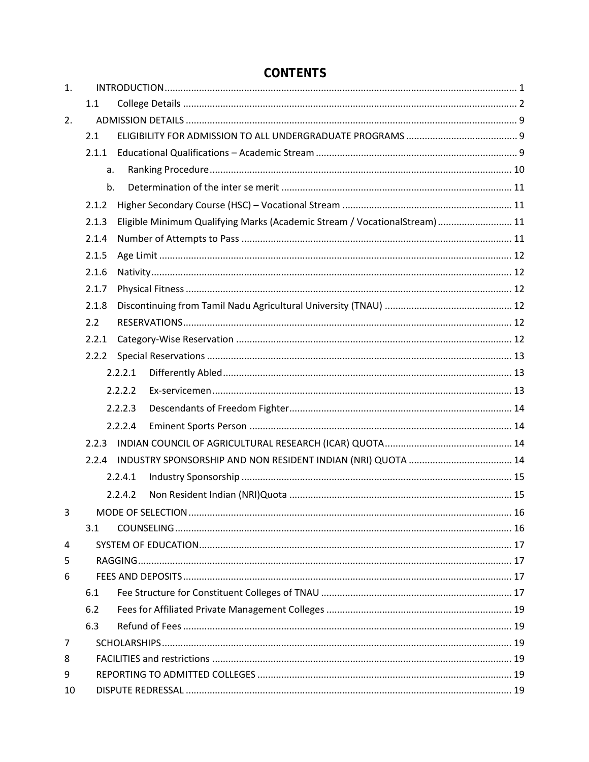# CONTENTS

| | | | |
|---|---|---|---|
| 1. | INTRODUCTION | | 1 |
| | 1.1 | College Details | 2 |
| 2. | ADMISSION DETAILS | | 9 |
| | 2.1 | ELIGIBILITY FOR ADMISSION TO ALL UNDERGRADUATE PROGRAMS | 9 |
| | 2.1.1 | Educational Qualifications – Academic Stream | 9 |
| | a. | Ranking Procedure | 10 |
| | b. | Determination of the inter se merit | 11 |
| | 2.1.2 | Higher Secondary Course (HSC) – Vocational Stream | 11 |
| | 2.1.3 | Eligible Minimum Qualifying Marks (Academic Stream / VocationalStream) | 11 |
| | 2.1.4 | Number of Attempts to Pass | 11 |
| | 2.1.5 | Age Limit | 12 |
| | 2.1.6 | Nativity | 12 |
| | 2.1.7 | Physical Fitness | 12 |
| | 2.1.8 | Discontinuing from Tamil Nadu Agricultural University (TNAU) | 12 |
| | 2.2 | RESERVATIONS | 12 |
| | 2.2.1 | Category-Wise Reservation | 12 |
| | 2.2.2 | Special Reservations | 13 |
| | 2.2.2.1 | Differently Abled | 13 |
| | 2.2.2.2 | Ex-servicemen | 13 |
| | 2.2.2.3 | Descendants of Freedom Fighter | 14 |
| | 2.2.2.4 | Eminent Sports Person | 14 |
| | 2.2.3 | INDIAN COUNCIL OF AGRICULTURAL RESEARCH (ICAR) QUOTA | 14 |
| | 2.2.4 | INDUSTRY SPONSORSHIP AND NON RESIDENT INDIAN (NRI) QUOTA | 14 |
| | 2.2.4.1 | Industry Sponsorship | 15 |
| | 2.2.4.2 | Non Resident Indian (NRI)Quota | 15 |
| 3 | MODE OF SELECTION | | 16 |
| | 3.1 | COUNSELING | 16 |
| 4 | SYSTEM OF EDUCATION | | 17 |
| 5 | RAGGING | | 17 |
| 6 | FEES AND DEPOSITS | | 17 |
| | 6.1 | Fee Structure for Constituent Colleges of TNAU | 17 |
| | 6.2 | Fees for Affiliated Private Management Colleges | 19 |
| | 6.3 | Refund of Fees | 19 |
| 7 | SCHOLARSHIPS | | 19 |
| 8 | FACILITIES and restrictions | | 19 |
| 9 | REPORTING TO ADMITTED COLLEGES | | 19 |
| 10 | DISPUTE REDRESSAL | | 19 |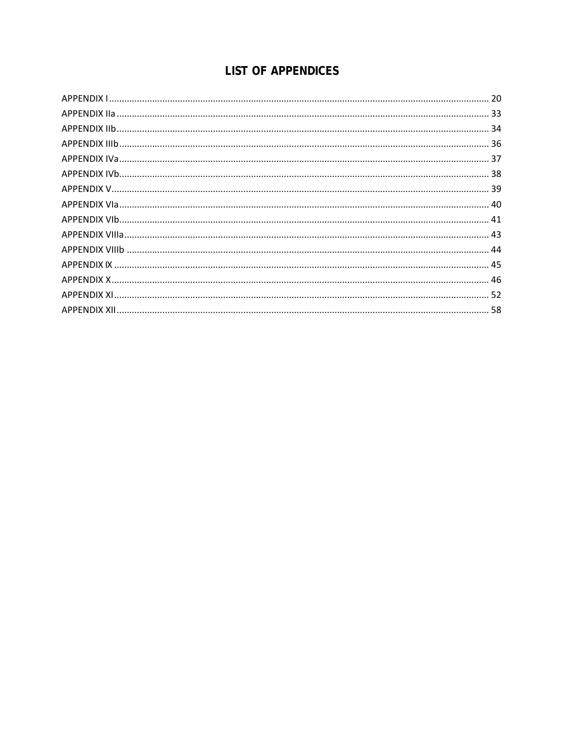# LIST OF APPENDICES

APPENDIX I ........................................................................................................................................ 20
APPENDIX IIa ..................................................................................................................................... 33
APPENDIX IIb ..................................................................................................................................... 34
APPENDIX IIIb .................................................................................................................................... 36
APPENDIX IVa .................................................................................................................................... 37
APPENDIX IVb .................................................................................................................................... 38
APPENDIX V ....................................................................................................................................... 39
APPENDIX VIa .................................................................................................................................... 40
APPENDIX VIb .................................................................................................................................... 41
APPENDIX VIIIa .................................................................................................................................. 43
APPENDIX VIIIb .................................................................................................................................. 44
APPENDIX IX ...................................................................................................................................... 45
APPENDIX X ....................................................................................................................................... 46
APPENDIX XI ...................................................................................................................................... 52
APPENDIX XII ..................................................................................................................................... 58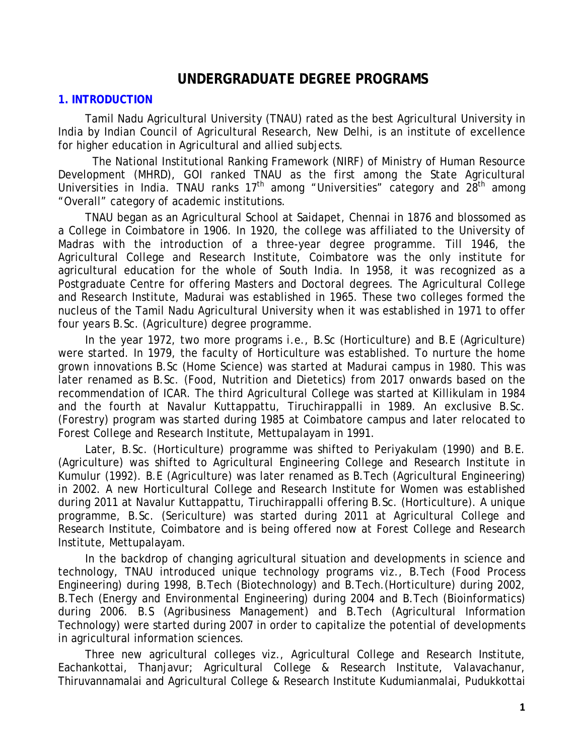# UNDERGRADUATE DEGREE PROGRAMS

## 1. INTRODUCTION

Tamil Nadu Agricultural University (TNAU) rated as the best Agricultural University in India by Indian Council of Agricultural Research, New Delhi, is an institute of excellence for higher education in Agricultural and allied subjects.

The National Institutional Ranking Framework (NIRF) of Ministry of Human Resource Development (MHRD), GOI ranked TNAU as the first among the State Agricultural Universities in India. TNAU ranks 17th among "Universities" category and 28th among "Overall" category of academic institutions.

TNAU began as an Agricultural School at Saidapet, Chennai in 1876 and blossomed as a College in Coimbatore in 1906. In 1920, the college was affiliated to the University of Madras with the introduction of a three-year degree programme. Till 1946, the Agricultural College and Research Institute, Coimbatore was the only institute for agricultural education for the whole of South India. In 1958, it was recognized as a Postgraduate Centre for offering Masters and Doctoral degrees. The Agricultural College and Research Institute, Madurai was established in 1965. These two colleges formed the nucleus of the Tamil Nadu Agricultural University when it was established in 1971 to offer four years B.Sc. (Agriculture) degree programme.

In the year 1972, two more programs i.e., B.Sc (Horticulture) and B.E (Agriculture) were started. In 1979, the faculty of Horticulture was established. To nurture the home grown innovations B.Sc (Home Science) was started at Madurai campus in 1980. This was later renamed as B.Sc. (Food, Nutrition and Dietetics) from 2017 onwards based on the recommendation of ICAR. The third Agricultural College was started at Killikulam in 1984 and the fourth at Navalur Kuttappattu, Tiruchirappalli in 1989. An exclusive B.Sc. (Forestry) program was started during 1985 at Coimbatore campus and later relocated to Forest College and Research Institute, Mettupalayam in 1991.

Later, B.Sc. (Horticulture) programme was shifted to Periyakulam (1990) and B.E. (Agriculture) was shifted to Agricultural Engineering College and Research Institute in Kumulur (1992). B.E (Agriculture) was later renamed as B.Tech (Agricultural Engineering) in 2002. A new Horticultural College and Research Institute for Women was established during 2011 at Navalur Kuttappattu, Tiruchirappalli offering B.Sc. (Horticulture). A unique programme, B.Sc. (Sericulture) was started during 2011 at Agricultural College and Research Institute, Coimbatore and is being offered now at Forest College and Research Institute, Mettupalayam.

In the backdrop of changing agricultural situation and developments in science and technology, TNAU introduced unique technology programs viz., B.Tech (Food Process Engineering) during 1998, B.Tech (Biotechnology) and B.Tech.(Horticulture) during 2002, B.Tech (Energy and Environmental Engineering) during 2004 and B.Tech (Bioinformatics) during 2006. B.S (Agribusiness Management) and B.Tech (Agricultural Information Technology) were started during 2007 in order to capitalize the potential of developments in agricultural information sciences.

Three new agricultural colleges viz., Agricultural College and Research Institute, Eachankottai, Thanjavur; Agricultural College & Research Institute, Valavachanur, Thiruvannamalai and Agricultural College & Research Institute Kudumianmalai, Pudukkottai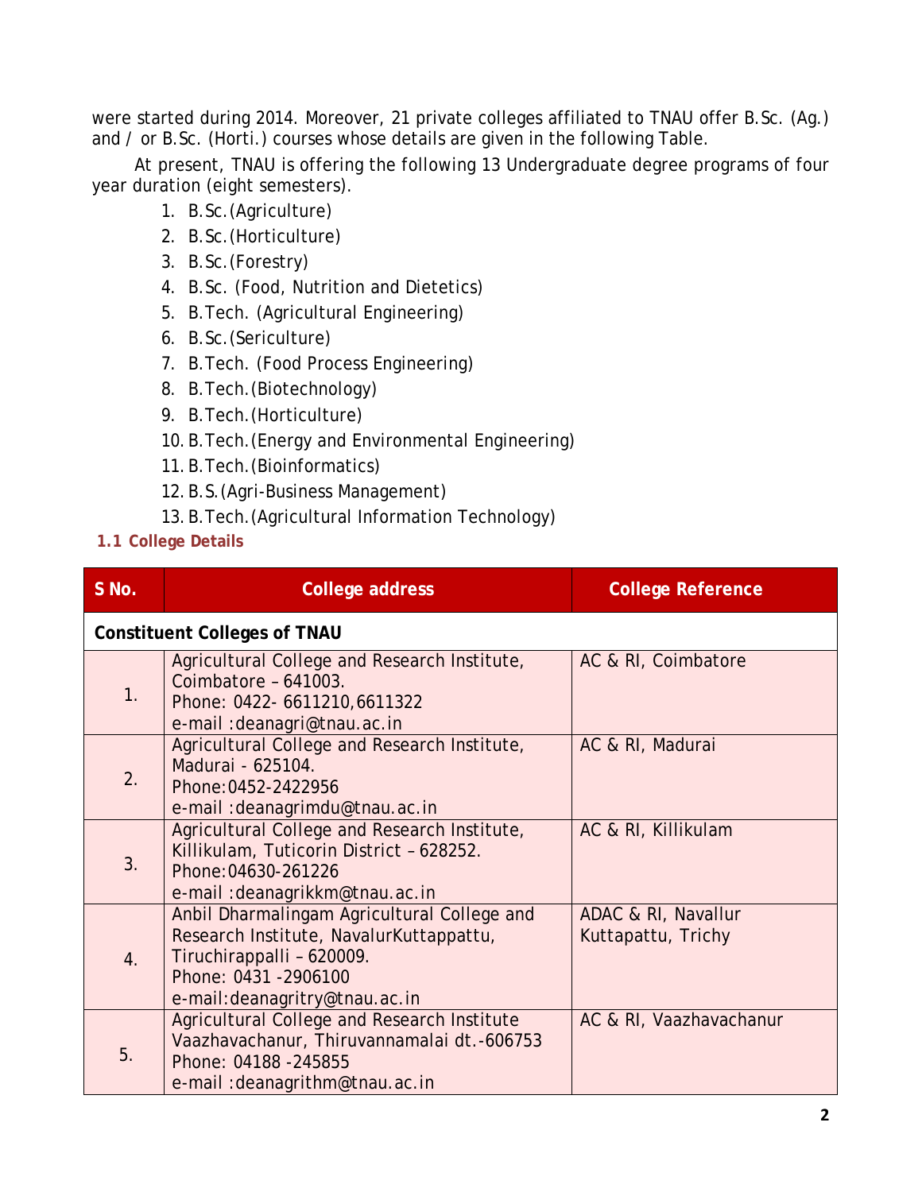were started during 2014. Moreover, 21 private colleges affiliated to TNAU offer B.Sc. (Ag.) and / or B.Sc. (Horti.) courses whose details are given in the following Table.

At present, TNAU is offering the following 13 Undergraduate degree programs of four year duration (eight semesters).

1. B.Sc.(Agriculture)
2. B.Sc.(Horticulture)
3. B.Sc.(Forestry)
4. B.Sc. (Food, Nutrition and Dietetics)
5. B.Tech. (Agricultural Engineering)
6. B.Sc.(Sericulture)
7. B.Tech. (Food Process Engineering)
8. B.Tech.(Biotechnology)
9. B.Tech.(Horticulture)
10. B.Tech.(Energy and Environmental Engineering)
11. B.Tech.(Bioinformatics)
12. B.S.(Agri-Business Management)
13. B.Tech.(Agricultural Information Technology)

### 1.1 College Details

| S No. | College address | College Reference |
|---|---|---|
| **Constituent Colleges of TNAU** | | |
| 1. | Agricultural College and Research Institute, Coimbatore – 641003. Phone: 0422- 6611210,6611322 e-mail :deanagri@tnau.ac.in | AC & RI, Coimbatore |
| 2. | Agricultural College and Research Institute, Madurai - 625104. Phone:0452-2422956 e-mail :deanagrimdu@tnau.ac.in | AC & RI, Madurai |
| 3. | Agricultural College and Research Institute, Killikulam, Tuticorin District – 628252. Phone:04630-261226 e-mail :deanagrikkm@tnau.ac.in | AC & RI, Killikulam |
| 4. | Anbil Dharmalingam Agricultural College and Research Institute, NavalurKuttappattu, Tiruchirappalli – 620009. Phone: 0431 -2906100 e-mail:deanagritry@tnau.ac.in | ADAC & RI, Navallur Kuttapattu, Trichy |
| 5. | Agricultural College and Research Institute Vaazhavachanur, Thiruvannamalai dt.-606753 Phone: 04188 -245855 e-mail :deanagrithm@tnau.ac.in | AC & RI, Vaazhavachanur |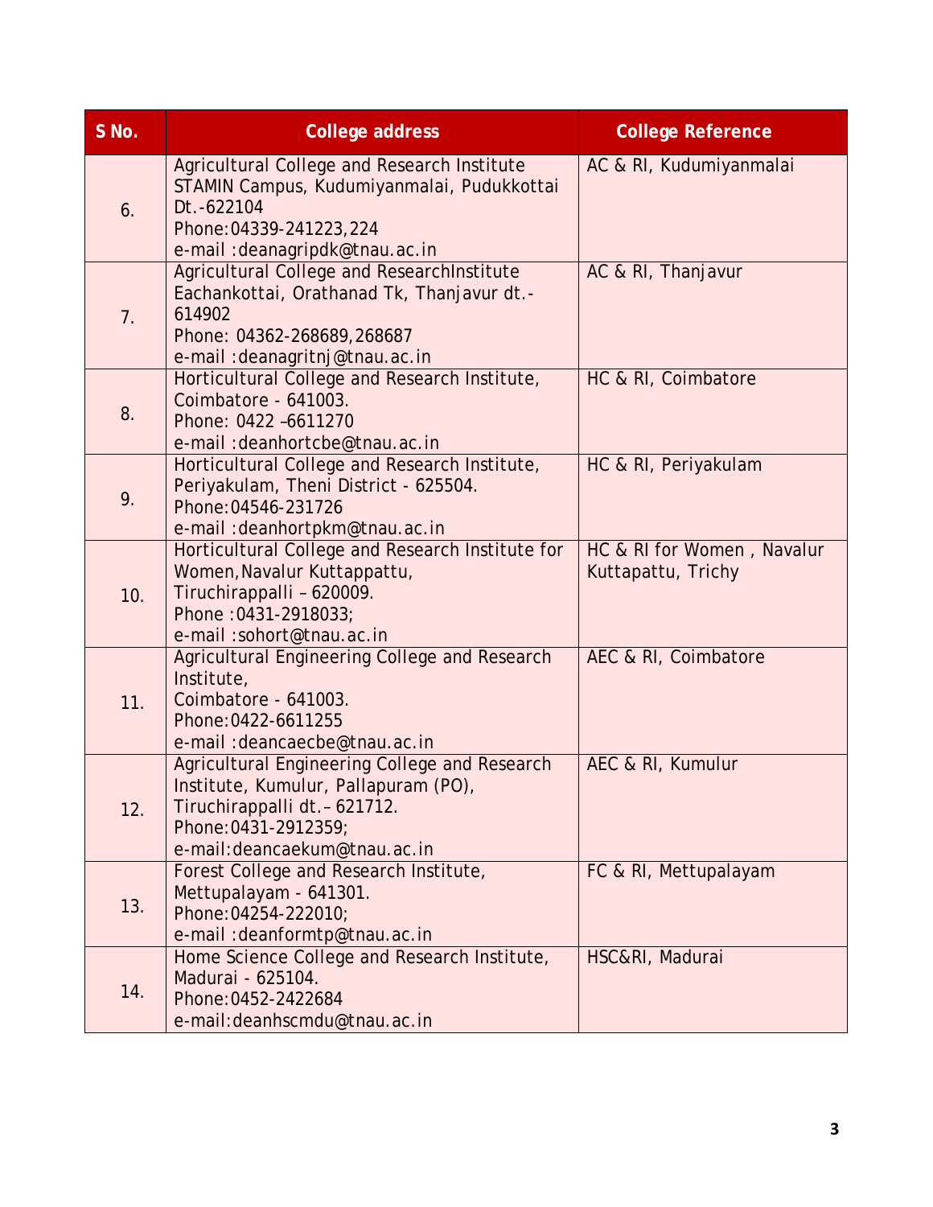| S No. | College address | College Reference |
|---|---|---|
| 6. | Agricultural College and Research Institute STAMIN Campus, Kudumiyanmalai, Pudukkottai Dt.-622104<br>Phone:04339-241223,224<br>e-mail :deanagripdk@tnau.ac.in | AC & RI, Kudumiyanmalai |
| 7. | Agricultural College and ResearchInstitute Eachankottai, Orathanad Tk, Thanjavur dt.-614902<br>Phone: 04362-268689,268687<br>e-mail :deanagritnj@tnau.ac.in | AC & RI, Thanjavur |
| 8. | Horticultural College and Research Institute, Coimbatore - 641003.<br>Phone: 0422 –6611270<br>e-mail :deanhortcbe@tnau.ac.in | HC & RI, Coimbatore |
| 9. | Horticultural College and Research Institute, Periyakulam, Theni District - 625504.<br>Phone:04546-231726<br>e-mail :deanhortpkm@tnau.ac.in | HC & RI, Periyakulam |
| 10. | Horticultural College and Research Institute for Women,Navalur Kuttappattu, Tiruchirappalli – 620009.<br>Phone :0431-2918033;<br>e-mail :sohort@tnau.ac.in | HC & RI for Women , Navalur Kuttapattu, Trichy |
| 11. | Agricultural Engineering College and Research Institute,<br>Coimbatore - 641003.<br>Phone:0422-6611255<br>e-mail :deancaecbe@tnau.ac.in | AEC & RI, Coimbatore |
| 12. | Agricultural Engineering College and Research Institute, Kumulur, Pallapuram (PO), Tiruchirappalli dt.– 621712.<br>Phone:0431-2912359;<br>e-mail:deancaekum@tnau.ac.in | AEC & RI, Kumulur |
| 13. | Forest College and Research Institute, Mettupalayam - 641301.<br>Phone:04254-222010;<br>e-mail :deanformtp@tnau.ac.in | FC & RI, Mettupalayam |
| 14. | Home Science College and Research Institute, Madurai - 625104.<br>Phone:0452-2422684<br>e-mail:deanhscmdu@tnau.ac.in | HSC&RI, Madurai |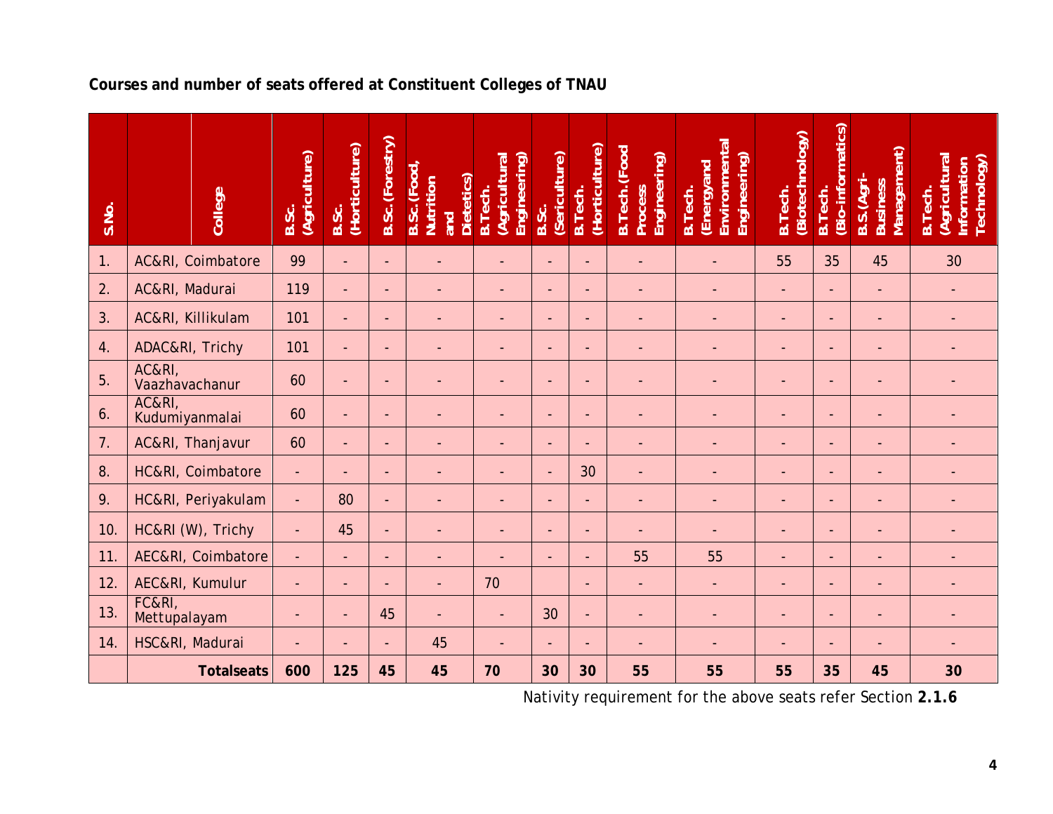**Courses and number of seats offered at Constituent Colleges of TNAU**

| S.No. | College | B.Sc. (Agriculture) | B.Sc. (Horticulture) | B.Sc. (Forestry) | B.Sc. (Food, Nutrition and Dietetics) | B.Tech. (Agricultural Engineering) | B.Sc. (Sericulture) | B.Tech. (Horticulture) | B.Tech. (Food Process Engineering) | B.Tech. (Energyand Environmental Engineering) | B.Tech. (Biotechnology) | B.Tech. (Bio-informatics) | B.S. (Agri-Business Management) | B.Tech. (Agricultural Information Technology) |
|---|---|---|---|---|---|---|---|---|---|---|---|---|---|---|
| 1. | AC&RI, Coimbatore | 99 | - | - | - | - | - | - | - | - | 55 | 35 | 45 | 30 |
| 2. | AC&RI, Madurai | 119 | - | - | - | - | - | - | - | - | - | - | - | - |
| 3. | AC&RI, Killikulam | 101 | - | - | - | - | - | - | - | - | - | - | - | - |
| 4. | ADAC&RI, Trichy | 101 | - | - | - | - | - | - | - | - | - | - | - | - |
| 5. | AC&RI, Vaazhavachanur | 60 | - | - | - | - | - | - | - | - | - | - | - | - |
| 6. | AC&RI, Kudumiyanmalai | 60 | - | - | - | - | - | - | - | - | - | - | - | - |
| 7. | AC&RI, Thanjavur | 60 | - | - | - | - | - | - | - | - | - | - | - | - |
| 8. | HC&RI, Coimbatore | - | - | - | - | - | - | 30 | - | - | - | - | - | - |
| 9. | HC&RI, Periyakulam | - | 80 | - | - | - | - | - | - | - | - | - | - | - |
| 10. | HC&RI (W), Trichy | - | 45 | - | - | - | - | - | - | - | - | - | - | - |
| 11. | AEC&RI, Coimbatore | - | - | - | - | - | - | - | 55 | 55 | - | - | - | - |
| 12. | AEC&RI, Kumulur | - | - | - | - | 70 | | - | - | - | - | - | - | - |
| 13. | FC&RI, Mettupalayam | - | - | 45 | - | - | 30 | - | - | - | - | - | - | - |
| 14. | HSC&RI, Madurai | - | - | - | 45 | - | - | - | - | - | - | - | - | - |
| | **Totalseats** | **600** | **125** | **45** | **45** | **70** | **30** | **30** | **55** | **55** | **55** | **35** | **45** | **30** |

Nativity requirement for the above seats refer Section **2.1.6**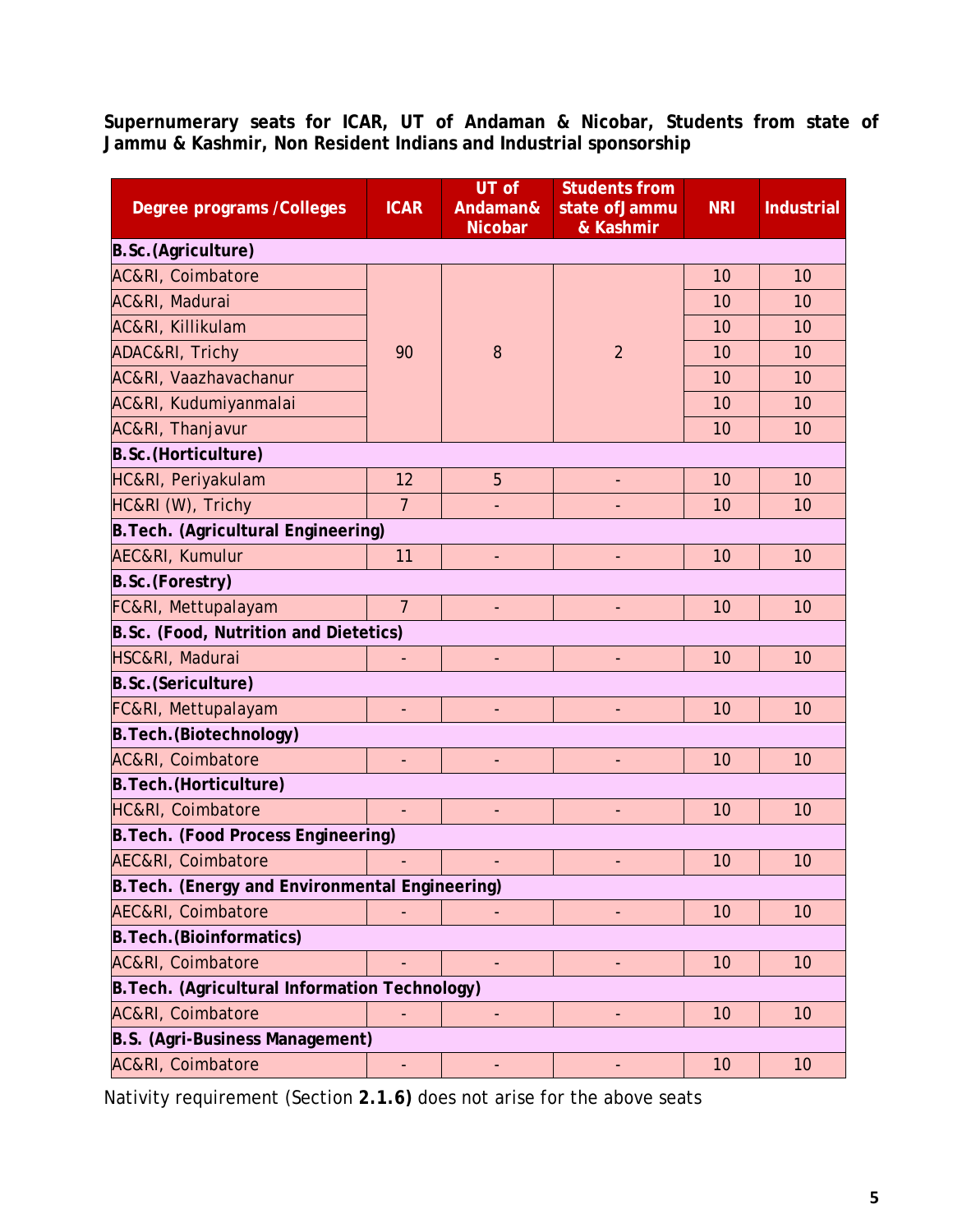**Supernumerary seats for ICAR, UT of Andaman & Nicobar, Students from state of Jammu & Kashmir, Non Resident Indians and Industrial sponsorship**

| Degree programs /Colleges | ICAR | UT of Andaman& Nicobar | Students from state ofJammu & Kashmir | NRI | Industrial |
|---|---|---|---|---|---|
| **B.Sc.(Agriculture)** | | | | | |
| AC&RI, Coimbatore | 90 | 8 | 2 | 10 | 10 |
| AC&RI, Madurai | | | | 10 | 10 |
| AC&RI, Killikulam | | | | 10 | 10 |
| ADAC&RI, Trichy | | | | 10 | 10 |
| AC&RI, Vaazhavachanur | | | | 10 | 10 |
| AC&RI, Kudumiyanmalai | | | | 10 | 10 |
| AC&RI, Thanjavur | | | | 10 | 10 |
| **B.Sc.(Horticulture)** | | | | | |
| HC&RI, Periyakulam | 12 | 5 | - | 10 | 10 |
| HC&RI (W), Trichy | 7 | - | - | 10 | 10 |
| **B.Tech. (Agricultural Engineering)** | | | | | |
| AEC&RI, Kumulur | 11 | - | - | 10 | 10 |
| **B.Sc.(Forestry)** | | | | | |
| FC&RI, Mettupalayam | 7 | - | - | 10 | 10 |
| **B.Sc. (Food, Nutrition and Dietetics)** | | | | | |
| HSC&RI, Madurai | - | - | - | 10 | 10 |
| **B.Sc.(Sericulture)** | | | | | |
| FC&RI, Mettupalayam | - | - | - | 10 | 10 |
| **B.Tech.(Biotechnology)** | | | | | |
| AC&RI, Coimbatore | - | - | - | 10 | 10 |
| **B.Tech.(Horticulture)** | | | | | |
| HC&RI, Coimbatore | - | - | - | 10 | 10 |
| **B.Tech. (Food Process Engineering)** | | | | | |
| AEC&RI, Coimbatore | - | - | - | 10 | 10 |
| **B.Tech. (Energy and Environmental Engineering)** | | | | | |
| AEC&RI, Coimbatore | - | - | - | 10 | 10 |
| **B.Tech.(Bioinformatics)** | | | | | |
| AC&RI, Coimbatore | - | - | - | 10 | 10 |
| **B.Tech. (Agricultural Information Technology)** | | | | | |
| AC&RI, Coimbatore | - | - | - | 10 | 10 |
| **B.S. (Agri-Business Management)** | | | | | |
| AC&RI, Coimbatore | - | - | - | 10 | 10 |

Nativity requirement (Section **2.1.6)** does not arise for the above seats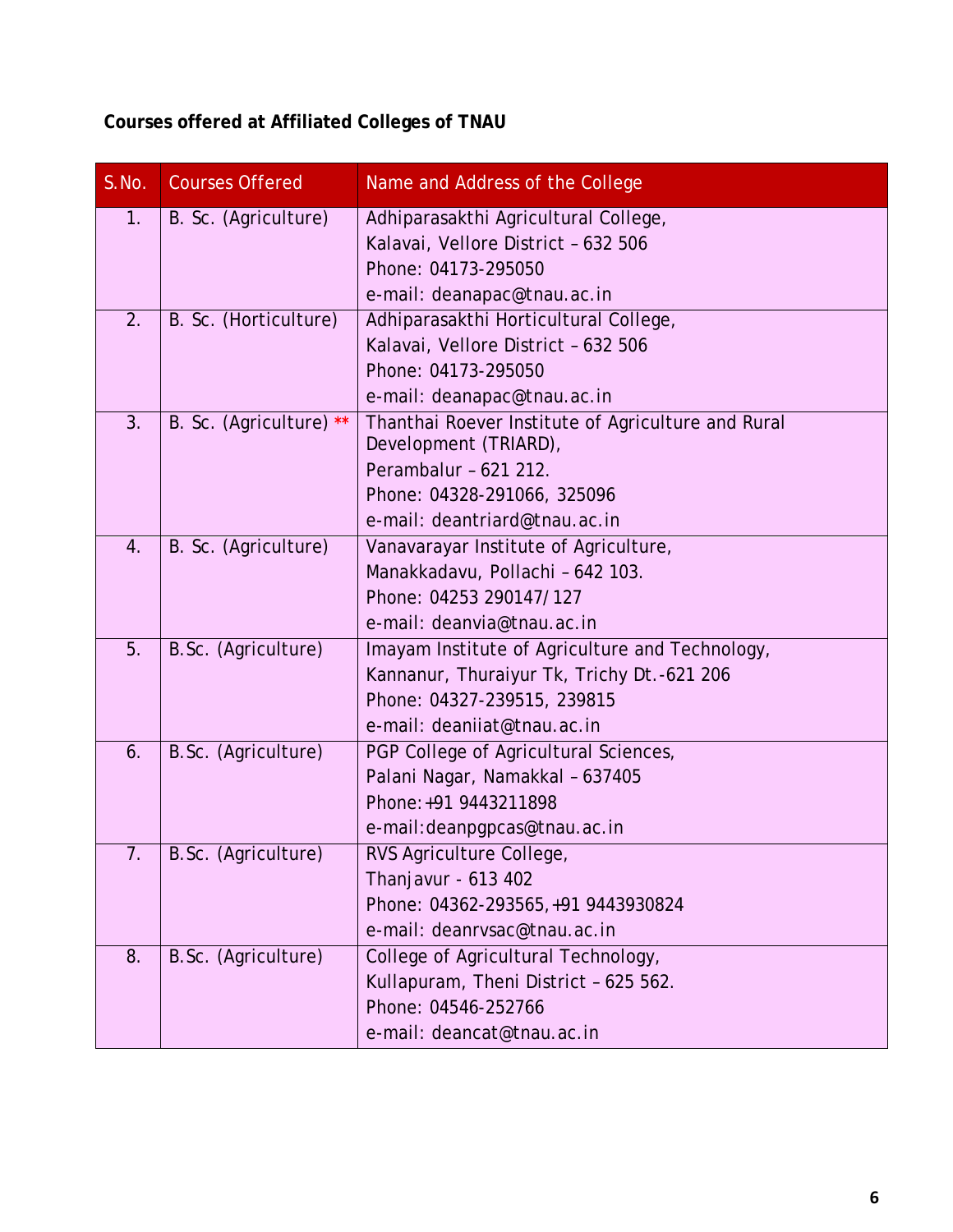**Courses offered at Affiliated Colleges of TNAU**

| S.No. | Courses Offered | Name and Address of the College |
|---|---|---|
| 1. | B. Sc. (Agriculture) | Adhiparasakthi Agricultural College,<br>Kalavai, Vellore District – 632 506<br>Phone: 04173-295050<br>e-mail: deanapac@tnau.ac.in |
| 2. | B. Sc. (Horticulture) | Adhiparasakthi Horticultural College,<br>Kalavai, Vellore District – 632 506<br>Phone: 04173-295050<br>e-mail: deanapac@tnau.ac.in |
| 3. | B. Sc. (Agriculture) ** | Thanthai Roever Institute of Agriculture and Rural Development (TRIARD),<br>Perambalur – 621 212.<br>Phone: 04328-291066, 325096<br>e-mail: deantriard@tnau.ac.in |
| 4. | B. Sc. (Agriculture) | Vanavarayar Institute of Agriculture,<br>Manakkadavu, Pollachi – 642 103.<br>Phone: 04253 290147/127<br>e-mail: deanvia@tnau.ac.in |
| 5. | B.Sc. (Agriculture) | Imayam Institute of Agriculture and Technology,<br>Kannanur, Thuraiyur Tk, Trichy Dt.-621 206<br>Phone: 04327-239515, 239815<br>e-mail: deaniiat@tnau.ac.in |
| 6. | B.Sc. (Agriculture) | PGP College of Agricultural Sciences,<br>Palani Nagar, Namakkal – 637405<br>Phone:+91 9443211898<br>e-mail:deanpgpcas@tnau.ac.in |
| 7. | B.Sc. (Agriculture) | RVS Agriculture College,<br>Thanjavur - 613 402<br>Phone: 04362-293565,+91 9443930824<br>e-mail: deanrvsac@tnau.ac.in |
| 8. | B.Sc. (Agriculture) | College of Agricultural Technology,<br>Kullapuram, Theni District – 625 562.<br>Phone: 04546-252766<br>e-mail: deancat@tnau.ac.in |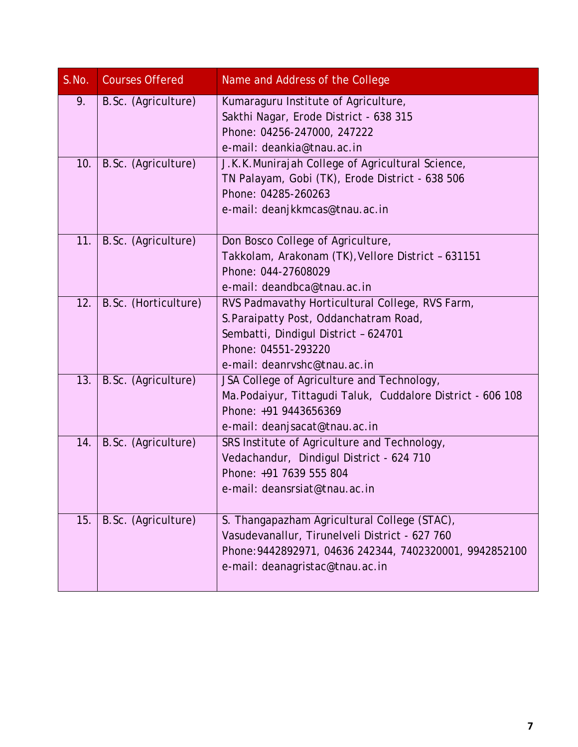| S.No. | Courses Offered | Name and Address of the College |
|---|---|---|
| 9. | B.Sc. (Agriculture) | Kumaraguru Institute of Agriculture,<br>Sakthi Nagar, Erode District - 638 315<br>Phone: 04256-247000, 247222<br>e-mail: deankia@tnau.ac.in |
| 10. | B.Sc. (Agriculture) | J.K.K.Munirajah College of Agricultural Science,<br>TN Palayam, Gobi (TK), Erode District - 638 506<br>Phone: 04285-260263<br>e-mail: deanjkkmcas@tnau.ac.in |
| 11. | B.Sc. (Agriculture) | Don Bosco College of Agriculture,<br>Takkolam, Arakonam (TK),Vellore District – 631151<br>Phone: 044-27608029<br>e-mail: deandbca@tnau.ac.in |
| 12. | B.Sc. (Horticulture) | RVS Padmavathy Horticultural College, RVS Farm,<br>S.Paraipatty Post, Oddanchatram Road,<br>Sembatti, Dindigul District – 624701<br>Phone: 04551-293220<br>e-mail: deanrvshc@tnau.ac.in |
| 13. | B.Sc. (Agriculture) | JSA College of Agriculture and Technology,<br>Ma.Podaiyur, Tittagudi Taluk, Cuddalore District - 606 108<br>Phone: +91 9443656369<br>e-mail: deanjsacat@tnau.ac.in |
| 14. | B.Sc. (Agriculture) | SRS Institute of Agriculture and Technology,<br>Vedachandur, Dindigul District - 624 710<br>Phone: +91 7639 555 804<br>e-mail: deansrsiat@tnau.ac.in |
| 15. | B.Sc. (Agriculture) | S. Thangapazham Agricultural College (STAC),<br>Vasudevanallur, Tirunelveli District - 627 760<br>Phone:9442892971, 04636 242344, 7402320001, 9942852100<br>e-mail: deanagristac@tnau.ac.in |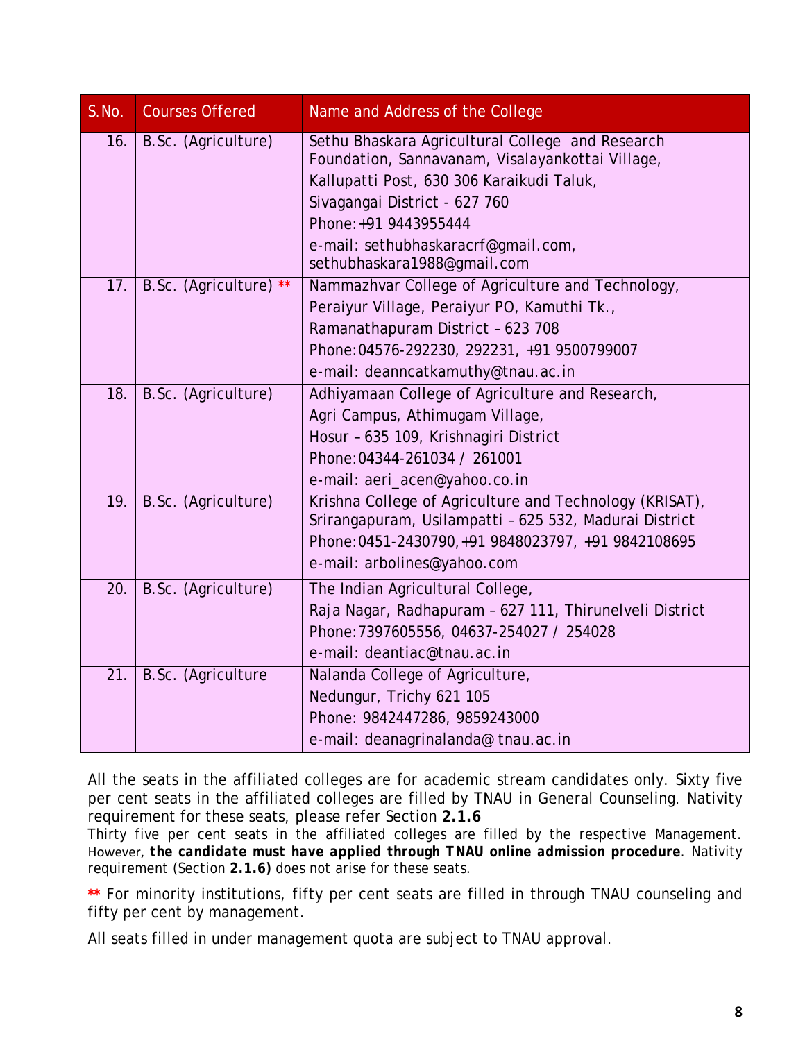| S.No. | Courses Offered | Name and Address of the College |
|---|---|---|
| 16. | B.Sc. (Agriculture) | Sethu Bhaskara Agricultural College and Research Foundation, Sannavanam, Visalayankottai Village, Kallupatti Post, 630 306 Karaikudi Taluk, Sivagangai District - 627 760 Phone: +91 9443955444 e-mail: sethubhaskaracrf@gmail.com, sethubhaskara1988@gmail.com |
| 17. | B.Sc. (Agriculture) ** | Nammazhvar College of Agriculture and Technology, Peraiyur Village, Peraiyur PO, Kamuthi Tk., Ramanathapuram District – 623 708 Phone: 04576-292230, 292231, +91 9500799007 e-mail: deanncatkamuthy@tnau.ac.in |
| 18. | B.Sc. (Agriculture) | Adhiyamaan College of Agriculture and Research, Agri Campus, Athimugam Village, Hosur – 635 109, Krishnagiri District Phone: 04344-261034 / 261001 e-mail: aeri_acen@yahoo.co.in |
| 19. | B.Sc. (Agriculture) | Krishna College of Agriculture and Technology (KRISAT), Srirangapuram, Usilampatti – 625 532, Madurai District Phone: 0451-2430790, +91 9848023797, +91 9842108695 e-mail: arbolines@yahoo.com |
| 20. | B.Sc. (Agriculture) | The Indian Agricultural College, Raja Nagar, Radhapuram – 627 111, Thirunelveli District Phone: 7397605556, 04637-254027 / 254028 e-mail: deantiac@tnau.ac.in |
| 21. | B.Sc. (Agriculture | Nalanda College of Agriculture, Nedungur, Trichy 621 105 Phone: 9842447286, 9859243000 e-mail: deanagrinalanda@ tnau.ac.in |

All the seats in the affiliated colleges are for academic stream candidates only. Sixty five per cent seats in the affiliated colleges are filled by TNAU in General Counseling. Nativity requirement for these seats, please refer Section **2.1.6**

Thirty five per cent seats in the affiliated colleges are filled by the respective Management. However, **the candidate must have applied through TNAU online admission procedure**. Nativity requirement (Section **2.1.6)** does not arise for these seats.

** For minority institutions, fifty per cent seats are filled in through TNAU counseling and fifty per cent by management.

All seats filled in under management quota are subject to TNAU approval.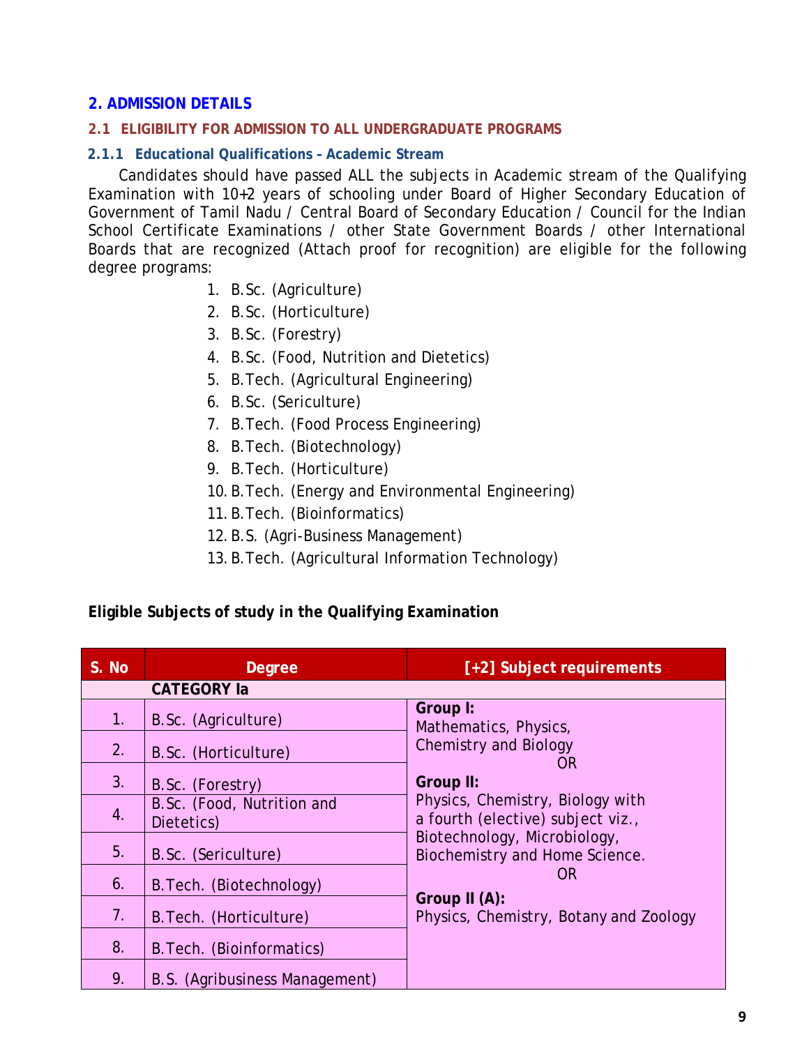## 2. ADMISSION DETAILS

### 2.1 ELIGIBILITY FOR ADMISSION TO ALL UNDERGRADUATE PROGRAMS

#### 2.1.1 Educational Qualifications – Academic Stream

Candidates should have passed ALL the subjects in Academic stream of the Qualifying Examination with 10+2 years of schooling under Board of Higher Secondary Education of Government of Tamil Nadu / Central Board of Secondary Education / Council for the Indian School Certificate Examinations / other State Government Boards / other International Boards that are recognized (Attach proof for recognition) are eligible for the following degree programs:

1. B.Sc. (Agriculture)
2. B.Sc. (Horticulture)
3. B.Sc. (Forestry)
4. B.Sc. (Food, Nutrition and Dietetics)
5. B.Tech. (Agricultural Engineering)
6. B.Sc. (Sericulture)
7. B.Tech. (Food Process Engineering)
8. B.Tech. (Biotechnology)
9. B.Tech. (Horticulture)
10. B.Tech. (Energy and Environmental Engineering)
11. B.Tech. (Bioinformatics)
12. B.S. (Agri-Business Management)
13. B.Tech. (Agricultural Information Technology)

**Eligible Subjects of study in the Qualifying Examination**

| S. No | Degree | [+2] Subject requirements |
|---|---|---|
| | **CATEGORY Ia** | |
| 1. | B.Sc. (Agriculture) | **Group I:** Mathematics, Physics, Chemistry and Biology OR **Group II:** Physics, Chemistry, Biology with a fourth (elective) subject viz., Biotechnology, Microbiology, Biochemistry and Home Science. OR **Group II (A):** Physics, Chemistry, Botany and Zoology |
| 2. | B.Sc. (Horticulture) | |
| 3. | B.Sc. (Forestry) | |
| 4. | B.Sc. (Food, Nutrition and Dietetics) | |
| 5. | B.Sc. (Sericulture) | |
| 6. | B.Tech. (Biotechnology) | |
| 7. | B.Tech. (Horticulture) | |
| 8. | B.Tech. (Bioinformatics) | |
| 9. | B.S. (Agribusiness Management) | |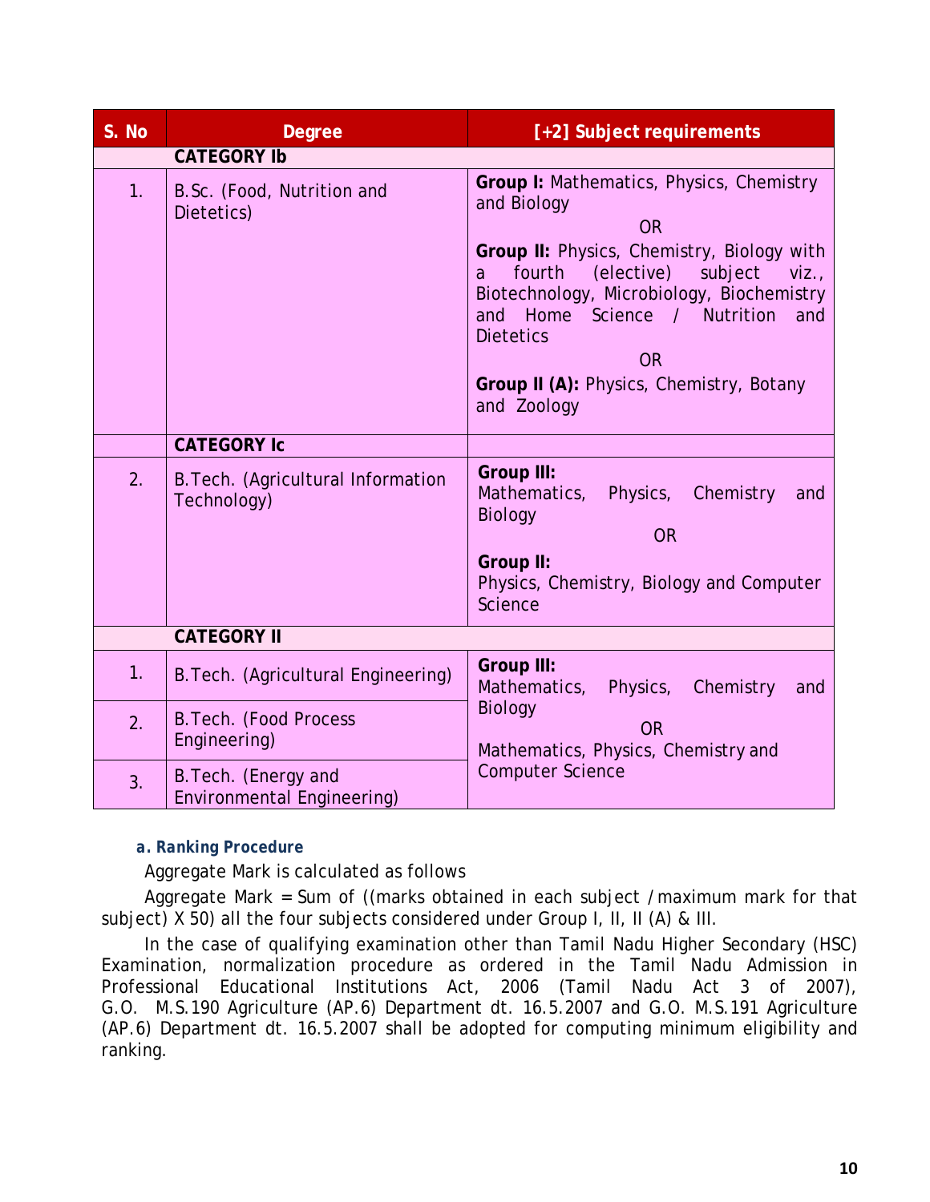| S. No | Degree | [+2] Subject requirements |
|---|---|---|
| | **CATEGORY Ib** | |
| 1. | B.Sc. (Food, Nutrition and Dietetics) | **Group I:** Mathematics, Physics, Chemistry and Biology<br>OR<br>**Group II:** Physics, Chemistry, Biology with a fourth (elective) subject viz., Biotechnology, Microbiology, Biochemistry and Home Science / Nutrition and Dietetics<br>OR<br>**Group II (A):** Physics, Chemistry, Botany and Zoology |
| | **CATEGORY Ic** | |
| 2. | B.Tech. (Agricultural Information Technology) | **Group III:**<br>Mathematics, Physics, Chemistry and Biology<br>OR<br>**Group II:**<br>Physics, Chemistry, Biology and Computer Science |
| | **CATEGORY II** | |
| 1. | B.Tech. (Agricultural Engineering) | **Group III:**<br>Mathematics, Physics, Chemistry and Biology<br>OR<br>Mathematics, Physics, Chemistry and Computer Science |
| 2. | B.Tech. (Food Process Engineering) | |
| 3. | B.Tech. (Energy and Environmental Engineering) | |

***a. Ranking Procedure***

Aggregate Mark is calculated as follows

Aggregate Mark = Sum of ((marks obtained in each subject / maximum mark for that subject) X 50) all the four subjects considered under Group I, II, II (A) & III.

In the case of qualifying examination other than Tamil Nadu Higher Secondary (HSC) Examination, normalization procedure as ordered in the Tamil Nadu Admission in Professional Educational Institutions Act, 2006 (Tamil Nadu Act 3 of 2007), G.O. M.S.190 Agriculture (AP.6) Department dt. 16.5.2007 and G.O. M.S.191 Agriculture (AP.6) Department dt. 16.5.2007 shall be adopted for computing minimum eligibility and ranking.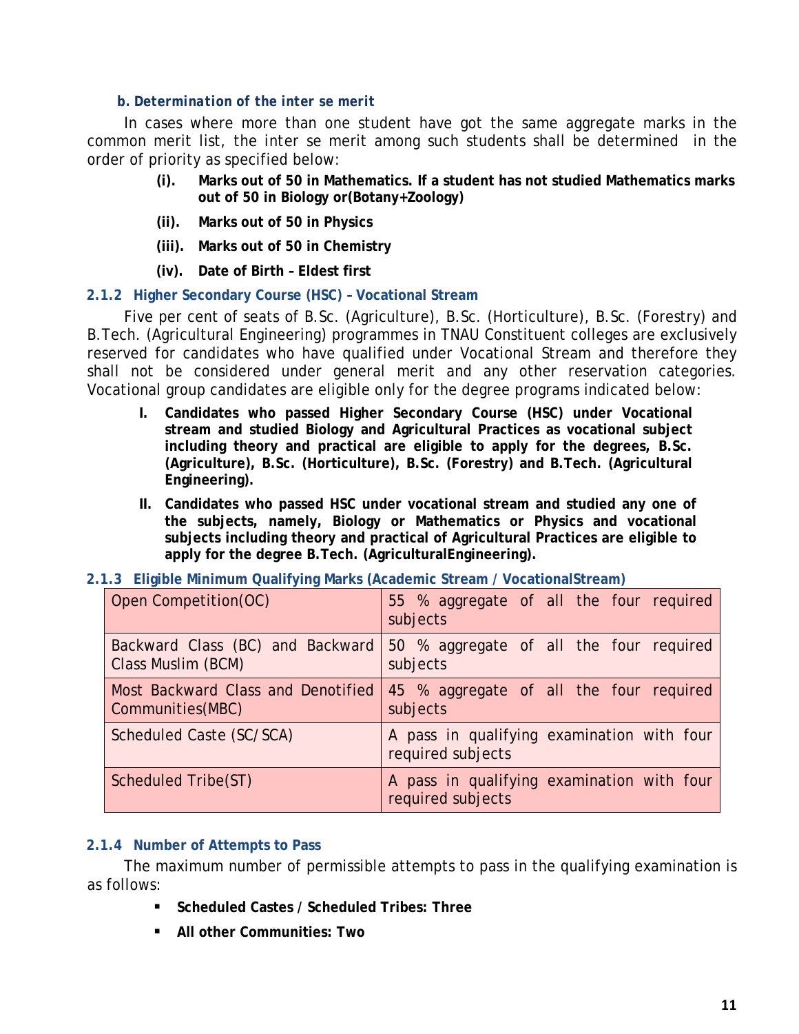#### *b. Determination of the inter se merit*

In cases where more than one student have got the same aggregate marks in the common merit list, the inter se merit among such students shall be determined in the order of priority as specified below:

- **(i). Marks out of 50 in Mathematics. If a student has not studied Mathematics marks out of 50 in Biology or(Botany+Zoology)**
- **(ii). Marks out of 50 in Physics**
- **(iii). Marks out of 50 in Chemistry**
- **(iv). Date of Birth – Eldest first**

### 2.1.2 Higher Secondary Course (HSC) – Vocational Stream

Five per cent of seats of B.Sc. (Agriculture), B.Sc. (Horticulture), B.Sc. (Forestry) and B.Tech. (Agricultural Engineering) programmes in TNAU Constituent colleges are exclusively reserved for candidates who have qualified under Vocational Stream and therefore they shall not be considered under general merit and any other reservation categories. Vocational group candidates are eligible only for the degree programs indicated below:

- **I. Candidates who passed Higher Secondary Course (HSC) under Vocational stream and studied Biology and Agricultural Practices as vocational subject including theory and practical are eligible to apply for the degrees, B.Sc. (Agriculture), B.Sc. (Horticulture), B.Sc. (Forestry) and B.Tech. (Agricultural Engineering).**
- **II. Candidates who passed HSC under vocational stream and studied any one of the subjects, namely, Biology or Mathematics or Physics and vocational subjects including theory and practical of Agricultural Practices are eligible to apply for the degree B.Tech. (AgriculturalEngineering).**

### 2.1.3 Eligible Minimum Qualifying Marks (Academic Stream / VocationalStream)

| Category | Minimum Qualifying Marks |
|---|---|
| Open Competition(OC) | 55 % aggregate of all the four required subjects |
| Backward Class (BC) and Backward Class Muslim (BCM) | 50 % aggregate of all the four required subjects |
| Most Backward Class and Denotified Communities(MBC) | 45 % aggregate of all the four required subjects |
| Scheduled Caste (SC/SCA) | A pass in qualifying examination with four required subjects |
| Scheduled Tribe(ST) | A pass in qualifying examination with four required subjects |

### 2.1.4 Number of Attempts to Pass

The maximum number of permissible attempts to pass in the qualifying examination is as follows:

- **Scheduled Castes / Scheduled Tribes: Three**
- **All other Communities: Two**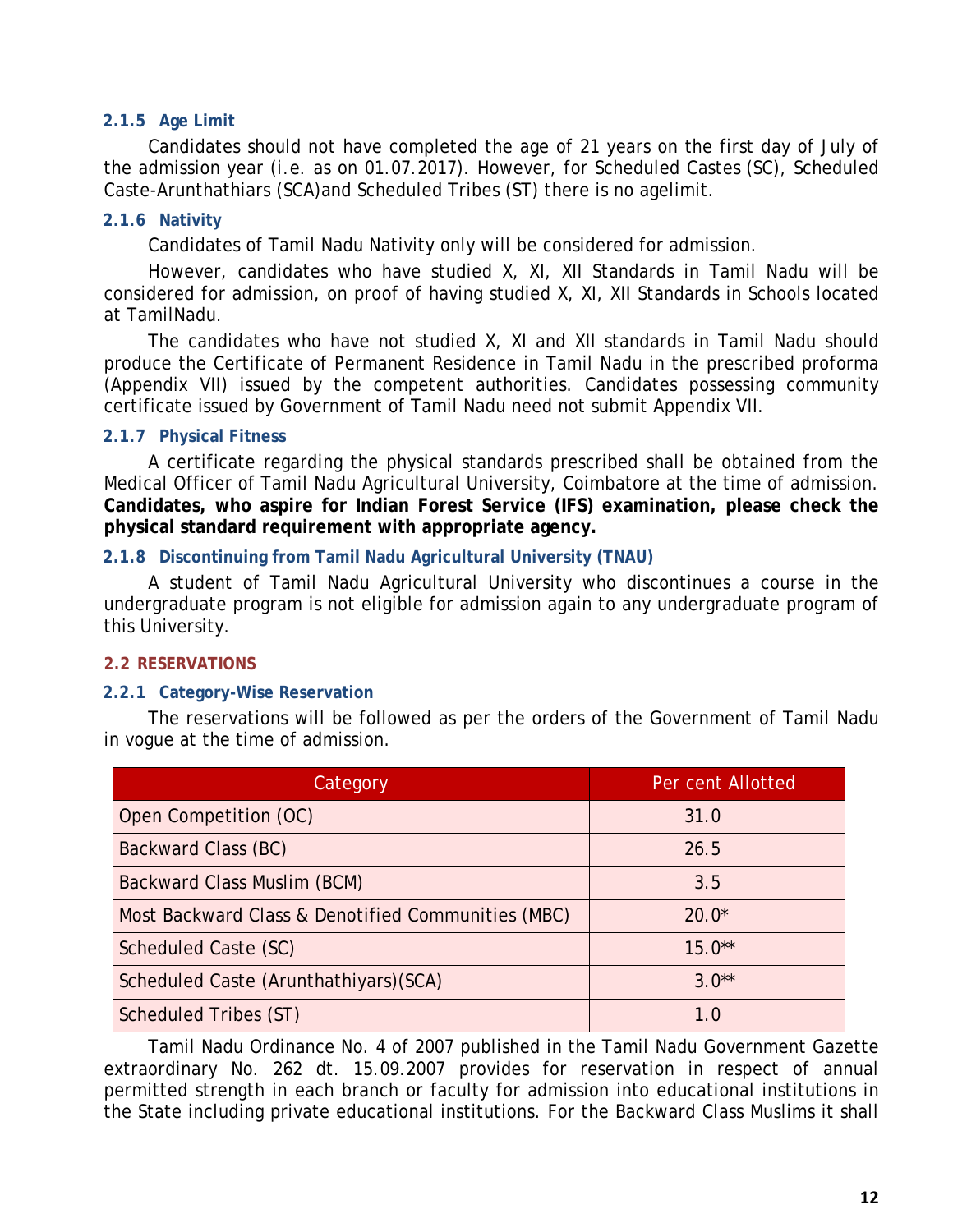#### 2.1.5 Age Limit

Candidates should not have completed the age of 21 years on the first day of July of the admission year (i.e. as on 01.07.2017). However, for Scheduled Castes (SC), Scheduled Caste-Arunthathiars (SCA)and Scheduled Tribes (ST) there is no agelimit.

#### 2.1.6 Nativity

Candidates of Tamil Nadu Nativity only will be considered for admission.

However, candidates who have studied X, XI, XII Standards in Tamil Nadu will be considered for admission, on proof of having studied X, XI, XII Standards in Schools located at TamilNadu.

The candidates who have not studied X, XI and XII standards in Tamil Nadu should produce the Certificate of Permanent Residence in Tamil Nadu in the prescribed proforma (Appendix VII) issued by the competent authorities. Candidates possessing community certificate issued by Government of Tamil Nadu need not submit Appendix VII.

#### 2.1.7 Physical Fitness

A certificate regarding the physical standards prescribed shall be obtained from the Medical Officer of Tamil Nadu Agricultural University, Coimbatore at the time of admission. **Candidates, who aspire for Indian Forest Service (IFS) examination, please check the physical standard requirement with appropriate agency.**

#### 2.1.8 Discontinuing from Tamil Nadu Agricultural University (TNAU)

A student of Tamil Nadu Agricultural University who discontinues a course in the undergraduate program is not eligible for admission again to any undergraduate program of this University.

### 2.2 RESERVATIONS

#### 2.2.1 Category-Wise Reservation

The reservations will be followed as per the orders of the Government of Tamil Nadu in vogue at the time of admission.

| Category | Per cent Allotted |
|---|---|
| Open Competition (OC) | 31.0 |
| Backward Class (BC) | 26.5 |
| Backward Class Muslim (BCM) | 3.5 |
| Most Backward Class & Denotified Communities (MBC) | 20.0* |
| Scheduled Caste (SC) | 15.0** |
| Scheduled Caste (Arunthathiyars)(SCA) | 3.0** |
| Scheduled Tribes (ST) | 1.0 |

Tamil Nadu Ordinance No. 4 of 2007 published in the Tamil Nadu Government Gazette extraordinary No. 262 dt. 15.09.2007 provides for reservation in respect of annual permitted strength in each branch or faculty for admission into educational institutions in the State including private educational institutions. For the Backward Class Muslims it shall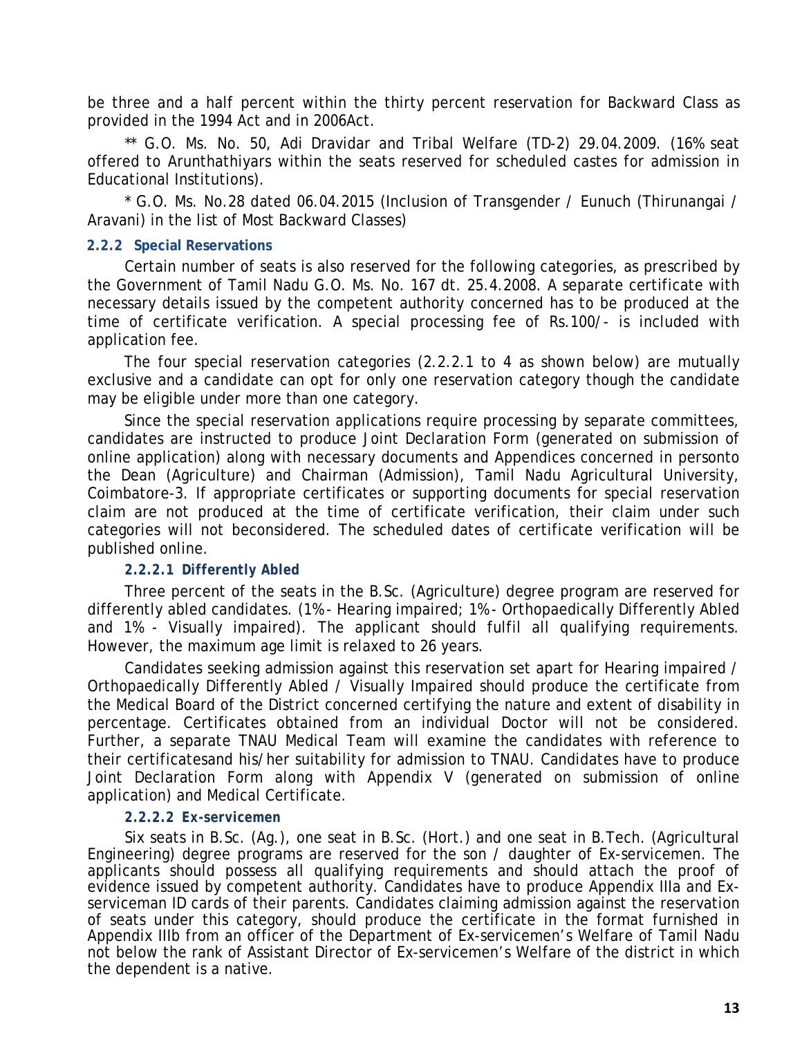be three and a half percent within the thirty percent reservation for Backward Class as provided in the 1994 Act and in 2006Act.

** G.O. Ms. No. 50, Adi Dravidar and Tribal Welfare (TD-2) 29.04.2009. (16% seat offered to Arunthathiyars within the seats reserved for scheduled castes for admission in Educational Institutions).

* G.O. Ms. No.28 dated 06.04.2015 (Inclusion of Transgender / Eunuch (Thirunangai / Aravani) in the list of Most Backward Classes)

### 2.2.2 Special Reservations

Certain number of seats is also reserved for the following categories, as prescribed by the Government of Tamil Nadu G.O. Ms. No. 167 dt. 25.4.2008. A separate certificate with necessary details issued by the competent authority concerned has to be produced at the time of certificate verification. A special processing fee of Rs.100/- is included with application fee.

The four special reservation categories (2.2.2.1 to 4 as shown below) are mutually exclusive and a candidate can opt for only one reservation category though the candidate may be eligible under more than one category.

Since the special reservation applications require processing by separate committees, candidates are instructed to produce Joint Declaration Form (generated on submission of online application) along with necessary documents and Appendices concerned in personto the Dean (Agriculture) and Chairman (Admission), Tamil Nadu Agricultural University, Coimbatore-3. If appropriate certificates or supporting documents for special reservation claim are not produced at the time of certificate verification, their claim under such categories will not beconsidered. The scheduled dates of certificate verification will be published online.

#### 2.2.2.1 Differently Abled

Three percent of the seats in the B.Sc. (Agriculture) degree program are reserved for differently abled candidates. (1%- Hearing impaired; 1%- Orthopaedically Differently Abled and 1% - Visually impaired). The applicant should fulfil all qualifying requirements. However, the maximum age limit is relaxed to 26 years.

Candidates seeking admission against this reservation set apart for Hearing impaired / Orthopaedically Differently Abled / Visually Impaired should produce the certificate from the Medical Board of the District concerned certifying the nature and extent of disability in percentage. Certificates obtained from an individual Doctor will not be considered. Further, a separate TNAU Medical Team will examine the candidates with reference to their certificatesand his/her suitability for admission to TNAU. Candidates have to produce Joint Declaration Form along with Appendix V (generated on submission of online application) and Medical Certificate.

#### 2.2.2.2 Ex-servicemen

Six seats in B.Sc. (Ag.), one seat in B.Sc. (Hort.) and one seat in B.Tech. (Agricultural Engineering) degree programs are reserved for the son / daughter of Ex-servicemen. The applicants should possess all qualifying requirements and should attach the proof of evidence issued by competent authority. Candidates have to produce Appendix IIIa and Ex-serviceman ID cards of their parents. Candidates claiming admission against the reservation of seats under this category, should produce the certificate in the format furnished in Appendix IIIb from an officer of the Department of Ex-servicemen's Welfare of Tamil Nadu not below the rank of Assistant Director of Ex-servicemen's Welfare of the district in which the dependent is a native.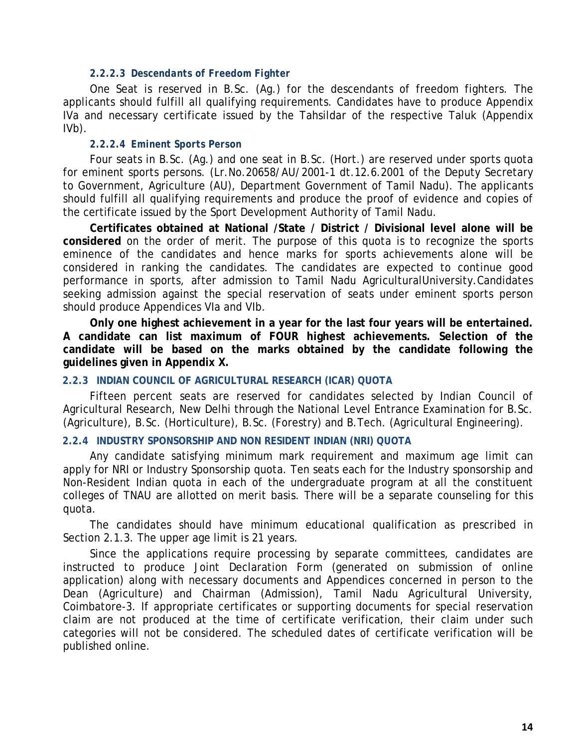#### 2.2.2.3 *Descendants of Freedom Fighter*

One Seat is reserved in B.Sc. (Ag.) for the descendants of freedom fighters. The applicants should fulfill all qualifying requirements. Candidates have to produce Appendix IVa and necessary certificate issued by the Tahsildar of the respective Taluk (Appendix IVb).

#### 2.2.2.4 Eminent Sports Person

Four seats in B.Sc. (Ag.) and one seat in B.Sc. (Hort.) are reserved under sports quota for eminent sports persons. (Lr.No.20658/AU/2001-1 dt.12.6.2001 of the Deputy Secretary to Government, Agriculture (AU), Department Government of Tamil Nadu). The applicants should fulfill all qualifying requirements and produce the proof of evidence and copies of the certificate issued by the Sport Development Authority of Tamil Nadu.

**Certificates obtained at National /State / District / Divisional level alone will be considered** on the order of merit. The purpose of this quota is to recognize the sports eminence of the candidates and hence marks for sports achievements alone will be considered in ranking the candidates. The candidates are expected to continue good performance in sports, after admission to Tamil Nadu AgriculturalUniversity.Candidates seeking admission against the special reservation of seats under eminent sports person should produce Appendices VIa and VIb.

**Only one highest achievement in a year for the last four years will be entertained. A candidate can list maximum of FOUR highest achievements. Selection of the candidate will be based on the marks obtained by the candidate following the guidelines given in Appendix X.**

### 2.2.3 INDIAN COUNCIL OF AGRICULTURAL RESEARCH (ICAR) QUOTA

Fifteen percent seats are reserved for candidates selected by Indian Council of Agricultural Research, New Delhi through the National Level Entrance Examination for B.Sc. (Agriculture), B.Sc. (Horticulture), B.Sc. (Forestry) and B.Tech. (Agricultural Engineering).

### 2.2.4 INDUSTRY SPONSORSHIP AND NON RESIDENT INDIAN (NRI) QUOTA

Any candidate satisfying minimum mark requirement and maximum age limit can apply for NRI or Industry Sponsorship quota. Ten seats each for the Industry sponsorship and Non-Resident Indian quota in each of the undergraduate program at all the constituent colleges of TNAU are allotted on merit basis. There will be a separate counseling for this quota.

The candidates should have minimum educational qualification as prescribed in Section 2.1.3. The upper age limit is 21 years.

Since the applications require processing by separate committees, candidates are instructed to produce Joint Declaration Form (generated on submission of online application) along with necessary documents and Appendices concerned in person to the Dean (Agriculture) and Chairman (Admission), Tamil Nadu Agricultural University, Coimbatore-3. If appropriate certificates or supporting documents for special reservation claim are not produced at the time of certificate verification, their claim under such categories will not be considered. The scheduled dates of certificate verification will be published online.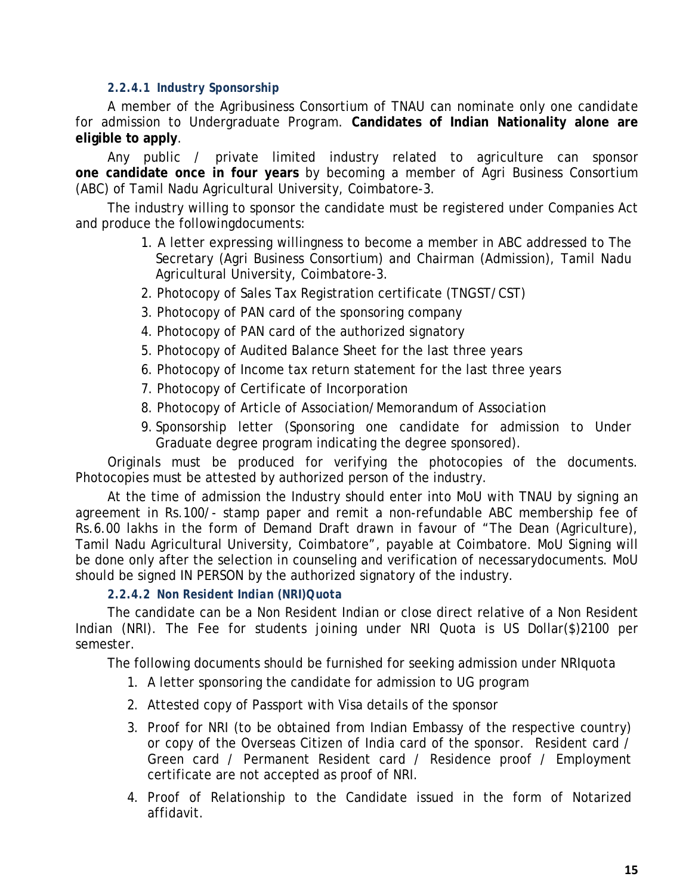#### 2.2.4.1 Industry Sponsorship

A member of the Agribusiness Consortium of TNAU can nominate only one candidate for admission to Undergraduate Program. **Candidates of Indian Nationality alone are eligible to apply**.

Any public / private limited industry related to agriculture can sponsor **one candidate once in four years** by becoming a member of Agri Business Consortium (ABC) of Tamil Nadu Agricultural University, Coimbatore-3.

The industry willing to sponsor the candidate must be registered under Companies Act and produce the followingdocuments:

1. A letter expressing willingness to become a member in ABC addressed to The Secretary (Agri Business Consortium) and Chairman (Admission), Tamil Nadu Agricultural University, Coimbatore-3.
2. Photocopy of Sales Tax Registration certificate (TNGST/CST)
3. Photocopy of PAN card of the sponsoring company
4. Photocopy of PAN card of the authorized signatory
5. Photocopy of Audited Balance Sheet for the last three years
6. Photocopy of Income tax return statement for the last three years
7. Photocopy of Certificate of Incorporation
8. Photocopy of Article of Association/Memorandum of Association
9. Sponsorship letter (Sponsoring one candidate for admission to Under Graduate degree program indicating the degree sponsored).

Originals must be produced for verifying the photocopies of the documents. Photocopies must be attested by authorized person of the industry.

At the time of admission the Industry should enter into MoU with TNAU by signing an agreement in Rs.100/- stamp paper and remit a non-refundable ABC membership fee of Rs.6.00 lakhs in the form of Demand Draft drawn in favour of "The Dean (Agriculture), Tamil Nadu Agricultural University, Coimbatore", payable at Coimbatore. MoU Signing will be done only after the selection in counseling and verification of necessarydocuments. MoU should be signed IN PERSON by the authorized signatory of the industry.

#### 2.2.4.2 Non Resident Indian (NRI)Quota

The candidate can be a Non Resident Indian or close direct relative of a Non Resident Indian (NRI). The Fee for students joining under NRI Quota is US Dollar($)2100 per semester.

The following documents should be furnished for seeking admission under NRIquota

1. A letter sponsoring the candidate for admission to UG program
2. Attested copy of Passport with Visa details of the sponsor
3. Proof for NRI (to be obtained from Indian Embassy of the respective country) or copy of the Overseas Citizen of India card of the sponsor. Resident card / Green card / Permanent Resident card / Residence proof / Employment certificate are not accepted as proof of NRI.
4. Proof of Relationship to the Candidate issued in the form of Notarized affidavit.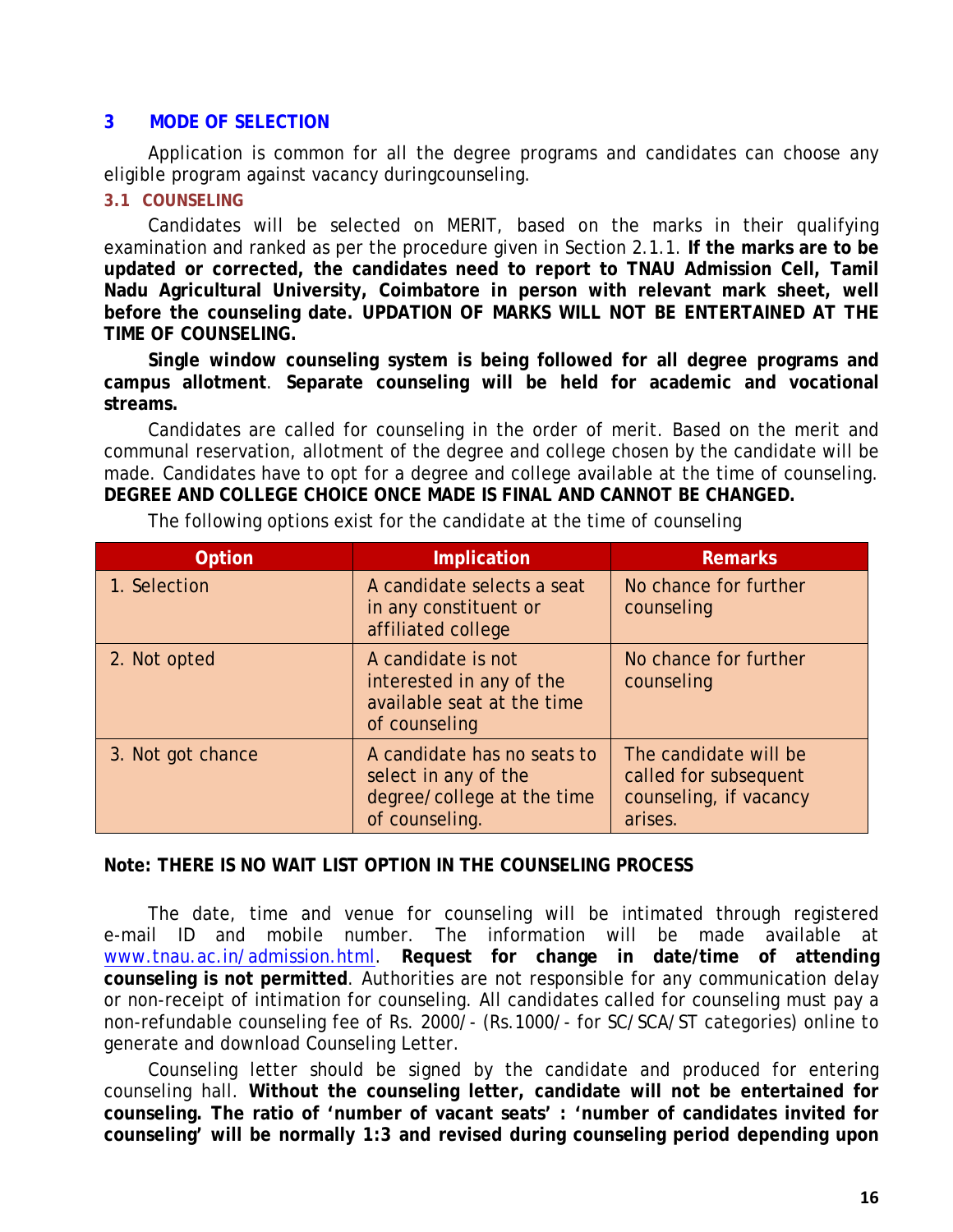## 3 MODE OF SELECTION

Application is common for all the degree programs and candidates can choose any eligible program against vacancy duringcounseling.

### 3.1 COUNSELING

Candidates will be selected on MERIT, based on the marks in their qualifying examination and ranked as per the procedure given in Section 2.1.1. **If the marks are to be updated or corrected, the candidates need to report to TNAU Admission Cell, Tamil Nadu Agricultural University, Coimbatore in person with relevant mark sheet, well before the counseling date. UPDATION OF MARKS WILL NOT BE ENTERTAINED AT THE TIME OF COUNSELING.**

**Single window counseling system is being followed for all degree programs and campus allotment**. **Separate counseling will be held for academic and vocational streams.**

Candidates are called for counseling in the order of merit. Based on the merit and communal reservation, allotment of the degree and college chosen by the candidate will be made. Candidates have to opt for a degree and college available at the time of counseling. **DEGREE AND COLLEGE CHOICE ONCE MADE IS FINAL AND CANNOT BE CHANGED.**

The following options exist for the candidate at the time of counseling

| Option | Implication | Remarks |
|---|---|---|
| 1. Selection | A candidate selects a seat in any constituent or affiliated college | No chance for further counseling |
| 2. Not opted | A candidate is not interested in any of the available seat at the time of counseling | No chance for further counseling |
| 3. Not got chance | A candidate has no seats to select in any of the degree/college at the time of counseling. | The candidate will be called for subsequent counseling, if vacancy arises. |

**Note: THERE IS NO WAIT LIST OPTION IN THE COUNSELING PROCESS**

The date, time and venue for counseling will be intimated through registered e-mail ID and mobile number. The information will be made available at www.tnau.ac.in/admission.html. **Request for change in date/time of attending counseling is not permitted**. Authorities are not responsible for any communication delay or non-receipt of intimation for counseling. All candidates called for counseling must pay a non-refundable counseling fee of Rs. 2000/- (Rs.1000/- for SC/SCA/ST categories) online to generate and download Counseling Letter.

Counseling letter should be signed by the candidate and produced for entering counseling hall. **Without the counseling letter, candidate will not be entertained for counseling. The ratio of 'number of vacant seats' : 'number of candidates invited for counseling' will be normally 1:3 and revised during counseling period depending upon**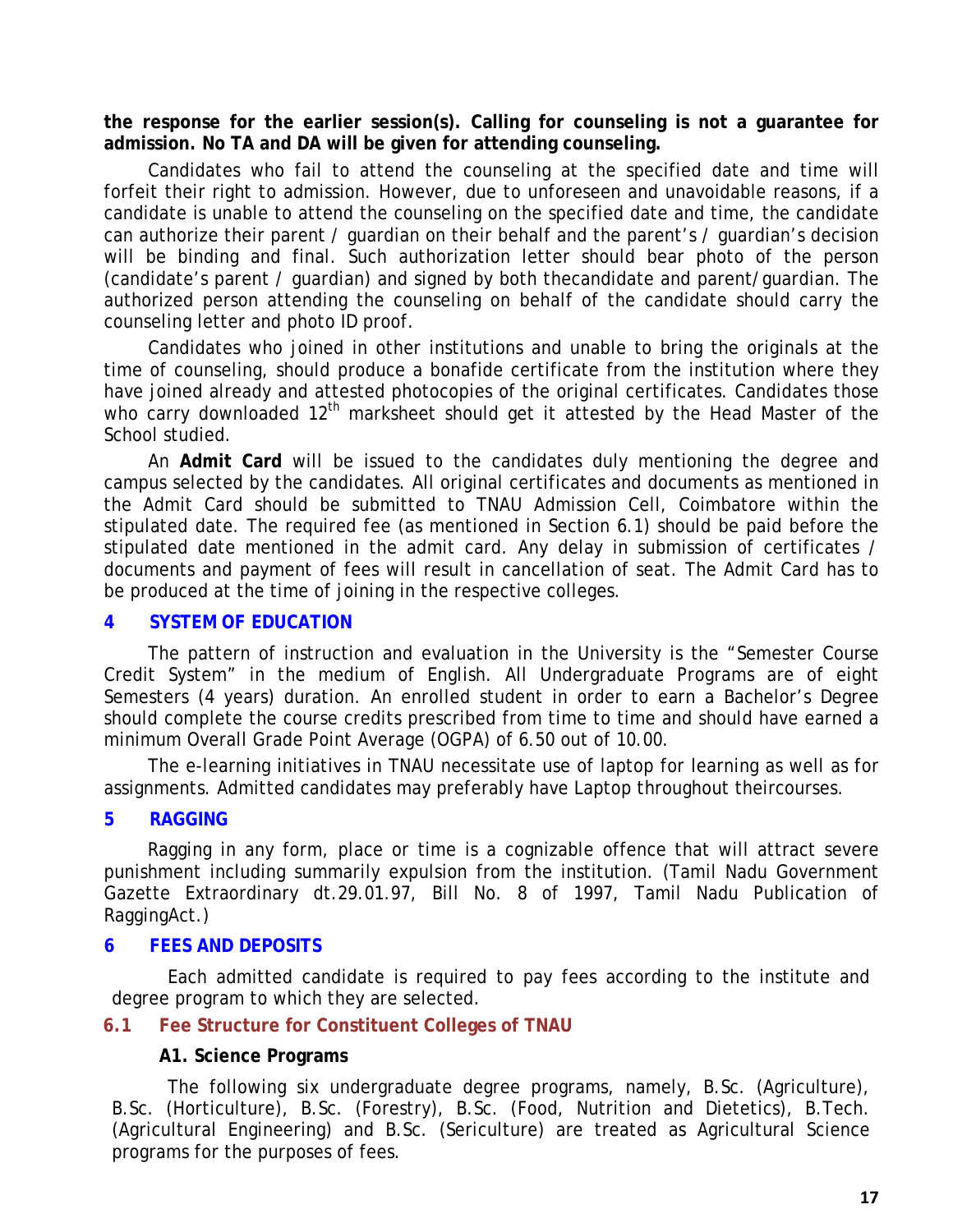**the response for the earlier session(s). Calling for counseling is not a guarantee for admission. No TA and DA will be given for attending counseling.**

Candidates who fail to attend the counseling at the specified date and time will forfeit their right to admission. However, due to unforeseen and unavoidable reasons, if a candidate is unable to attend the counseling on the specified date and time, the candidate can authorize their parent / guardian on their behalf and the parent's / guardian's decision will be binding and final. Such authorization letter should bear photo of the person (candidate's parent / guardian) and signed by both thecandidate and parent/guardian. The authorized person attending the counseling on behalf of the candidate should carry the counseling letter and photo ID proof.

Candidates who joined in other institutions and unable to bring the originals at the time of counseling, should produce a bonafide certificate from the institution where they have joined already and attested photocopies of the original certificates. Candidates those who carry downloaded 12th marksheet should get it attested by the Head Master of the School studied.

An **Admit Card** will be issued to the candidates duly mentioning the degree and campus selected by the candidates. All original certificates and documents as mentioned in the Admit Card should be submitted to TNAU Admission Cell, Coimbatore within the stipulated date. The required fee (as mentioned in Section 6.1) should be paid before the stipulated date mentioned in the admit card. Any delay in submission of certificates / documents and payment of fees will result in cancellation of seat. The Admit Card has to be produced at the time of joining in the respective colleges.

## 4 SYSTEM OF EDUCATION

The pattern of instruction and evaluation in the University is the "Semester Course Credit System" in the medium of English. All Undergraduate Programs are of eight Semesters (4 years) duration. An enrolled student in order to earn a Bachelor's Degree should complete the course credits prescribed from time to time and should have earned a minimum Overall Grade Point Average (OGPA) of 6.50 out of 10.00.

The e-learning initiatives in TNAU necessitate use of laptop for learning as well as for assignments. Admitted candidates may preferably have Laptop throughout theircourses.

## 5 RAGGING

Ragging in any form, place or time is a cognizable offence that will attract severe punishment including summarily expulsion from the institution. (Tamil Nadu Government Gazette Extraordinary dt.29.01.97, Bill No. 8 of 1997, Tamil Nadu Publication of RaggingAct.)

## 6 FEES AND DEPOSITS

Each admitted candidate is required to pay fees according to the institute and degree program to which they are selected.

### 6.1 Fee Structure for Constituent Colleges of TNAU

**A1. Science Programs**

The following six undergraduate degree programs, namely, B.Sc. (Agriculture), B.Sc. (Horticulture), B.Sc. (Forestry), B.Sc. (Food, Nutrition and Dietetics), B.Tech. (Agricultural Engineering) and B.Sc. (Sericulture) are treated as Agricultural Science programs for the purposes of fees.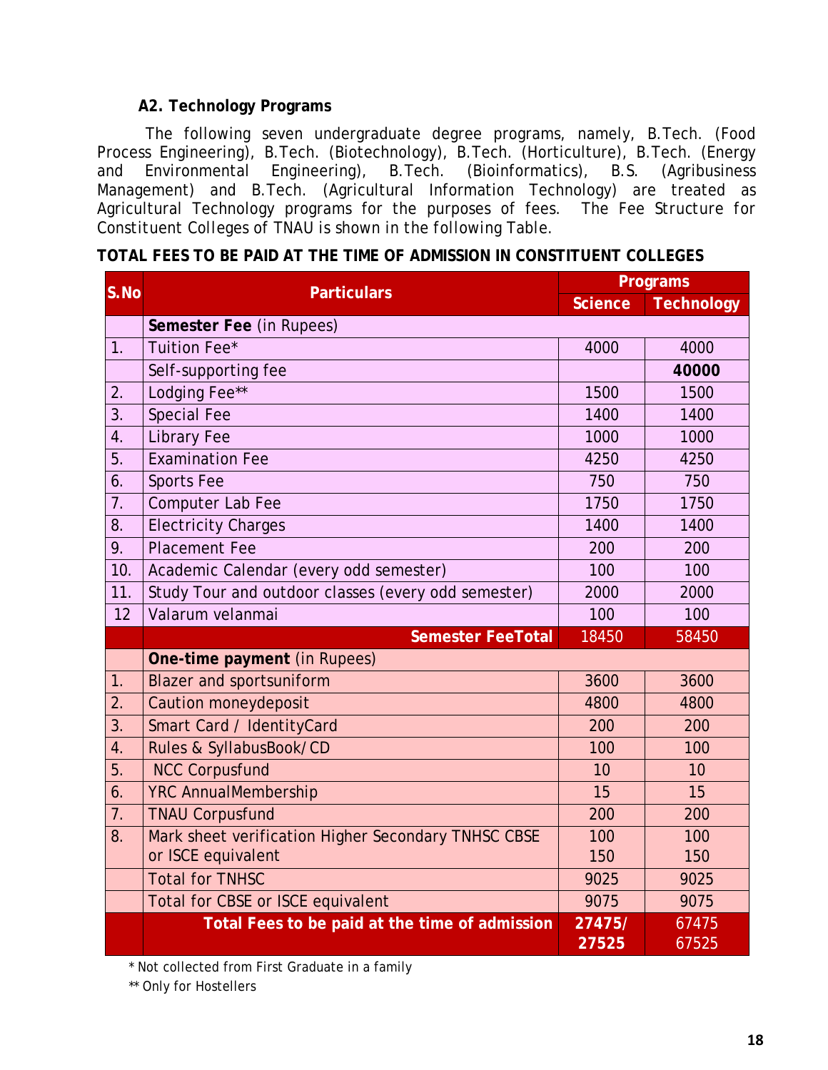### A2. Technology Programs

The following seven undergraduate degree programs, namely, B.Tech. (Food Process Engineering), B.Tech. (Biotechnology), B.Tech. (Horticulture), B.Tech. (Energy and Environmental Engineering), B.Tech. (Bioinformatics), B.S. (Agribusiness Management) and B.Tech. (Agricultural Information Technology) are treated as Agricultural Technology programs for the purposes of fees. The Fee Structure for Constituent Colleges of TNAU is shown in the following Table.

**TOTAL FEES TO BE PAID AT THE TIME OF ADMISSION IN CONSTITUENT COLLEGES**

| S.No | Particulars | Programs | |
|---|---|---|---|
| | | Science | Technology |
| | **Semester Fee** (in Rupees) | | |
| 1. | Tuition Fee* | 4000 | 4000 |
| | Self-supporting fee | | **40000** |
| 2. | Lodging Fee** | 1500 | 1500 |
| 3. | Special Fee | 1400 | 1400 |
| 4. | Library Fee | 1000 | 1000 |
| 5. | Examination Fee | 4250 | 4250 |
| 6. | Sports Fee | 750 | 750 |
| 7. | Computer Lab Fee | 1750 | 1750 |
| 8. | Electricity Charges | 1400 | 1400 |
| 9. | Placement Fee | 200 | 200 |
| 10. | Academic Calendar (every odd semester) | 100 | 100 |
| 11. | Study Tour and outdoor classes (every odd semester) | 2000 | 2000 |
| 12 | Valarum velanmai | 100 | 100 |
| | **Semester FeeTotal** | 18450 | 58450 |
| | **One-time payment** (in Rupees) | | |
| 1. | Blazer and sportsuniform | 3600 | 3600 |
| 2. | Caution moneydeposit | 4800 | 4800 |
| 3. | Smart Card / IdentityCard | 200 | 200 |
| 4. | Rules & SyllabusBook/CD | 100 | 100 |
| 5. | NCC Corpusfund | 10 | 10 |
| 6. | YRC AnnualMembership | 15 | 15 |
| 7. | TNAU Corpusfund | 200 | 200 |
| 8. | Mark sheet verification Higher Secondary TNHSC CBSE or ISCE equivalent | 100<br>150 | 100<br>150 |
| | Total for TNHSC | 9025 | 9025 |
| | Total for CBSE or ISCE equivalent | 9075 | 9075 |
| | **Total Fees to be paid at the time of admission** | **27475/ 27525** | 67475 67525 |

\* Not collected from First Graduate in a family

** Only for Hostellers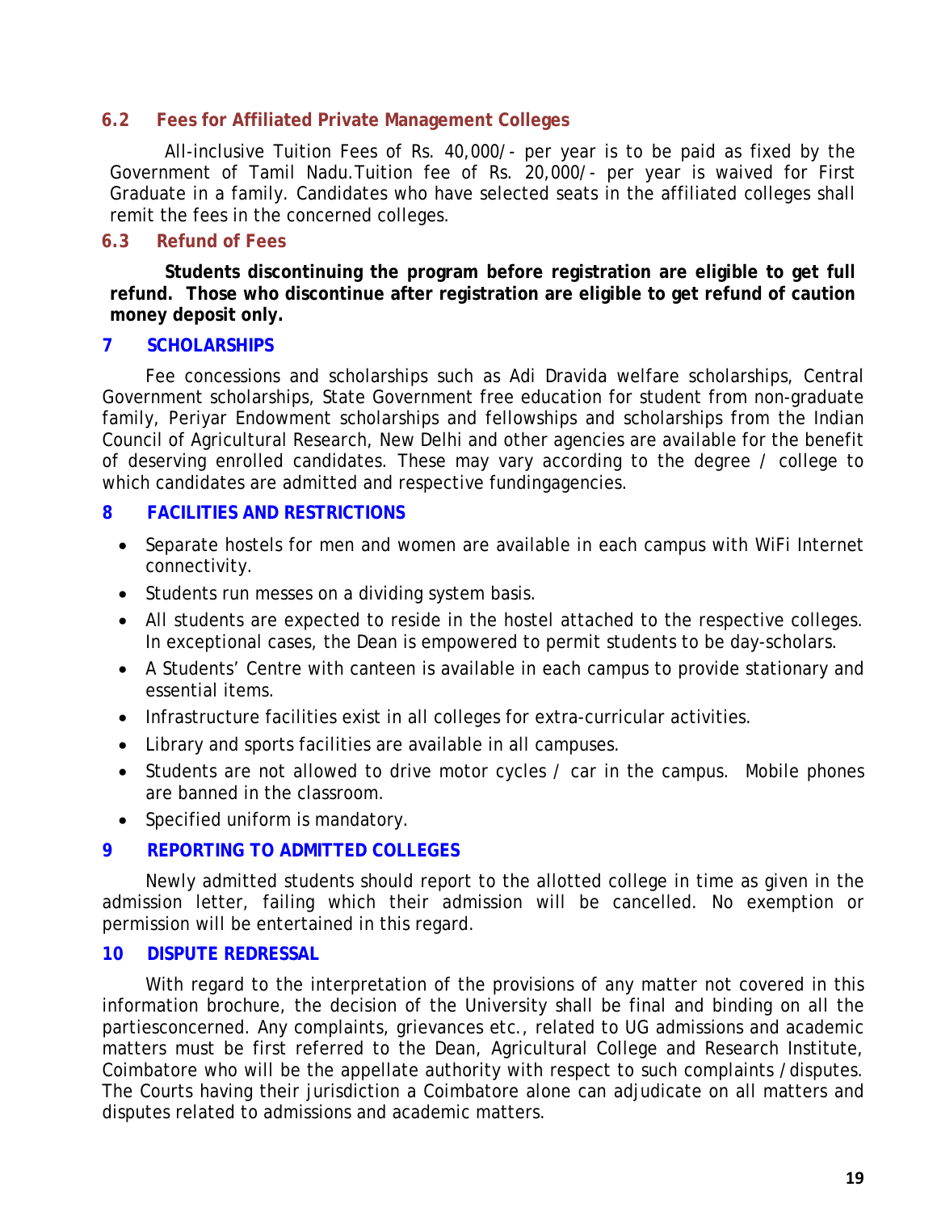### 6.2 Fees for Affiliated Private Management Colleges

All-inclusive Tuition Fees of Rs. 40,000/- per year is to be paid as fixed by the Government of Tamil Nadu.Tuition fee of Rs. 20,000/- per year is waived for First Graduate in a family. Candidates who have selected seats in the affiliated colleges shall remit the fees in the concerned colleges.

### 6.3 Refund of Fees

**Students discontinuing the program before registration are eligible to get full refund. Those who discontinue after registration are eligible to get refund of caution money deposit only.**

## 7 SCHOLARSHIPS

Fee concessions and scholarships such as Adi Dravida welfare scholarships, Central Government scholarships, State Government free education for student from non-graduate family, Periyar Endowment scholarships and fellowships and scholarships from the Indian Council of Agricultural Research, New Delhi and other agencies are available for the benefit of deserving enrolled candidates. These may vary according to the degree / college to which candidates are admitted and respective fundingagencies.

## 8 FACILITIES AND RESTRICTIONS

- Separate hostels for men and women are available in each campus with WiFi Internet connectivity.
- Students run messes on a dividing system basis.
- All students are expected to reside in the hostel attached to the respective colleges. In exceptional cases, the Dean is empowered to permit students to be day-scholars.
- A Students' Centre with canteen is available in each campus to provide stationary and essential items.
- Infrastructure facilities exist in all colleges for extra-curricular activities.
- Library and sports facilities are available in all campuses.
- Students are not allowed to drive motor cycles / car in the campus. Mobile phones are banned in the classroom.
- Specified uniform is mandatory.

## 9 REPORTING TO ADMITTED COLLEGES

Newly admitted students should report to the allotted college in time as given in the admission letter, failing which their admission will be cancelled. No exemption or permission will be entertained in this regard.

## 10 DISPUTE REDRESSAL

With regard to the interpretation of the provisions of any matter not covered in this information brochure, the decision of the University shall be final and binding on all the partiesconcerned. Any complaints, grievances etc., related to UG admissions and academic matters must be first referred to the Dean, Agricultural College and Research Institute, Coimbatore who will be the appellate authority with respect to such complaints /disputes. The Courts having their jurisdiction a Coimbatore alone can adjudicate on all matters and disputes related to admissions and academic matters.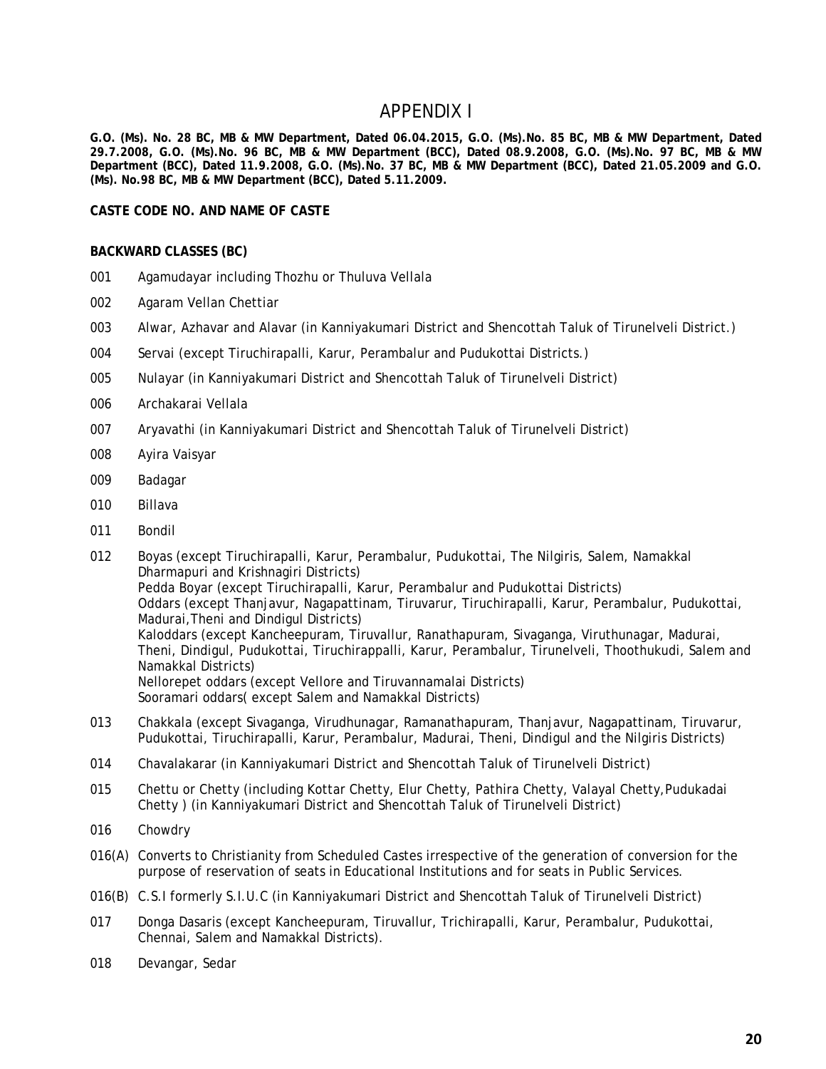# APPENDIX I

**G.O. (Ms). No. 28 BC, MB & MW Department, Dated 06.04.2015, G.O. (Ms).No. 85 BC, MB & MW Department, Dated 29.7.2008, G.O. (Ms).No. 96 BC, MB & MW Department (BCC), Dated 08.9.2008, G.O. (Ms).No. 97 BC, MB & MW Department (BCC), Dated 11.9.2008, G.O. (Ms).No. 37 BC, MB & MW Department (BCC), Dated 21.05.2009 and G.O. (Ms). No.98 BC, MB & MW Department (BCC), Dated 5.11.2009.**

**CASTE CODE NO. AND NAME OF CASTE**

**BACKWARD CLASSES (BC)**

001 Agamudayar including Thozhu or Thuluva Vellala

002 Agaram Vellan Chettiar

003 Alwar, Azhavar and Alavar (in Kanniyakumari District and Shencottah Taluk of Tirunelveli District.)

004 Servai (except Tiruchirapalli, Karur, Perambalur and Pudukottai Districts.)

005 Nulayar (in Kanniyakumari District and Shencottah Taluk of Tirunelveli District)

006 Archakarai Vellala

007 Aryavathi (in Kanniyakumari District and Shencottah Taluk of Tirunelveli District)

008 Ayira Vaisyar

009 Badagar

010 Billava

011 Bondil

012 Boyas (except Tiruchirapalli, Karur, Perambalur, Pudukottai, The Nilgiris, Salem, Namakkal Dharmapuri and Krishnagiri Districts)
Pedda Boyar (except Tiruchirapalli, Karur, Perambalur and Pudukottai Districts)
Oddars (except Thanjavur, Nagapattinam, Tiruvarur, Tiruchirapalli, Karur, Perambalur, Pudukottai, Madurai,Theni and Dindigul Districts)
Kaloddars (except Kancheepuram, Tiruvallur, Ranathapuram, Sivaganga, Viruthunagar, Madurai, Theni, Dindigul, Pudukottai, Tiruchirappalli, Karur, Perambalur, Tirunelveli, Thoothukudi, Salem and Namakkal Districts)
Nellorepet oddars (except Vellore and Tiruvannamalai Districts)
Sooramari oddars( except Salem and Namakkal Districts)

013 Chakkala (except Sivaganga, Virudhunagar, Ramanathapuram, Thanjavur, Nagapattinam, Tiruvarur, Pudukottai, Tiruchirapalli, Karur, Perambalur, Madurai, Theni, Dindigul and the Nilgiris Districts)

014 Chavalakarar (in Kanniyakumari District and Shencottah Taluk of Tirunelveli District)

015 Chettu or Chetty (including Kottar Chetty, Elur Chetty, Pathira Chetty, Valayal Chetty,Pudukadai Chetty ) (in Kanniyakumari District and Shencottah Taluk of Tirunelveli District)

016 Chowdry

016(A) Converts to Christianity from Scheduled Castes irrespective of the generation of conversion for the purpose of reservation of seats in Educational Institutions and for seats in Public Services.

016(B) C.S.I formerly S.I.U.C (in Kanniyakumari District and Shencottah Taluk of Tirunelveli District)

017 Donga Dasaris (except Kancheepuram, Tiruvallur, Trichirapalli, Karur, Perambalur, Pudukottai, Chennai, Salem and Namakkal Districts).

018 Devangar, Sedar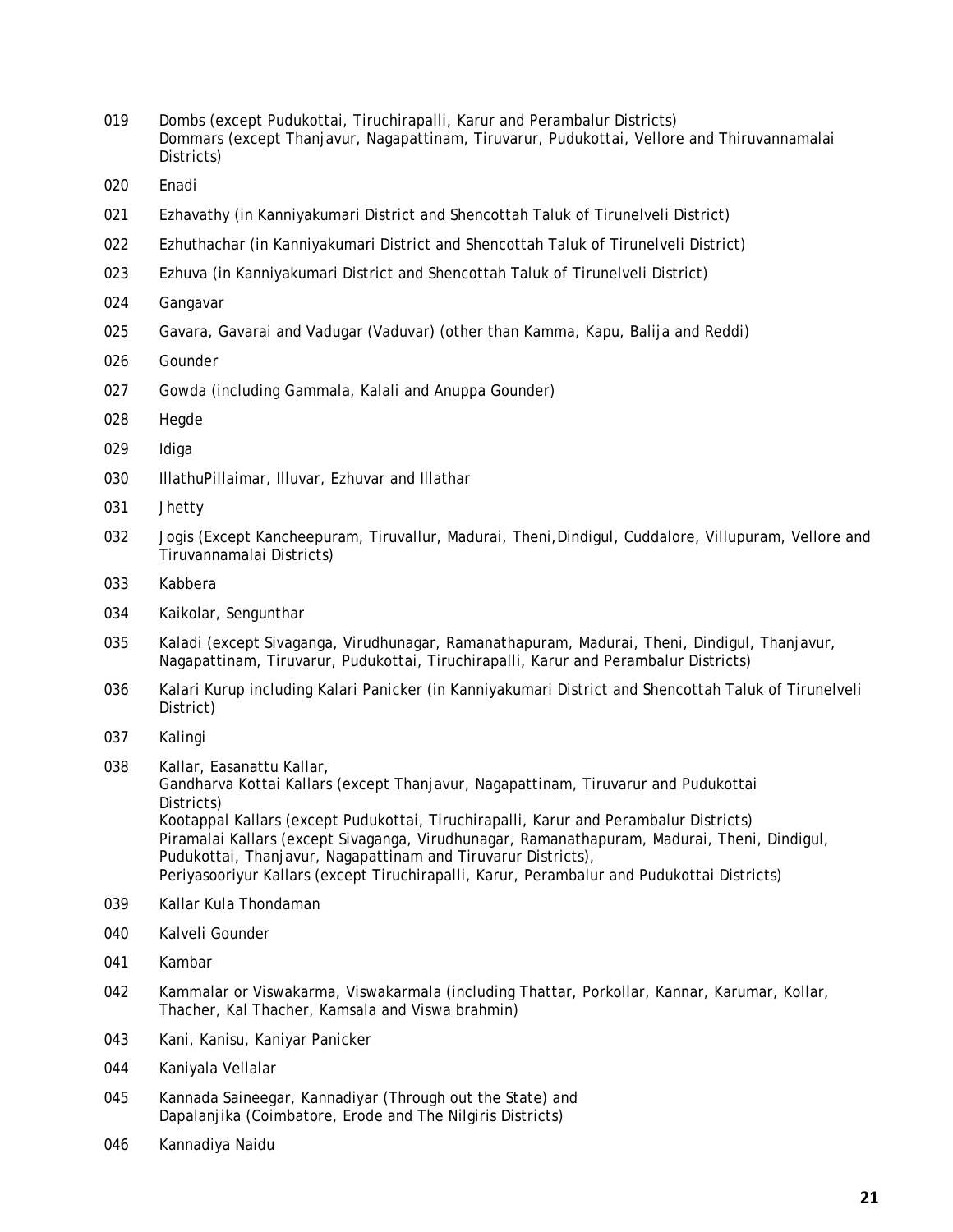019 Dombs (except Pudukottai, Tiruchirapalli, Karur and Perambalur Districts)
Dommars (except Thanjavur, Nagapattinam, Tiruvarur, Pudukottai, Vellore and Thiruvannamalai Districts)

020 Enadi

021 Ezhavathy (in Kanniyakumari District and Shencottah Taluk of Tirunelveli District)

022 Ezhuthachar (in Kanniyakumari District and Shencottah Taluk of Tirunelveli District)

023 Ezhuva (in Kanniyakumari District and Shencottah Taluk of Tirunelveli District)

024 Gangavar

025 Gavara, Gavarai and Vadugar (Vaduvar) (other than Kamma, Kapu, Balija and Reddi)

026 Gounder

027 Gowda (including Gammala, Kalali and Anuppa Gounder)

028 Hegde

029 Idiga

030 IllathuPillaimar, Illuvar, Ezhuvar and Illathar

031 Jhetty

032 Jogis (Except Kancheepuram, Tiruvallur, Madurai, Theni,Dindigul, Cuddalore, Villupuram, Vellore and Tiruvannamalai Districts)

033 Kabbera

034 Kaikolar, Sengunthar

035 Kaladi (except Sivaganga, Virudhunagar, Ramanathapuram, Madurai, Theni, Dindigul, Thanjavur, Nagapattinam, Tiruvarur, Pudukottai, Tiruchirapalli, Karur and Perambalur Districts)

036 Kalari Kurup including Kalari Panicker (in Kanniyakumari District and Shencottah Taluk of Tirunelveli District)

037 Kalingi

038 Kallar, Easanattu Kallar,
Gandharva Kottai Kallars (except Thanjavur, Nagapattinam, Tiruvarur and Pudukottai Districts)
Kootappal Kallars (except Pudukottai, Tiruchirapalli, Karur and Perambalur Districts)
Piramalai Kallars (except Sivaganga, Virudhunagar, Ramanathapuram, Madurai, Theni, Dindigul, Pudukottai, Thanjavur, Nagapattinam and Tiruvarur Districts),
Periyasooriyur Kallars (except Tiruchirapalli, Karur, Perambalur and Pudukottai Districts)

039 Kallar Kula Thondaman

040 Kalveli Gounder

041 Kambar

042 Kammalar or Viswakarma, Viswakarmala (including Thattar, Porkollar, Kannar, Karumar, Kollar, Thacher, Kal Thacher, Kamsala and Viswa brahmin)

043 Kani, Kanisu, Kaniyar Panicker

044 Kaniyala Vellalar

045 Kannada Saineegar, Kannadiyar (Through out the State) and
Dapalanjika (Coimbatore, Erode and The Nilgiris Districts)

046 Kannadiya Naidu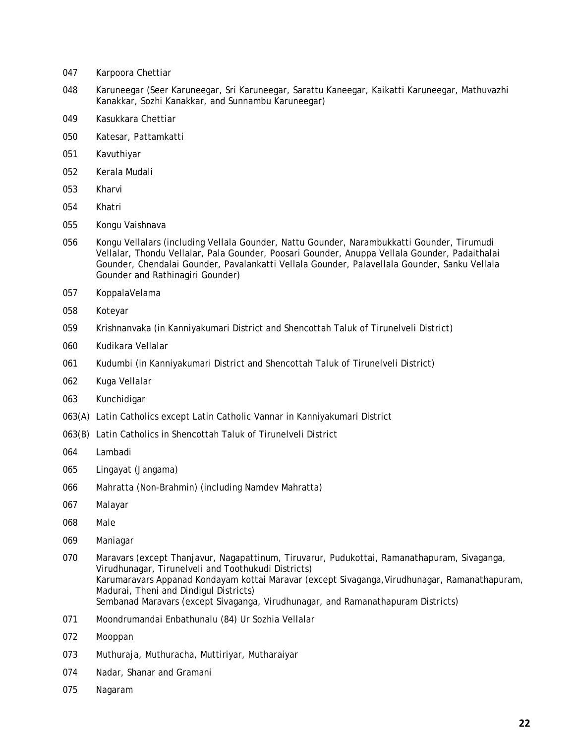047 Karpoora Chettiar

048 Karuneegar (Seer Karuneegar, Sri Karuneegar, Sarattu Kaneegar, Kaikatti Karuneegar, Mathuvazhi Kanakkar, Sozhi Kanakkar, and Sunnambu Karuneegar)

049 Kasukkara Chettiar

050 Katesar, Pattamkatti

051 Kavuthiyar

052 Kerala Mudali

053 Kharvi

054 Khatri

055 Kongu Vaishnava

056 Kongu Vellalars (including Vellala Gounder, Nattu Gounder, Narambukkatti Gounder, Tirumudi Vellalar, Thondu Vellalar, Pala Gounder, Poosari Gounder, Anuppa Vellala Gounder, Padaithalai Gounder, Chendalai Gounder, Pavalankatti Vellala Gounder, Palavellala Gounder, Sanku Vellala Gounder and Rathinagiri Gounder)

057 KoppalaVelama

058 Koteyar

059 Krishnanvaka (in Kanniyakumari District and Shencottah Taluk of Tirunelveli District)

060 Kudikara Vellalar

061 Kudumbi (in Kanniyakumari District and Shencottah Taluk of Tirunelveli District)

062 Kuga Vellalar

063 Kunchidigar

063(A) Latin Catholics except Latin Catholic Vannar in Kanniyakumari District

063(B) Latin Catholics in Shencottah Taluk of Tirunelveli District

064 Lambadi

065 Lingayat (Jangama)

066 Mahratta (Non-Brahmin) (including Namdev Mahratta)

067 Malayar

068 Male

069 Maniagar

070 Maravars (except Thanjavur, Nagapattinum, Tiruvarur, Pudukottai, Ramanathapuram, Sivaganga, Virudhunagar, Tirunelveli and Toothukudi Districts)
Karumaravars Appanad Kondayam kottai Maravar (except Sivaganga,Virudhunagar, Ramanathapuram, Madurai, Theni and Dindigul Districts)
Sembanad Maravars (except Sivaganga, Virudhunagar, and Ramanathapuram Districts)

071 Moondrumandai Enbathunalu (84) Ur Sozhia Vellalar

072 Mooppan

073 Muthuraja, Muthuracha, Muttiriyar, Mutharaiyar

074 Nadar, Shanar and Gramani

075 Nagaram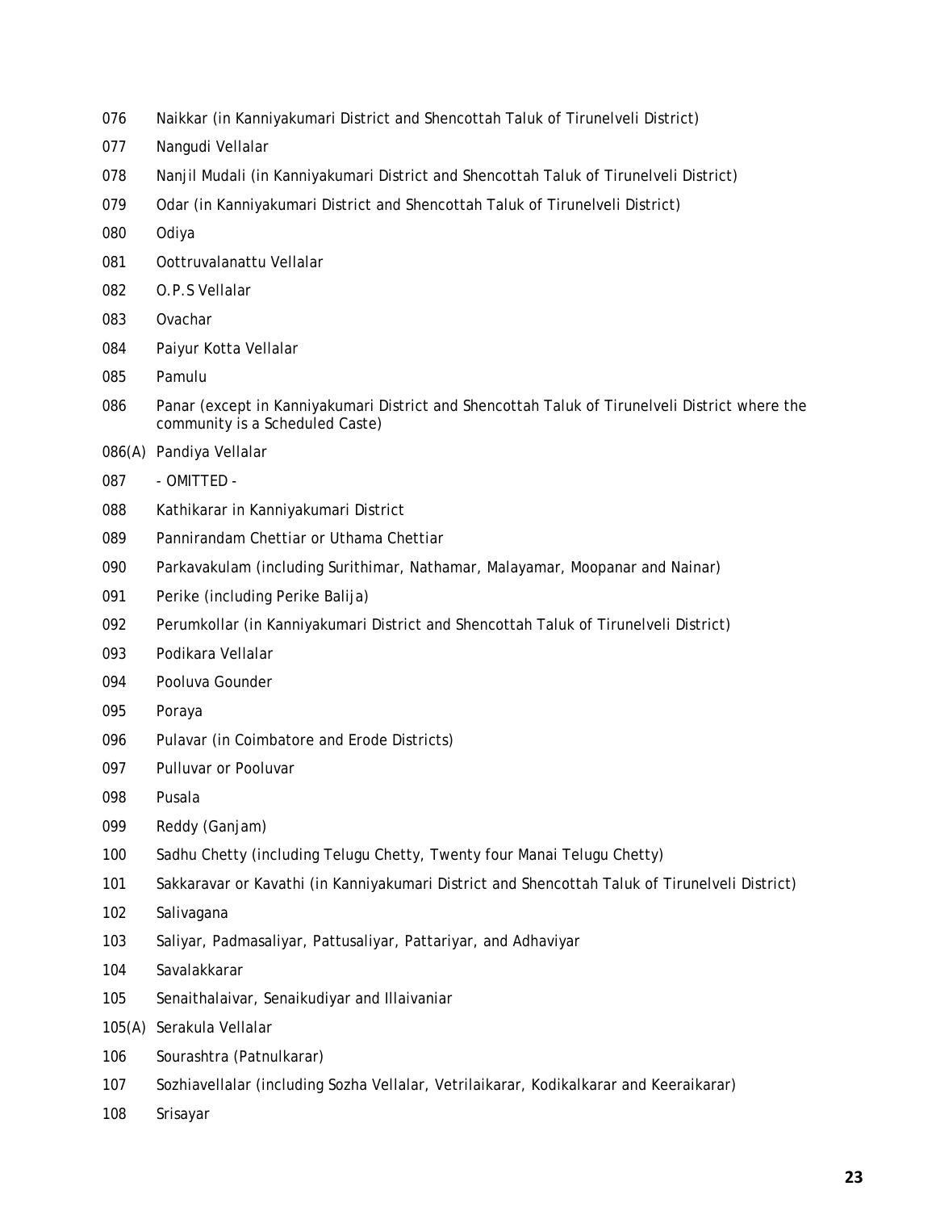076 Naikkar (in Kanniyakumari District and Shencottah Taluk of Tirunelveli District)

077 Nangudi Vellalar

078 Nanjil Mudali (in Kanniyakumari District and Shencottah Taluk of Tirunelveli District)

079 Odar (in Kanniyakumari District and Shencottah Taluk of Tirunelveli District)

080 Odiya

081 Oottruvalanattu Vellalar

082 O.P.S Vellalar

083 Ovachar

084 Paiyur Kotta Vellalar

085 Pamulu

086 Panar (except in Kanniyakumari District and Shencottah Taluk of Tirunelveli District where the community is a Scheduled Caste)

086(A) Pandiya Vellalar

087 - OMITTED -

088 Kathikarar in Kanniyakumari District

089 Pannirandam Chettiar or Uthama Chettiar

090 Parkavakulam (including Surithimar, Nathamar, Malayamar, Moopanar and Nainar)

091 Perike (including Perike Balija)

092 Perumkollar (in Kanniyakumari District and Shencottah Taluk of Tirunelveli District)

093 Podikara Vellalar

094 Pooluva Gounder

095 Poraya

096 Pulavar (in Coimbatore and Erode Districts)

097 Pulluvar or Pooluvar

098 Pusala

099 Reddy (Ganjam)

100 Sadhu Chetty (including Telugu Chetty, Twenty four Manai Telugu Chetty)

101 Sakkaravar or Kavathi (in Kanniyakumari District and Shencottah Taluk of Tirunelveli District)

102 Salivagana

103 Saliyar, Padmasaliyar, Pattusaliyar, Pattariyar, and Adhaviyar

104 Savalakkarar

105 Senaithalaivar, Senaikudiyar and Illaivaniar

105(A) Serakula Vellalar

106 Sourashtra (Patnulkarar)

107 Sozhiavellalar (including Sozha Vellalar, Vetrilaikarar, Kodikalkarar and Keeraikarar)

108 Srisayar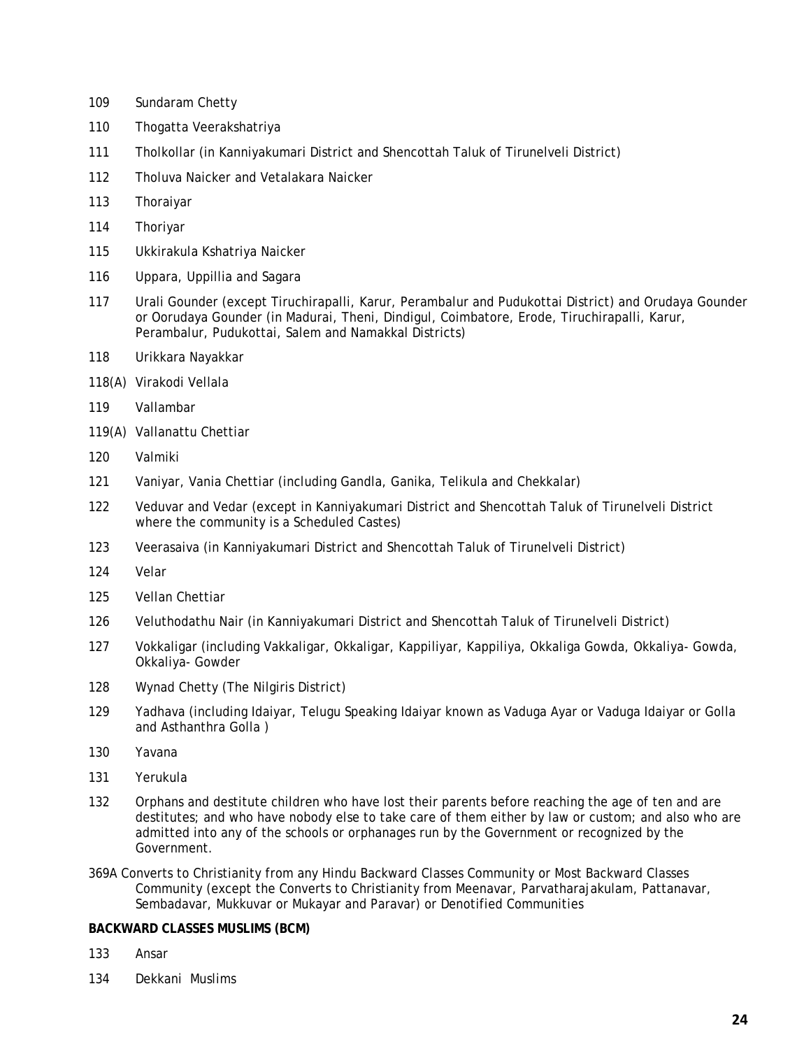109 Sundaram Chetty

110 Thogatta Veerakshatriya

111 Tholkollar (in Kanniyakumari District and Shencottah Taluk of Tirunelveli District)

112 Tholuva Naicker and Vetalakara Naicker

113 Thoraiyar

114 Thoriyar

115 Ukkirakula Kshatriya Naicker

116 Uppara, Uppillia and Sagara

117 Urali Gounder (except Tiruchirapalli, Karur, Perambalur and Pudukottai District) and Orudaya Gounder or Oorudaya Gounder (in Madurai, Theni, Dindigul, Coimbatore, Erode, Tiruchirapalli, Karur, Perambalur, Pudukottai, Salem and Namakkal Districts)

118 Urikkara Nayakkar

118(A) Virakodi Vellala

119 Vallambar

119(A) Vallanattu Chettiar

120 Valmiki

121 Vaniyar, Vania Chettiar (including Gandla, Ganika, Telikula and Chekkalar)

122 Veduvar and Vedar (except in Kanniyakumari District and Shencottah Taluk of Tirunelveli District where the community is a Scheduled Castes)

123 Veerasaiva (in Kanniyakumari District and Shencottah Taluk of Tirunelveli District)

124 Velar

125 Vellan Chettiar

126 Veluthodathu Nair (in Kanniyakumari District and Shencottah Taluk of Tirunelveli District)

127 Vokkaligar (including Vakkaligar, Okkaligar, Kappiliyar, Kappiliya, Okkaliga Gowda, Okkaliya- Gowda, Okkaliya- Gowder

128 Wynad Chetty (The Nilgiris District)

129 Yadhava (including Idaiyar, Telugu Speaking Idaiyar known as Vaduga Ayar or Vaduga Idaiyar or Golla and Asthanthra Golla )

130 Yavana

131 Yerukula

132 Orphans and destitute children who have lost their parents before reaching the age of ten and are destitutes; and who have nobody else to take care of them either by law or custom; and also who are admitted into any of the schools or orphanages run by the Government or recognized by the Government.

369A Converts to Christianity from any Hindu Backward Classes Community or Most Backward Classes Community (except the Converts to Christianity from Meenavar, Parvatharajakulam, Pattanavar, Sembadavar, Mukkuvar or Mukayar and Paravar) or Denotified Communities

**BACKWARD CLASSES MUSLIMS (BCM)**

133 Ansar

134 Dekkani Muslims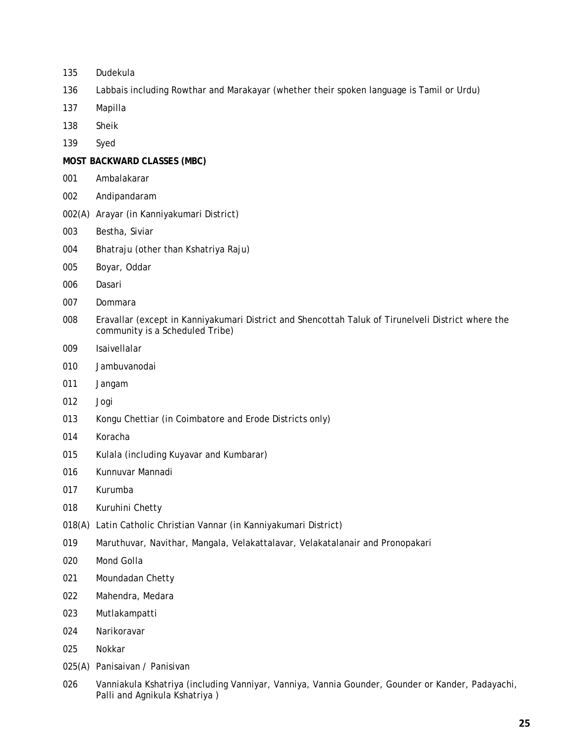135 Dudekula

136 Labbais including Rowthar and Marakayar (whether their spoken language is Tamil or Urdu)

137 Mapilla

138 Sheik

139 Syed

**MOST BACKWARD CLASSES (MBC)**

001 Ambalakarar

002 Andipandaram

002(A) Arayar (in Kanniyakumari District)

003 Bestha, Siviar

004 Bhatraju (other than Kshatriya Raju)

005 Boyar, Oddar

006 Dasari

007 Dommara

008 Eravallar (except in Kanniyakumari District and Shencottah Taluk of Tirunelveli District where the community is a Scheduled Tribe)

009 Isaivellalar

010 Jambuvanodai

011 Jangam

012 Jogi

013 Kongu Chettiar (in Coimbatore and Erode Districts only)

014 Koracha

015 Kulala (including Kuyavar and Kumbarar)

016 Kunnuvar Mannadi

017 Kurumba

018 Kuruhini Chetty

018(A) Latin Catholic Christian Vannar (in Kanniyakumari District)

019 Maruthuvar, Navithar, Mangala, Velakattalavar, Velakatalanair and Pronopakari

020 Mond Golla

021 Moundadan Chetty

022 Mahendra, Medara

023 Mutlakampatti

024 Narikoravar

025 Nokkar

025(A) Panisaivan / Panisivan

026 Vanniakula Kshatriya (including Vanniyar, Vanniya, Vannia Gounder, Gounder or Kander, Padayachi, Palli and Agnikula Kshatriya )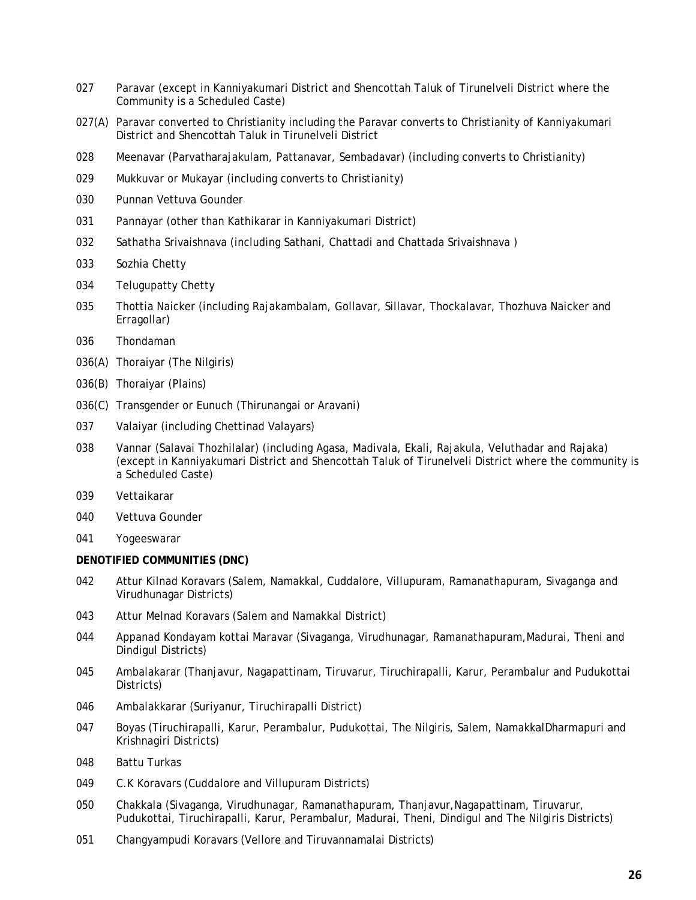027 Paravar (except in Kanniyakumari District and Shencottah Taluk of Tirunelveli District where the Community is a Scheduled Caste)

027(A) Paravar converted to Christianity including the Paravar converts to Christianity of Kanniyakumari District and Shencottah Taluk in Tirunelveli District

028 Meenavar (Parvatharajakulam, Pattanavar, Sembadavar) (including converts to Christianity)

029 Mukkuvar or Mukayar (including converts to Christianity)

030 Punnan Vettuva Gounder

031 Pannayar (other than Kathikarar in Kanniyakumari District)

032 Sathatha Srivaishnava (including Sathani, Chattadi and Chattada Srivaishnava )

033 Sozhia Chetty

034 Telugupatty Chetty

035 Thottia Naicker (including Rajakambalam, Gollavar, Sillavar, Thockalavar, Thozhuva Naicker and Erragollar)

036 Thondaman

036(A) Thoraiyar (The Nilgiris)

036(B) Thoraiyar (Plains)

036(C) Transgender or Eunuch (Thirunangai or Aravani)

037 Valaiyar (including Chettinad Valayars)

038 Vannar (Salavai Thozhilalar) (including Agasa, Madivala, Ekali, Rajakula, Veluthadar and Rajaka) (except in Kanniyakumari District and Shencottah Taluk of Tirunelveli District where the community is a Scheduled Caste)

039 Vettaikarar

040 Vettuva Gounder

041 Yogeeswarar

**DENOTIFIED COMMUNITIES (DNC)**

042 Attur Kilnad Koravars (Salem, Namakkal, Cuddalore, Villupuram, Ramanathapuram, Sivaganga and Virudhunagar Districts)

043 Attur Melnad Koravars (Salem and Namakkal District)

044 Appanad Kondayam kottai Maravar (Sivaganga, Virudhunagar, Ramanathapuram,Madurai, Theni and Dindigul Districts)

045 Ambalakarar (Thanjavur, Nagapattinam, Tiruvarur, Tiruchirapalli, Karur, Perambalur and Pudukottai Districts)

046 Ambalakkarar (Suriyanur, Tiruchirapalli District)

047 Boyas (Tiruchirapalli, Karur, Perambalur, Pudukottai, The Nilgiris, Salem, NamakkalDharmapuri and Krishnagiri Districts)

048 Battu Turkas

049 C.K Koravars (Cuddalore and Villupuram Districts)

050 Chakkala (Sivaganga, Virudhunagar, Ramanathapuram, Thanjavur,Nagapattinam, Tiruvarur, Pudukottai, Tiruchirapalli, Karur, Perambalur, Madurai, Theni, Dindigul and The Nilgiris Districts)

051 Changyampudi Koravars (Vellore and Tiruvannamalai Districts)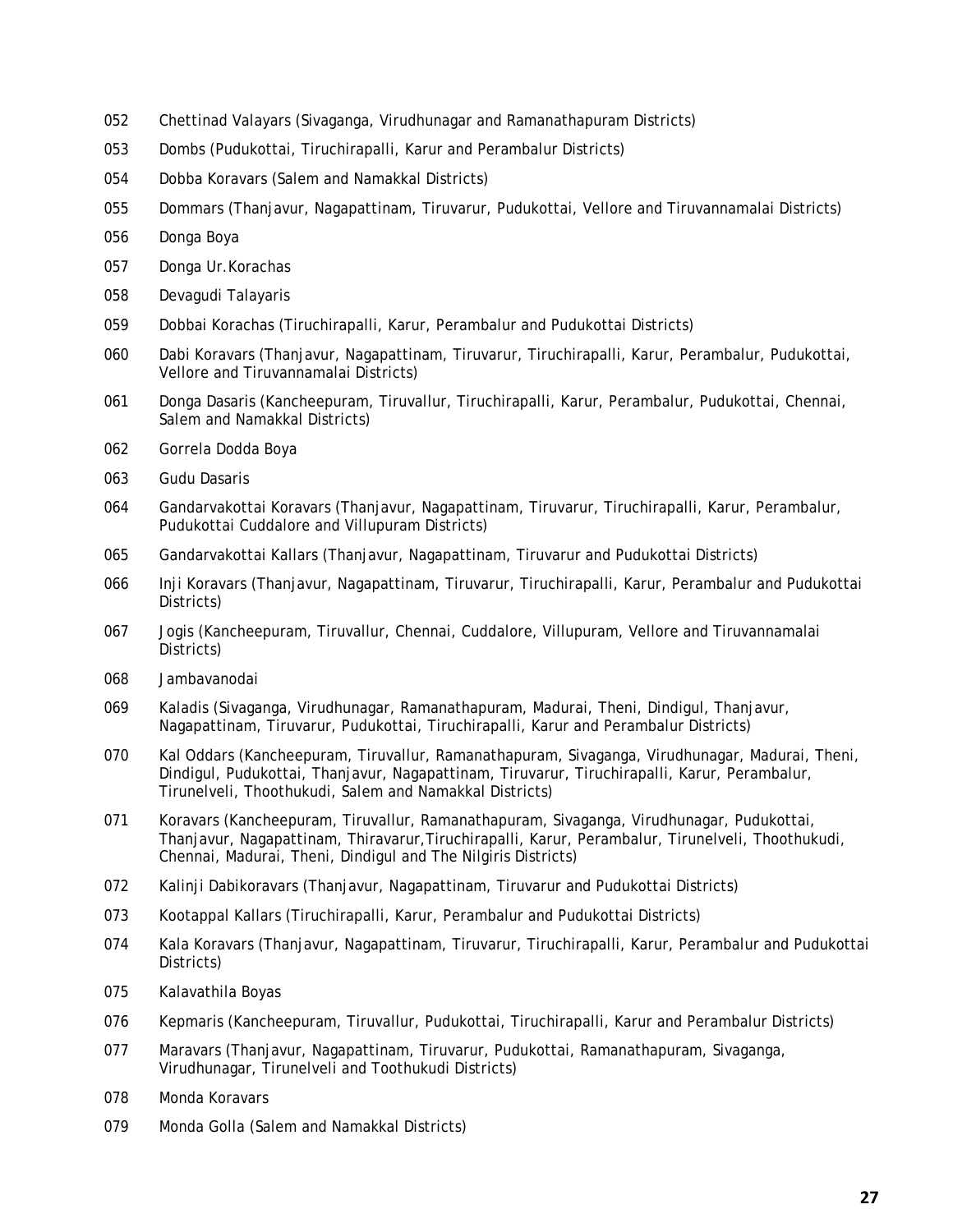052 Chettinad Valayars (Sivaganga, Virudhunagar and Ramanathapuram Districts)

053 Dombs (Pudukottai, Tiruchirapalli, Karur and Perambalur Districts)

054 Dobba Koravars (Salem and Namakkal Districts)

055 Dommars (Thanjavur, Nagapattinam, Tiruvarur, Pudukottai, Vellore and Tiruvannamalai Districts)

056 Donga Boya

057 Donga Ur.Korachas

058 Devagudi Talayaris

059 Dobbai Korachas (Tiruchirapalli, Karur, Perambalur and Pudukottai Districts)

060 Dabi Koravars (Thanjavur, Nagapattinam, Tiruvarur, Tiruchirapalli, Karur, Perambalur, Pudukottai, Vellore and Tiruvannamalai Districts)

061 Donga Dasaris (Kancheepuram, Tiruvallur, Tiruchirapalli, Karur, Perambalur, Pudukottai, Chennai, Salem and Namakkal Districts)

062 Gorrela Dodda Boya

063 Gudu Dasaris

064 Gandarvakottai Koravars (Thanjavur, Nagapattinam, Tiruvarur, Tiruchirapalli, Karur, Perambalur, Pudukottai Cuddalore and Villupuram Districts)

065 Gandarvakottai Kallars (Thanjavur, Nagapattinam, Tiruvarur and Pudukottai Districts)

066 Inji Koravars (Thanjavur, Nagapattinam, Tiruvarur, Tiruchirapalli, Karur, Perambalur and Pudukottai Districts)

067 Jogis (Kancheepuram, Tiruvallur, Chennai, Cuddalore, Villupuram, Vellore and Tiruvannamalai Districts)

068 Jambavanodai

069 Kaladis (Sivaganga, Virudhunagar, Ramanathapuram, Madurai, Theni, Dindigul, Thanjavur, Nagapattinam, Tiruvarur, Pudukottai, Tiruchirapalli, Karur and Perambalur Districts)

070 Kal Oddars (Kancheepuram, Tiruvallur, Ramanathapuram, Sivaganga, Virudhunagar, Madurai, Theni, Dindigul, Pudukottai, Thanjavur, Nagapattinam, Tiruvarur, Tiruchirapalli, Karur, Perambalur, Tirunelveli, Thoothukudi, Salem and Namakkal Districts)

071 Koravars (Kancheepuram, Tiruvallur, Ramanathapuram, Sivaganga, Virudhunagar, Pudukottai, Thanjavur, Nagapattinam, Thiravarur,Tiruchirapalli, Karur, Perambalur, Tirunelveli, Thoothukudi, Chennai, Madurai, Theni, Dindigul and The Nilgiris Districts)

072 Kalinji Dabikoravars (Thanjavur, Nagapattinam, Tiruvarur and Pudukottai Districts)

073 Kootappal Kallars (Tiruchirapalli, Karur, Perambalur and Pudukottai Districts)

074 Kala Koravars (Thanjavur, Nagapattinam, Tiruvarur, Tiruchirapalli, Karur, Perambalur and Pudukottai Districts)

075 Kalavathila Boyas

076 Kepmaris (Kancheepuram, Tiruvallur, Pudukottai, Tiruchirapalli, Karur and Perambalur Districts)

077 Maravars (Thanjavur, Nagapattinam, Tiruvarur, Pudukottai, Ramanathapuram, Sivaganga, Virudhunagar, Tirunelveli and Toothukudi Districts)

078 Monda Koravars

079 Monda Golla (Salem and Namakkal Districts)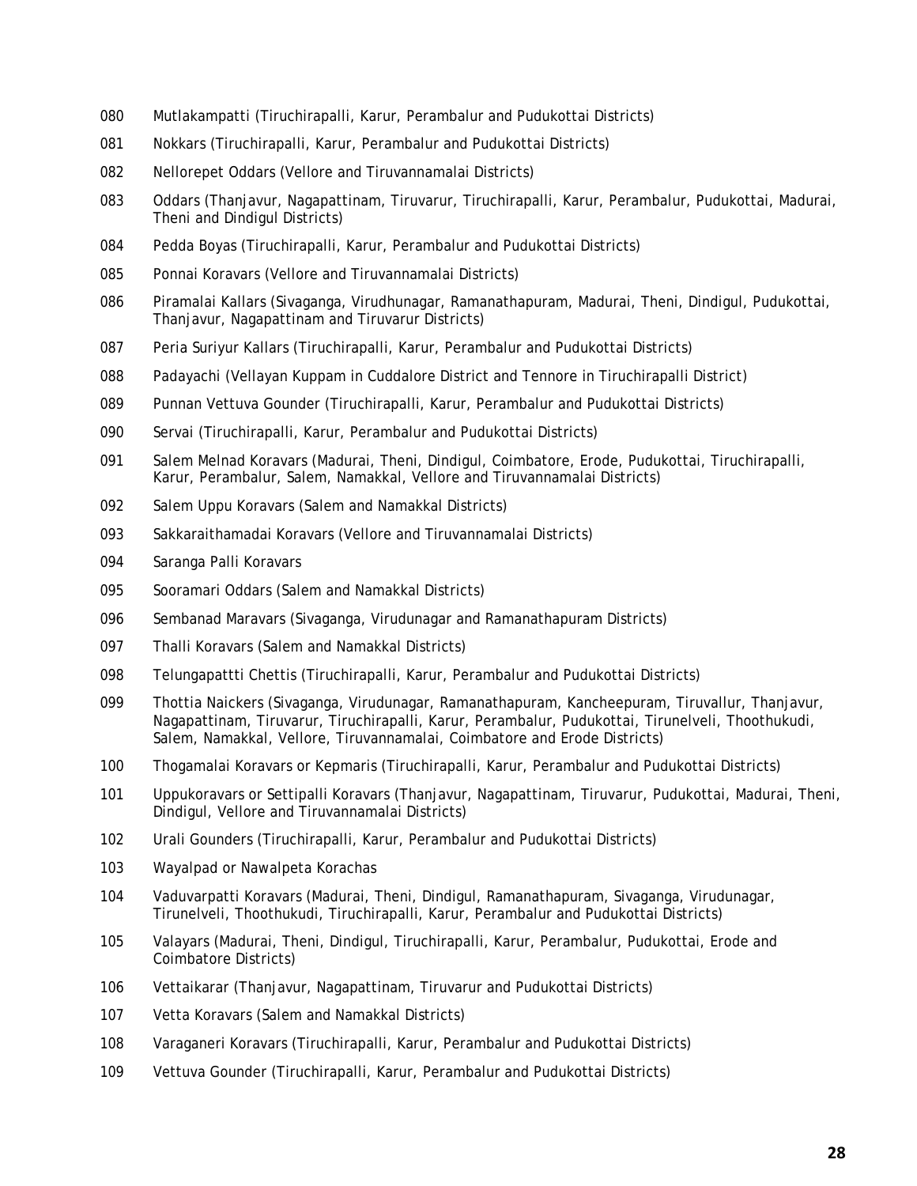080 Mutlakampatti (Tiruchirapalli, Karur, Perambalur and Pudukottai Districts)

081 Nokkars (Tiruchirapalli, Karur, Perambalur and Pudukottai Districts)

082 Nellorepet Oddars (Vellore and Tiruvannamalai Districts)

083 Oddars (Thanjavur, Nagapattinam, Tiruvarur, Tiruchirapalli, Karur, Perambalur, Pudukottai, Madurai, Theni and Dindigul Districts)

084 Pedda Boyas (Tiruchirapalli, Karur, Perambalur and Pudukottai Districts)

085 Ponnai Koravars (Vellore and Tiruvannamalai Districts)

086 Piramalai Kallars (Sivaganga, Virudhunagar, Ramanathapuram, Madurai, Theni, Dindigul, Pudukottai, Thanjavur, Nagapattinam and Tiruvarur Districts)

087 Peria Suriyur Kallars (Tiruchirapalli, Karur, Perambalur and Pudukottai Districts)

088 Padayachi (Vellayan Kuppam in Cuddalore District and Tennore in Tiruchirapalli District)

089 Punnan Vettuva Gounder (Tiruchirapalli, Karur, Perambalur and Pudukottai Districts)

090 Servai (Tiruchirapalli, Karur, Perambalur and Pudukottai Districts)

091 Salem Melnad Koravars (Madurai, Theni, Dindigul, Coimbatore, Erode, Pudukottai, Tiruchirapalli, Karur, Perambalur, Salem, Namakkal, Vellore and Tiruvannamalai Districts)

092 Salem Uppu Koravars (Salem and Namakkal Districts)

093 Sakkaraithamadai Koravars (Vellore and Tiruvannamalai Districts)

094 Saranga Palli Koravars

095 Sooramari Oddars (Salem and Namakkal Districts)

096 Sembanad Maravars (Sivaganga, Virudunagar and Ramanathapuram Districts)

097 Thalli Koravars (Salem and Namakkal Districts)

098 Telungapattti Chettis (Tiruchirapalli, Karur, Perambalur and Pudukottai Districts)

099 Thottia Naickers (Sivaganga, Virudunagar, Ramanathapuram, Kancheepuram, Tiruvallur, Thanjavur, Nagapattinam, Tiruvarur, Tiruchirapalli, Karur, Perambalur, Pudukottai, Tirunelveli, Thoothukudi, Salem, Namakkal, Vellore, Tiruvannamalai, Coimbatore and Erode Districts)

100 Thogamalai Koravars or Kepmaris (Tiruchirapalli, Karur, Perambalur and Pudukottai Districts)

101 Uppukoravars or Settipalli Koravars (Thanjavur, Nagapattinam, Tiruvarur, Pudukottai, Madurai, Theni, Dindigul, Vellore and Tiruvannamalai Districts)

102 Urali Gounders (Tiruchirapalli, Karur, Perambalur and Pudukottai Districts)

103 Wayalpad or Nawalpeta Korachas

104 Vaduvarpatti Koravars (Madurai, Theni, Dindigul, Ramanathapuram, Sivaganga, Virudunagar, Tirunelveli, Thoothukudi, Tiruchirapalli, Karur, Perambalur and Pudukottai Districts)

105 Valayars (Madurai, Theni, Dindigul, Tiruchirapalli, Karur, Perambalur, Pudukottai, Erode and Coimbatore Districts)

106 Vettaikarar (Thanjavur, Nagapattinam, Tiruvarur and Pudukottai Districts)

107 Vetta Koravars (Salem and Namakkal Districts)

108 Varaganeri Koravars (Tiruchirapalli, Karur, Perambalur and Pudukottai Districts)

109 Vettuva Gounder (Tiruchirapalli, Karur, Perambalur and Pudukottai Districts)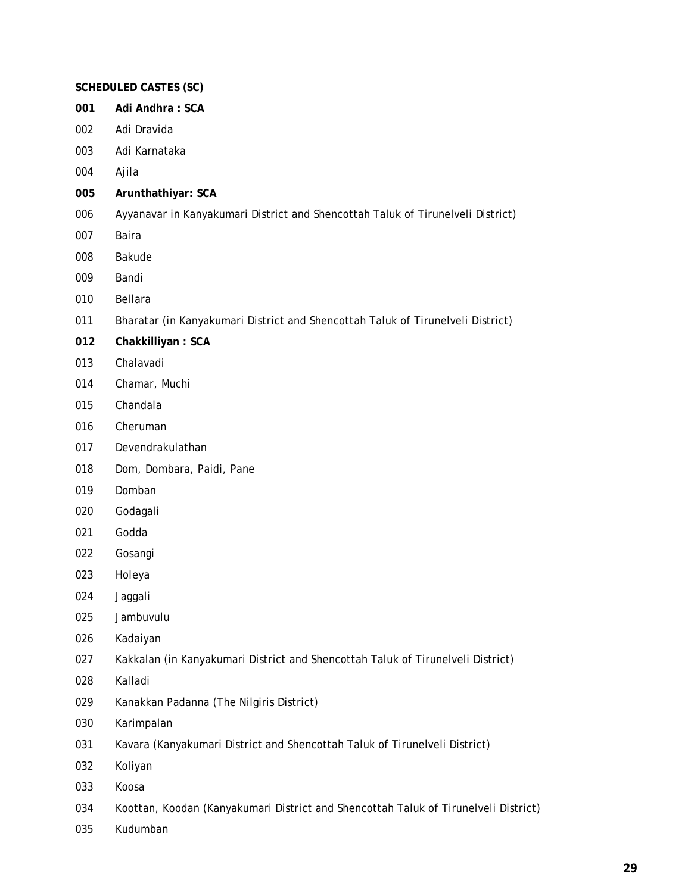**SCHEDULED CASTES (SC)**

**001 Adi Andhra : SCA**

002 Adi Dravida

003 Adi Karnataka

004 Ajila

**005 Arunthathiyar: SCA**

006 Ayyanavar in Kanyakumari District and Shencottah Taluk of Tirunelveli District)

007 Baira

008 Bakude

009 Bandi

010 Bellara

011 Bharatar (in Kanyakumari District and Shencottah Taluk of Tirunelveli District)

**012 Chakkilliyan : SCA**

013 Chalavadi

014 Chamar, Muchi

015 Chandala

016 Cheruman

017 Devendrakulathan

018 Dom, Dombara, Paidi, Pane

019 Domban

020 Godagali

021 Godda

022 Gosangi

023 Holeya

024 Jaggali

025 Jambuvulu

026 Kadaiyan

027 Kakkalan (in Kanyakumari District and Shencottah Taluk of Tirunelveli District)

028 Kalladi

029 Kanakkan Padanna (The Nilgiris District)

030 Karimpalan

031 Kavara (Kanyakumari District and Shencottah Taluk of Tirunelveli District)

032 Koliyan

033 Koosa

034 Koottan, Koodan (Kanyakumari District and Shencottah Taluk of Tirunelveli District)

035 Kudumban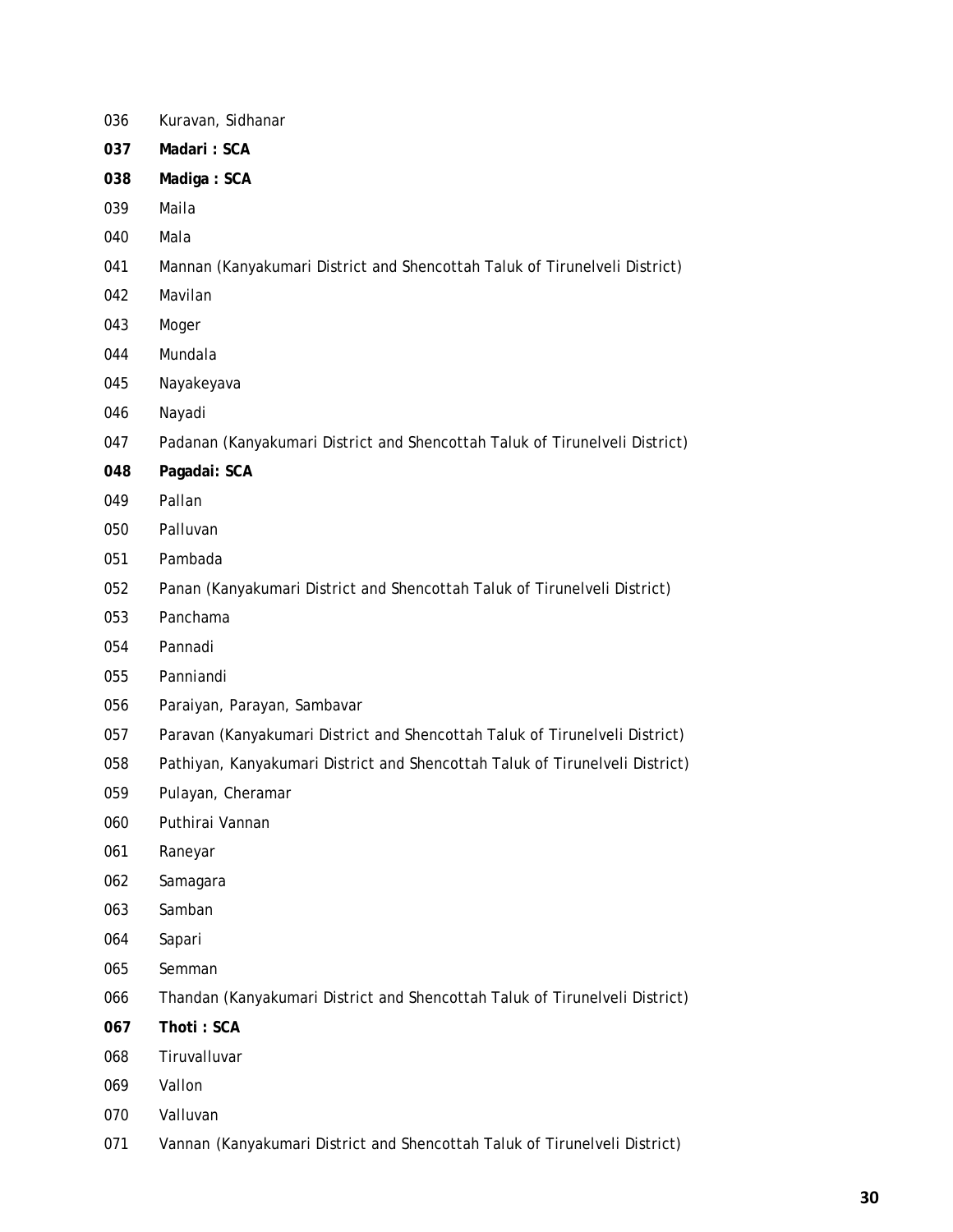036 Kuravan, Sidhanar

**037 Madari : SCA**

**038 Madiga : SCA**

039 Maila

040 Mala

041 Mannan (Kanyakumari District and Shencottah Taluk of Tirunelveli District)

042 Mavilan

043 Moger

044 Mundala

045 Nayakeyava

046 Nayadi

047 Padanan (Kanyakumari District and Shencottah Taluk of Tirunelveli District)

**048 Pagadai: SCA**

049 Pallan

050 Palluvan

051 Pambada

052 Panan (Kanyakumari District and Shencottah Taluk of Tirunelveli District)

053 Panchama

054 Pannadi

055 Panniandi

056 Paraiyan, Parayan, Sambavar

057 Paravan (Kanyakumari District and Shencottah Taluk of Tirunelveli District)

058 Pathiyan, Kanyakumari District and Shencottah Taluk of Tirunelveli District)

059 Pulayan, Cheramar

060 Puthirai Vannan

061 Raneyar

062 Samagara

063 Samban

064 Sapari

065 Semman

066 Thandan (Kanyakumari District and Shencottah Taluk of Tirunelveli District)

**067 Thoti : SCA**

068 Tiruvalluvar

069 Vallon

070 Valluvan

071 Vannan (Kanyakumari District and Shencottah Taluk of Tirunelveli District)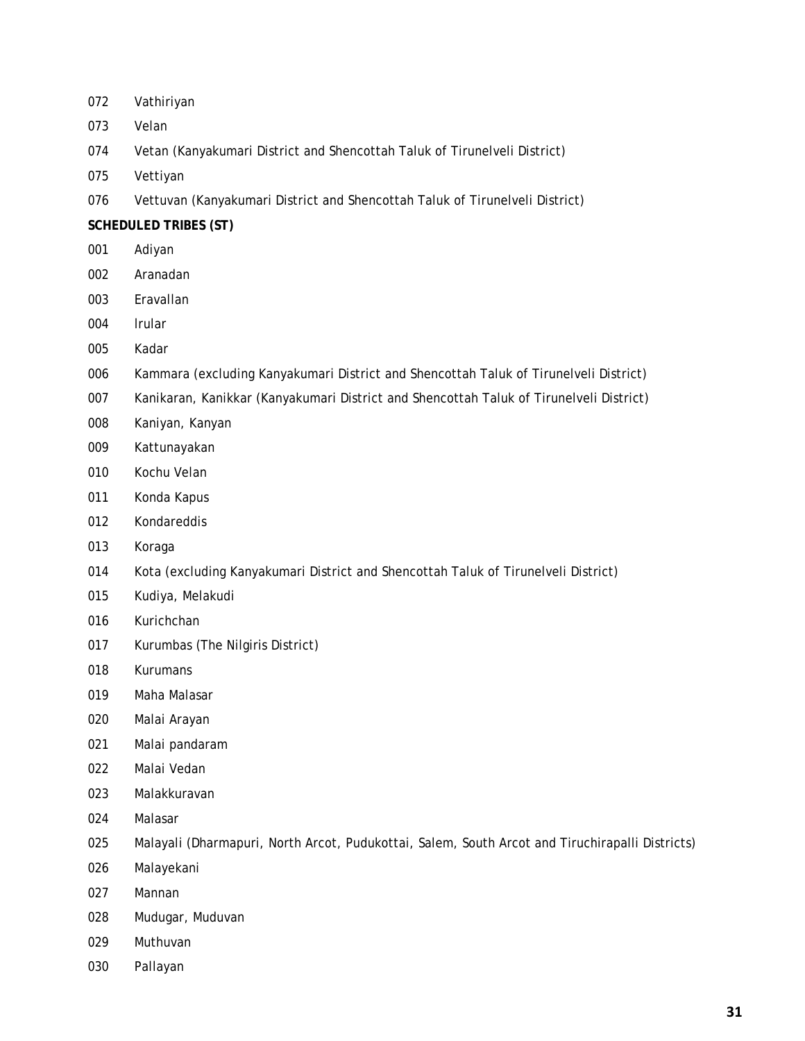072 Vathiriyan

073 Velan

074 Vetan (Kanyakumari District and Shencottah Taluk of Tirunelveli District)

075 Vettiyan

076 Vettuvan (Kanyakumari District and Shencottah Taluk of Tirunelveli District)

**SCHEDULED TRIBES (ST)**

001 Adiyan

002 Aranadan

003 Eravallan

004 Irular

005 Kadar

006 Kammara (excluding Kanyakumari District and Shencottah Taluk of Tirunelveli District)

007 Kanikaran, Kanikkar (Kanyakumari District and Shencottah Taluk of Tirunelveli District)

008 Kaniyan, Kanyan

009 Kattunayakan

010 Kochu Velan

011 Konda Kapus

012 Kondareddis

013 Koraga

014 Kota (excluding Kanyakumari District and Shencottah Taluk of Tirunelveli District)

015 Kudiya, Melakudi

016 Kurichchan

017 Kurumbas (The Nilgiris District)

018 Kurumans

019 Maha Malasar

020 Malai Arayan

021 Malai pandaram

022 Malai Vedan

023 Malakkuravan

024 Malasar

025 Malayali (Dharmapuri, North Arcot, Pudukottai, Salem, South Arcot and Tiruchirapalli Districts)

026 Malayekani

027 Mannan

028 Mudugar, Muduvan

029 Muthuvan

030 Pallayan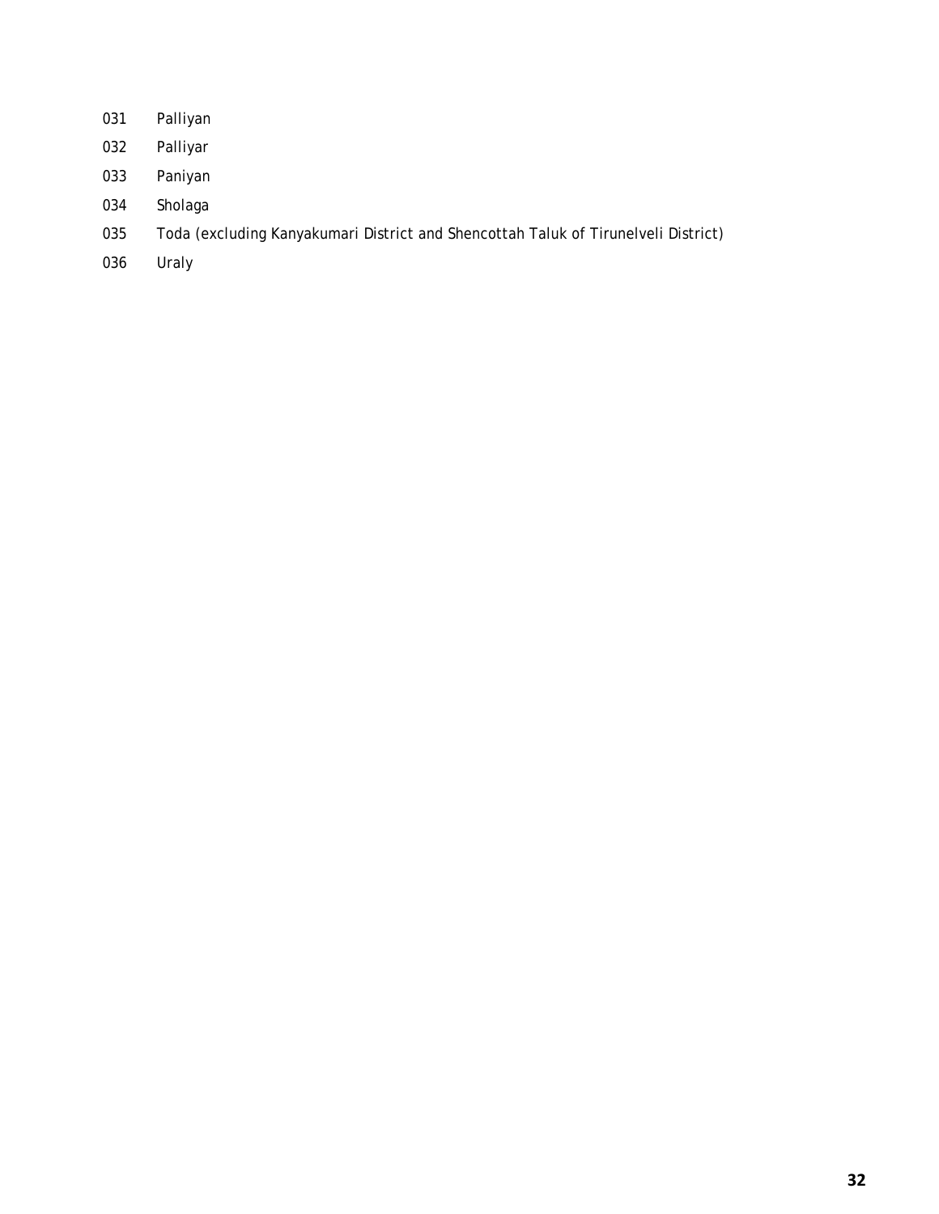031 Palliyan

032 Palliyar

033 Paniyan

034 Sholaga

035 Toda (excluding Kanyakumari District and Shencottah Taluk of Tirunelveli District)

036 Uraly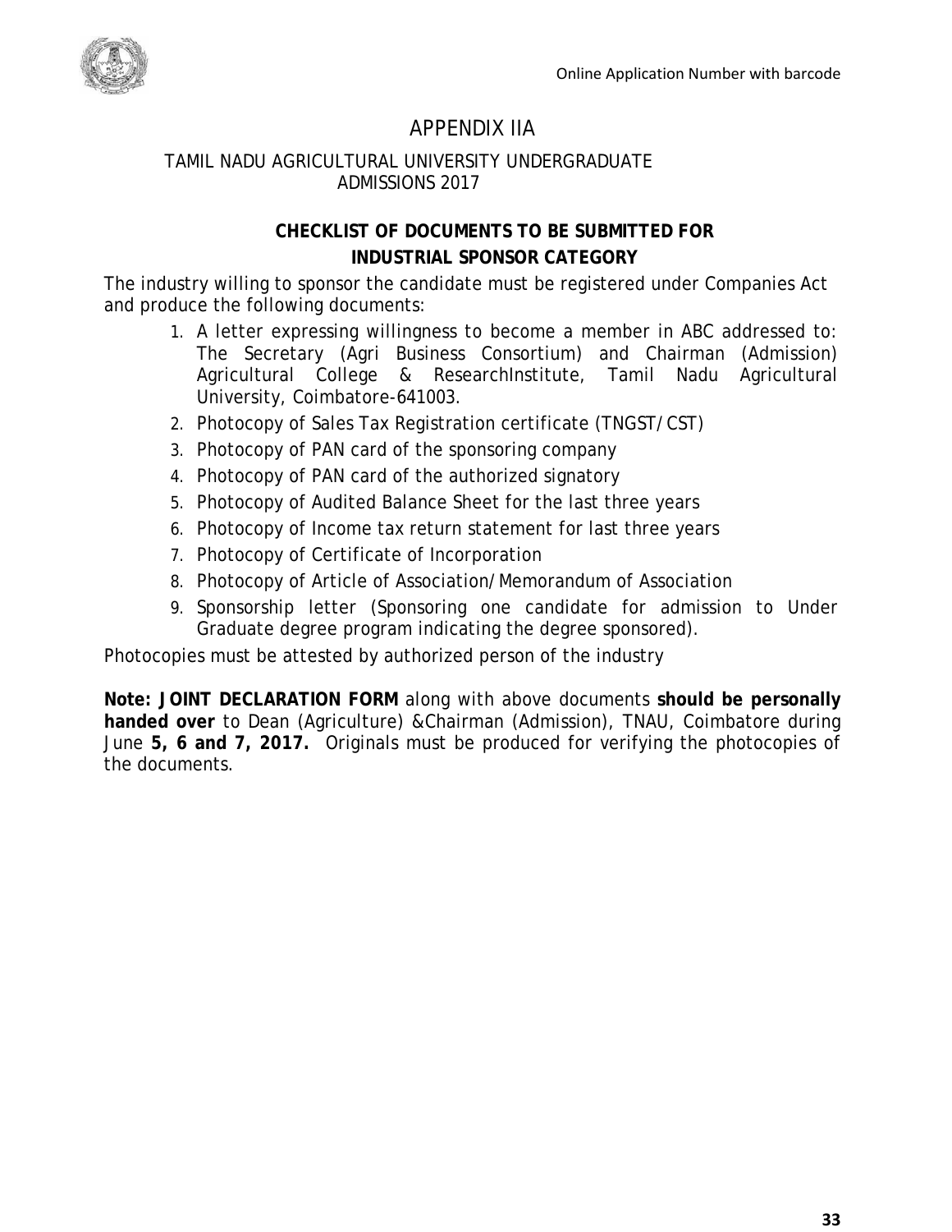Online Application Number with barcode

# APPENDIX IIA

## TAMIL NADU AGRICULTURAL UNIVERSITY UNDERGRADUATE ADMISSIONS 2017

### CHECKLIST OF DOCUMENTS TO BE SUBMITTED FOR INDUSTRIAL SPONSOR CATEGORY

The industry willing to sponsor the candidate must be registered under Companies Act and produce the following documents:

1. A letter expressing willingness to become a member in ABC addressed to: The Secretary (Agri Business Consortium) and Chairman (Admission) Agricultural College & ResearchInstitute, Tamil Nadu Agricultural University, Coimbatore-641003.
2. Photocopy of Sales Tax Registration certificate (TNGST/CST)
3. Photocopy of PAN card of the sponsoring company
4. Photocopy of PAN card of the authorized signatory
5. Photocopy of Audited Balance Sheet for the last three years
6. Photocopy of Income tax return statement for last three years
7. Photocopy of Certificate of Incorporation
8. Photocopy of Article of Association/Memorandum of Association
9. Sponsorship letter (Sponsoring one candidate for admission to Under Graduate degree program indicating the degree sponsored).

Photocopies must be attested by authorized person of the industry

**Note: JOINT DECLARATION FORM** along with above documents **should be personally handed over** to Dean (Agriculture) &Chairman (Admission), TNAU, Coimbatore during June **5, 6 and 7, 2017.** Originals must be produced for verifying the photocopies of the documents.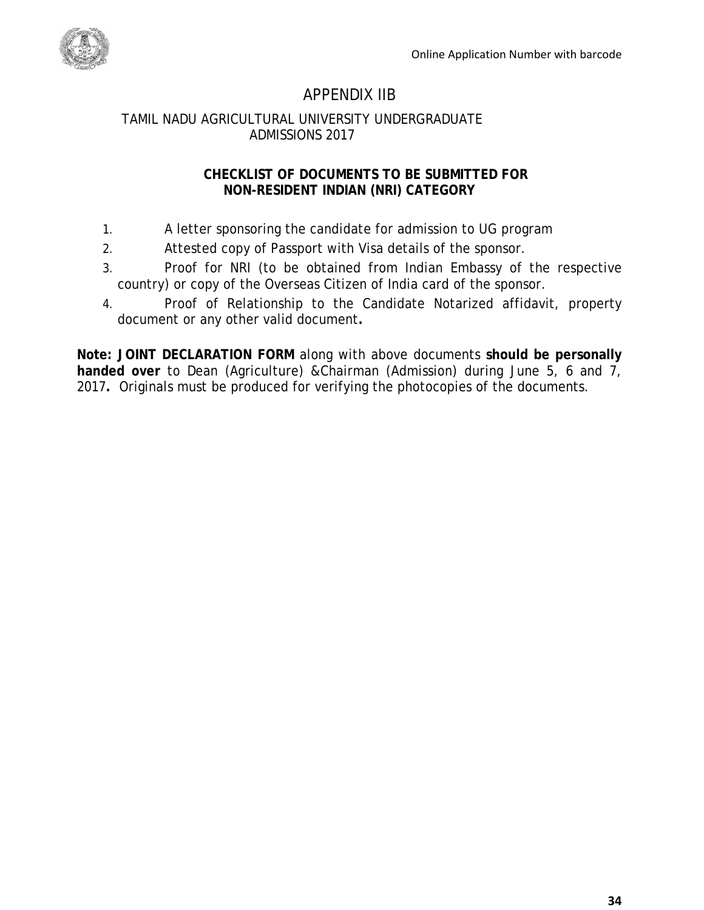Online Application Number with barcode

# APPENDIX IIB

## TAMIL NADU AGRICULTURAL UNIVERSITY UNDERGRADUATE ADMISSIONS 2017

### CHECKLIST OF DOCUMENTS TO BE SUBMITTED FOR NON-RESIDENT INDIAN (NRI) CATEGORY

1. A letter sponsoring the candidate for admission to UG program
2. Attested copy of Passport with Visa details of the sponsor.
3. Proof for NRI (to be obtained from Indian Embassy of the respective country) or copy of the Overseas Citizen of India card of the sponsor.
4. Proof of Relationship to the Candidate Notarized affidavit, property document or any other valid document**.**

**Note: JOINT DECLARATION FORM** along with above documents **should be personally handed over** to Dean (Agriculture) &Chairman (Admission) during June 5, 6 and 7, 2017**.** Originals must be produced for verifying the photocopies of the documents.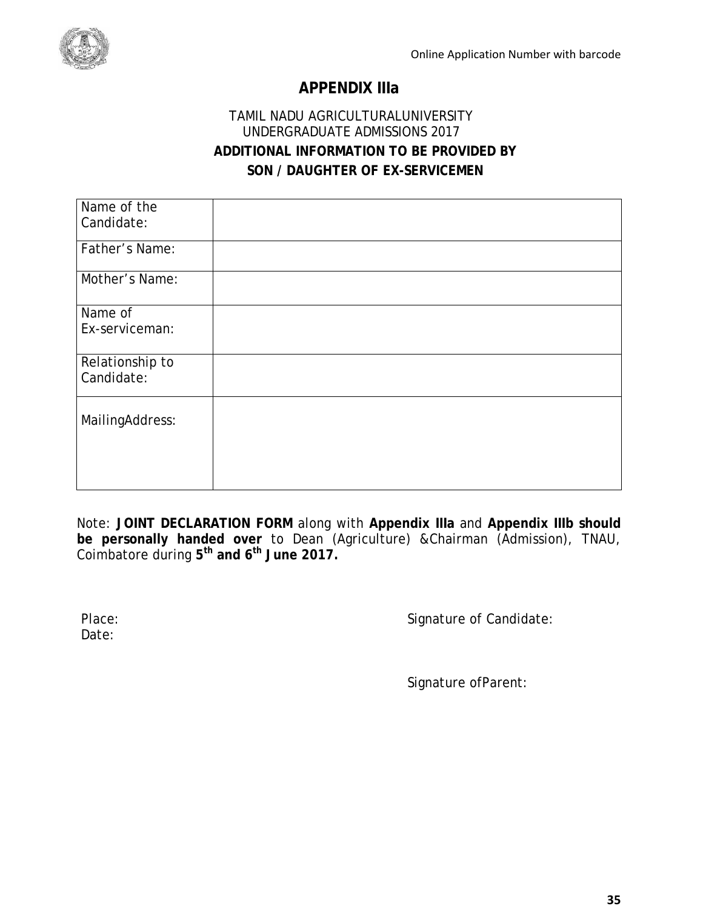Online Application Number with barcode

# APPENDIX IIIa

TAMIL NADU AGRICULTURALUNIVERSITY
UNDERGRADUATE ADMISSIONS 2017

**ADDITIONAL INFORMATION TO BE PROVIDED BY**
**SON / DAUGHTER OF EX-SERVICEMEN**

| Name of the Candidate: | |
|---|---|
| Father's Name: | |
| Mother's Name: | |
| Name of Ex-serviceman: | |
| Relationship to Candidate: | |
| MailingAddress: | |

Note: **JOINT DECLARATION FORM** along with **Appendix IIIa** and **Appendix IIIb should be personally handed over** to Dean (Agriculture) &Chairman (Admission), TNAU, Coimbatore during **5th and 6th June 2017.**

Place:
Date:

Signature of Candidate:

Signature ofParent: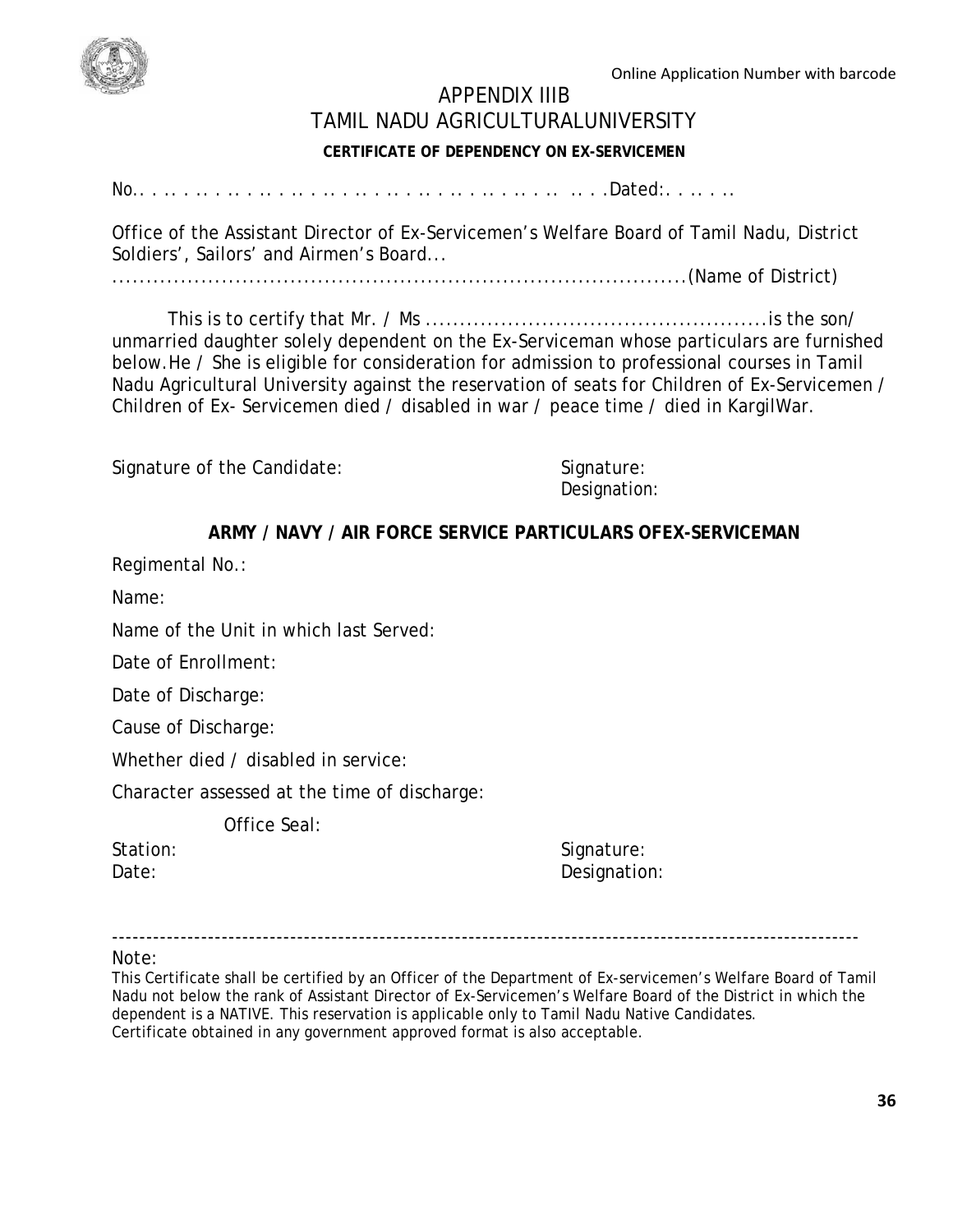Online Application Number with barcode

# APPENDIX IIIB

# TAMIL NADU AGRICULTURALUNIVERSITY

**CERTIFICATE OF DEPENDENCY ON EX-SERVICEMEN**

No.. . .. . .. . .. . .. . .. . .. . .. . .. . .. . .. . .. . .. . .. . .. . .. . .. .. . .. .Dated:. . .. . ..

Office of the Assistant Director of Ex-Servicemen's Welfare Board of Tamil Nadu, District Soldiers', Sailors' and Airmen's Board...
...........................................................................................(Name of District)

This is to certify that Mr. / Ms ..................................................is the son/ unmarried daughter solely dependent on the Ex-Serviceman whose particulars are furnished below.He / She is eligible for consideration for admission to professional courses in Tamil Nadu Agricultural University against the reservation of seats for Children of Ex-Servicemen / Children of Ex- Servicemen died / disabled in war / peace time / died in KargilWar.

Signature of the Candidate:

Signature:
Designation:

**ARMY / NAVY / AIR FORCE SERVICE PARTICULARS OFEX-SERVICEMAN**

Regimental No.:

Name:

Name of the Unit in which last Served:

Date of Enrollment:

Date of Discharge:

Cause of Discharge:

Whether died / disabled in service:

Character assessed at the time of discharge:

Office Seal:

Station:
Date:

Signature:
Designation:

---

Note:

This Certificate shall be certified by an Officer of the Department of Ex-servicemen's Welfare Board of Tamil Nadu not below the rank of Assistant Director of Ex-Servicemen's Welfare Board of the District in which the dependent is a NATIVE. This reservation is applicable only to Tamil Nadu Native Candidates.
Certificate obtained in any government approved format is also acceptable.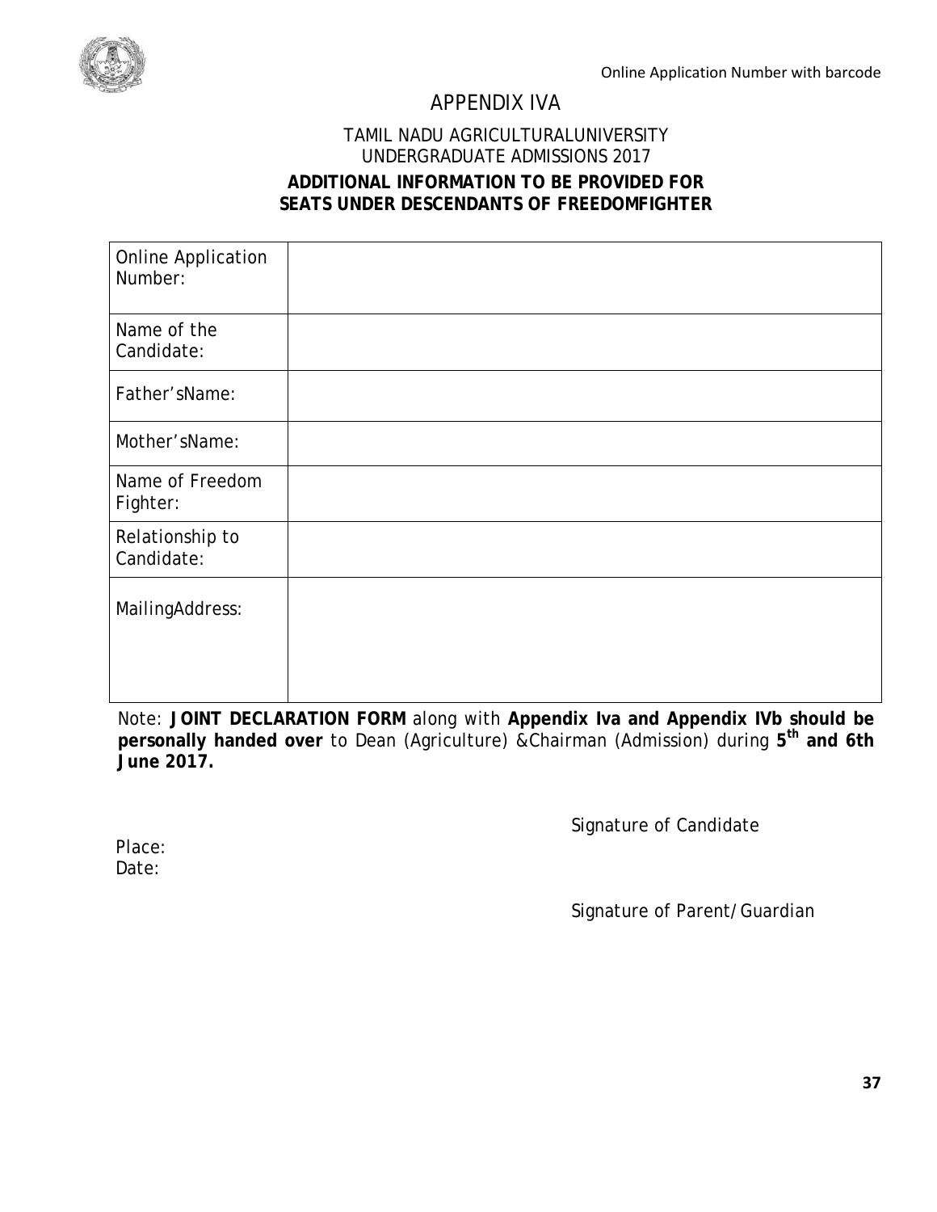Online Application Number with barcode

# APPENDIX IVA

TAMIL NADU AGRICULTURALUNIVERSITY
UNDERGRADUATE ADMISSIONS 2017

**ADDITIONAL INFORMATION TO BE PROVIDED FOR SEATS UNDER DESCENDANTS OF FREEDOMFIGHTER**

| | |
|---|---|
| Online Application Number: | |
| Name of the Candidate: | |
| Father'sName: | |
| Mother'sName: | |
| Name of Freedom Fighter: | |
| Relationship to Candidate: | |
| MailingAddress: | |

Note: **JOINT DECLARATION FORM** along with **Appendix Iva and Appendix IVb should be personally handed over** to Dean (Agriculture) &Chairman (Admission) during **5th and 6th June 2017.**

Signature of Candidate

Place:
Date:

Signature of Parent/Guardian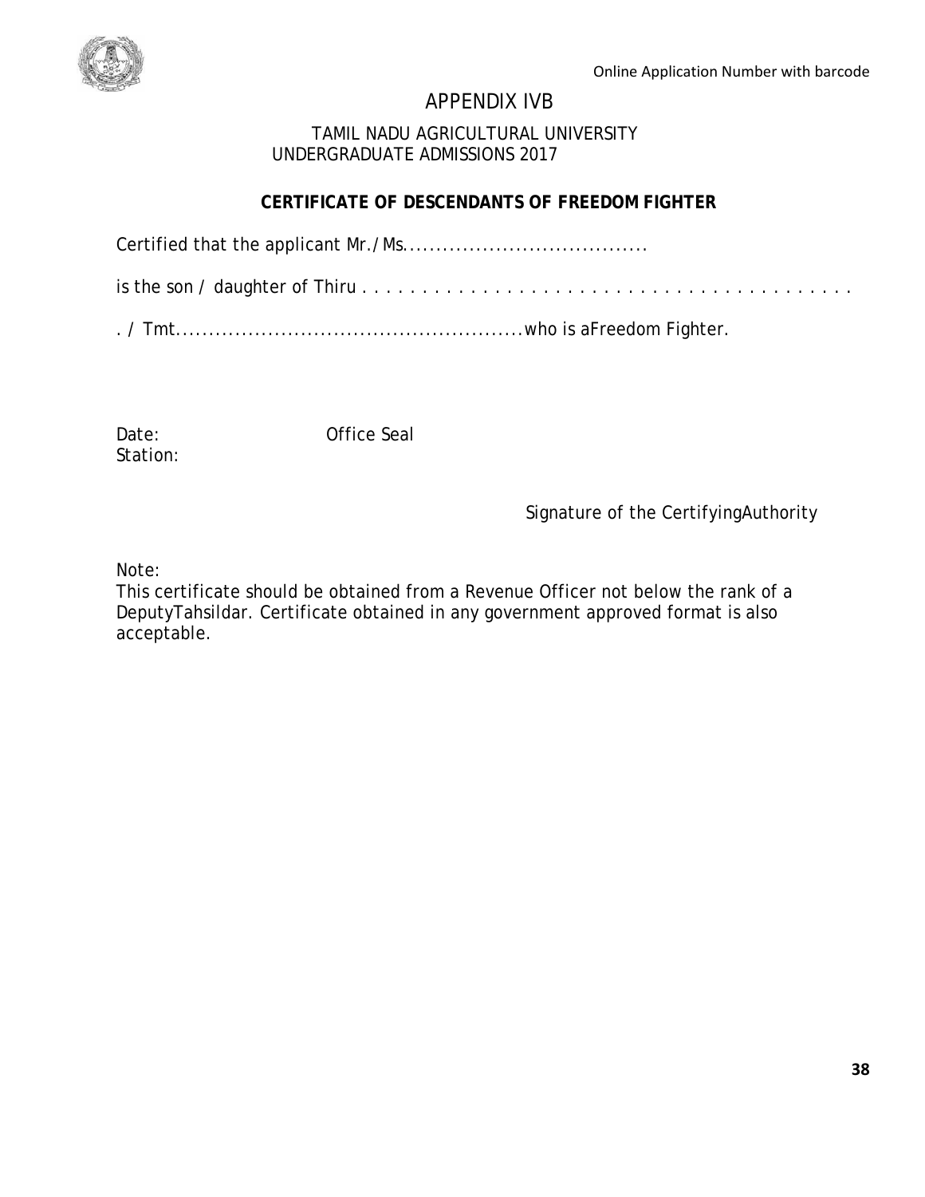Online Application Number with barcode

# APPENDIX IVB

TAMIL NADU AGRICULTURAL UNIVERSITY
UNDERGRADUATE ADMISSIONS 2017

## CERTIFICATE OF DESCENDANTS OF FREEDOM FIGHTER

Certified that the applicant Mr./Ms....................................

is the son / daughter of Thiru . . . . . . . . . . . . . . . . . . . . . . . . . . . . . . . . . . . . . . . . . .

. / Tmt....................................................who is aFreedom Fighter.

Date: Office Seal
Station:

Signature of the CertifyingAuthority

Note:
This certificate should be obtained from a Revenue Officer not below the rank of a DeputyTahsildar. Certificate obtained in any government approved format is also acceptable.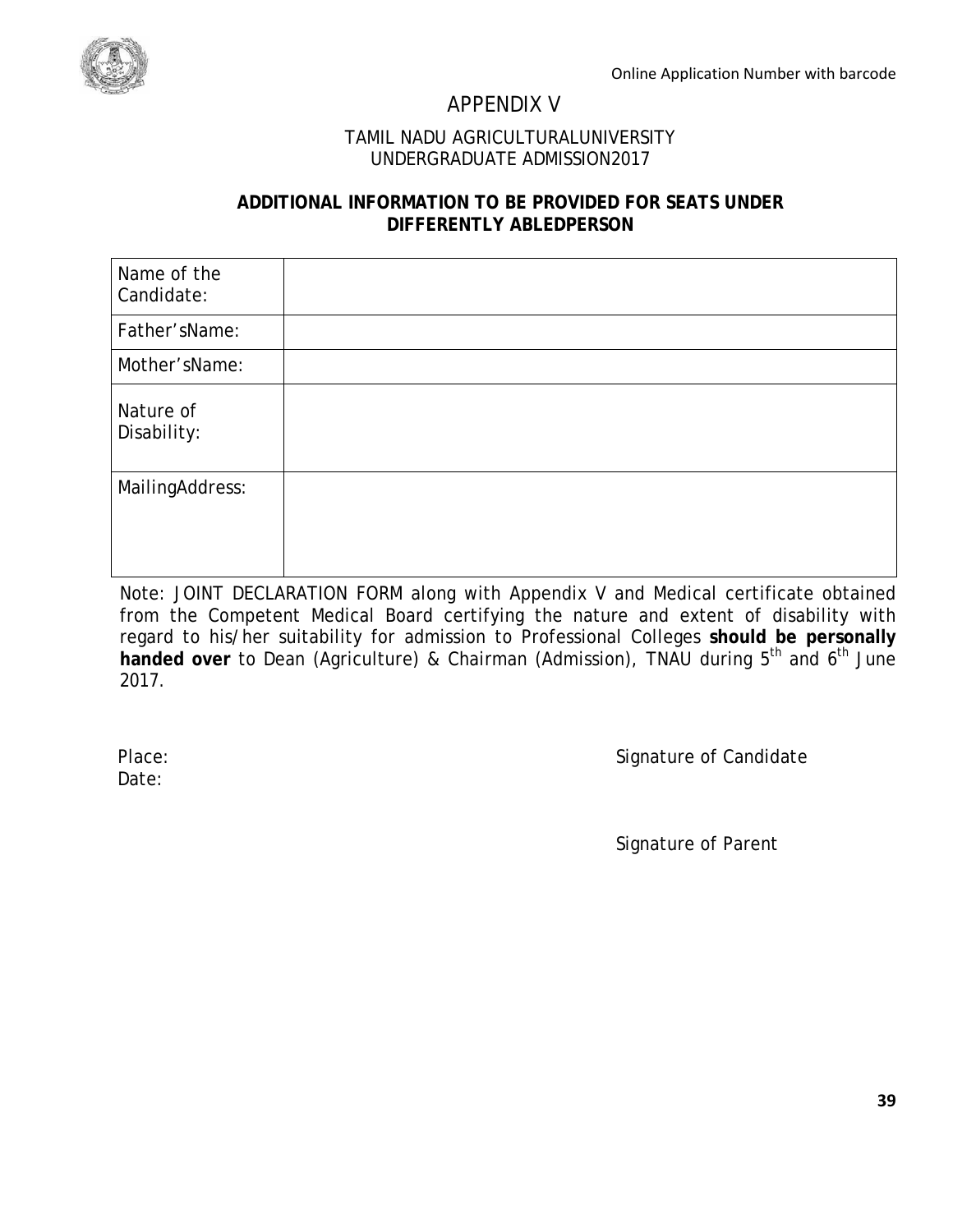Online Application Number with barcode

# APPENDIX V

TAMIL NADU AGRICULTURALUNIVERSITY
UNDERGRADUATE ADMISSION2017

**ADDITIONAL INFORMATION TO BE PROVIDED FOR SEATS UNDER DIFFERENTLY ABLEDPERSON**

| Name of the Candidate: | |
|---|---|
| Father'sName: | |
| Mother'sName: | |
| Nature of Disability: | |
| MailingAddress: | |

Note: JOINT DECLARATION FORM along with Appendix V and Medical certificate obtained from the Competent Medical Board certifying the nature and extent of disability with regard to his/her suitability for admission to Professional Colleges **should be personally handed over** to Dean (Agriculture) & Chairman (Admission), TNAU during 5th and 6th June 2017.

Place:

Date:

Signature of Candidate

Signature of Parent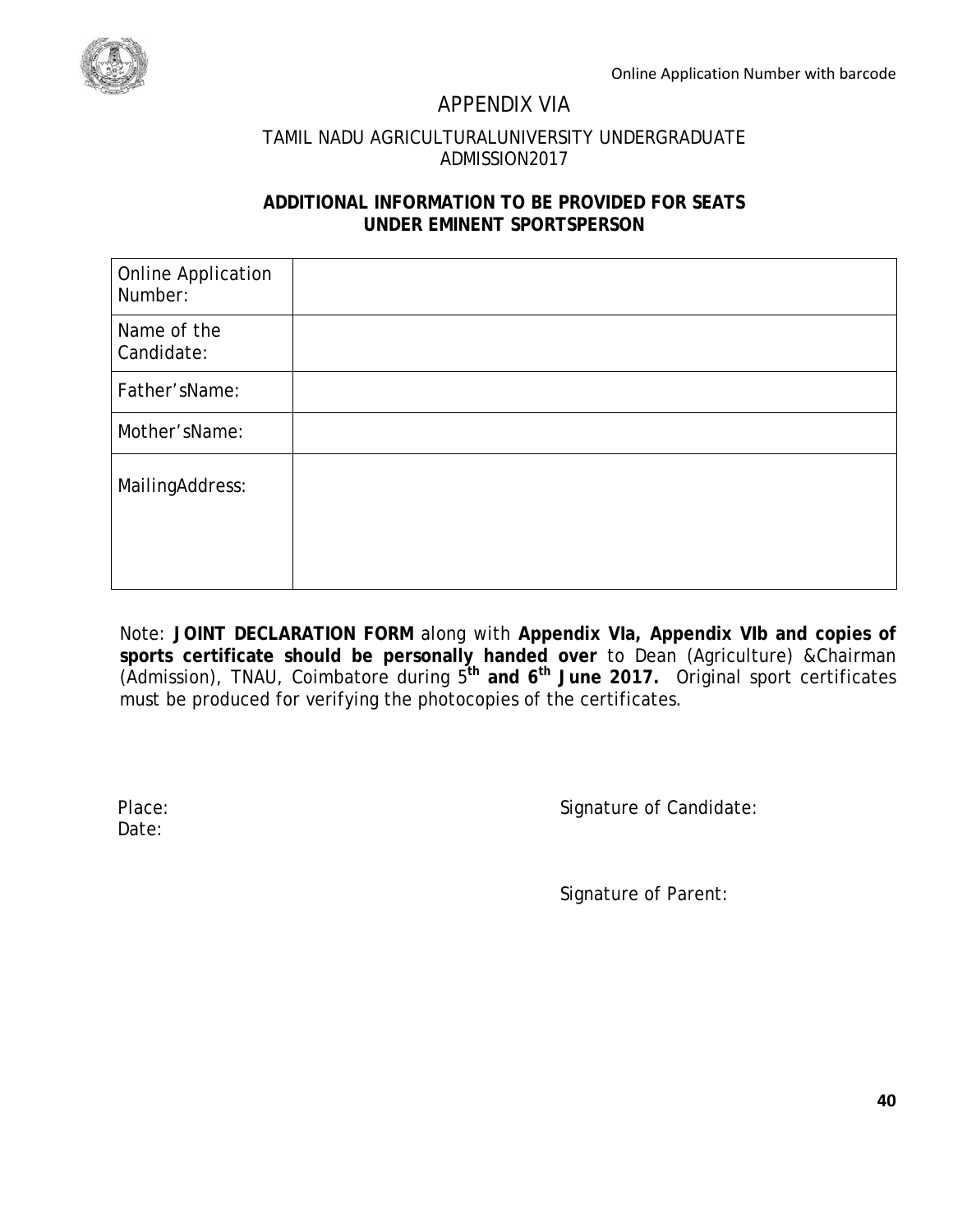Online Application Number with barcode

# APPENDIX VIA

TAMIL NADU AGRICULTURALUNIVERSITY UNDERGRADUATE ADMISSION2017

**ADDITIONAL INFORMATION TO BE PROVIDED FOR SEATS UNDER EMINENT SPORTSPERSON**

| Online Application Number: | |
|---|---|
| Name of the Candidate: | |
| Father'sName: | |
| Mother'sName: | |
| MailingAddress: | |

Note: **JOINT DECLARATION FORM** along with **Appendix VIa, Appendix VIb and copies of sports certificate should be personally handed over** to Dean (Agriculture) &Chairman (Admission), TNAU, Coimbatore during 5**th and 6th June 2017.** Original sport certificates must be produced for verifying the photocopies of the certificates.

Place:

Date:

Signature of Candidate:

Signature of Parent: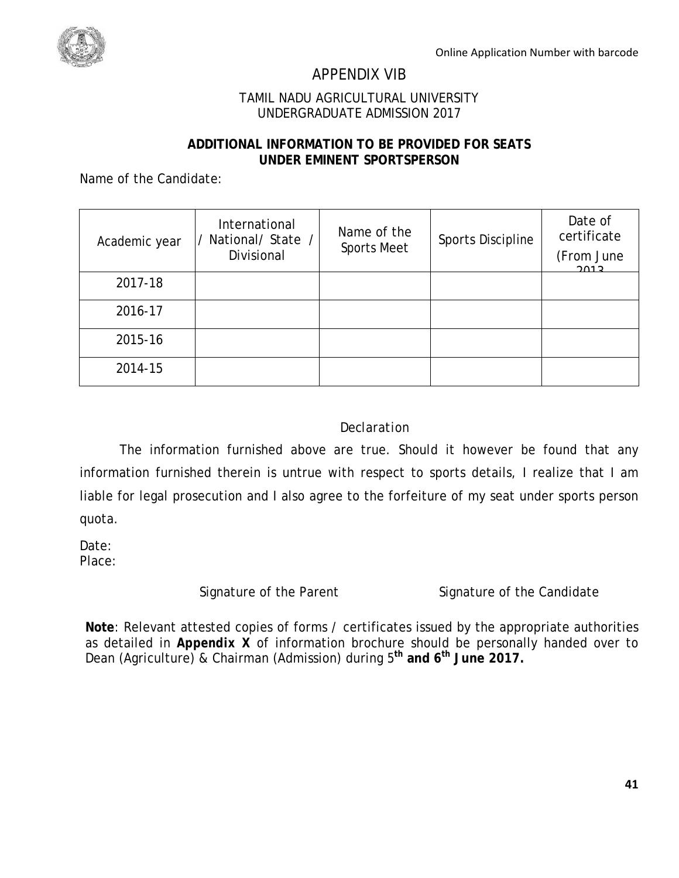Online Application Number with barcode

# APPENDIX VIB

TAMIL NADU AGRICULTURAL UNIVERSITY
UNDERGRADUATE ADMISSION 2017

## ADDITIONAL INFORMATION TO BE PROVIDED FOR SEATS UNDER EMINENT SPORTSPERSON

Name of the Candidate:

| Academic year | International / National/ State / Divisional | Name of the Sports Meet | Sports Discipline | Date of certificate (From June 2013 |
|---|---|---|---|---|
| 2017-18 | | | | |
| 2016-17 | | | | |
| 2015-16 | | | | |
| 2014-15 | | | | |

### Declaration

The information furnished above are true. Should it however be found that any information furnished therein is untrue with respect to sports details, I realize that I am liable for legal prosecution and I also agree to the forfeiture of my seat under sports person quota.

Date:
Place:

Signature of the Parent          Signature of the Candidate

**Note**: Relevant attested copies of forms / certificates issued by the appropriate authorities as detailed in **Appendix X** of information brochure should be personally handed over to Dean (Agriculture) & Chairman (Admission) during 5**th and 6th June 2017.**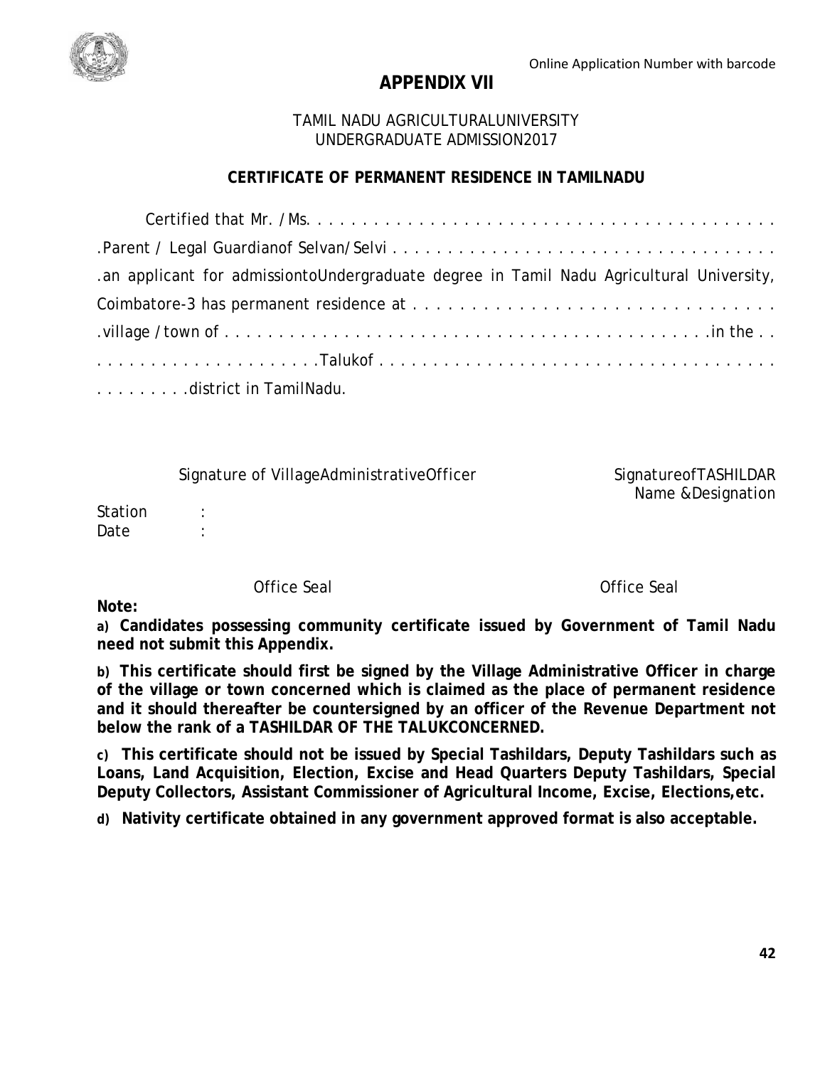Online Application Number with barcode

# APPENDIX VII

TAMIL NADU AGRICULTURALUNIVERSITY
UNDERGRADUATE ADMISSION2017

**CERTIFICATE OF PERMANENT RESIDENCE IN TAMILNADU**

Certified that Mr. / Ms. . . . . . . . . . . . . . . . . . . . . . . . . . . . . . . . . . . . . . . . . . . . .Parent / Legal Guardianof Selvan/Selvi . . . . . . . . . . . . . . . . . . . . . . . . . . . . . . . . . . . . . .an applicant for admissiontoUndergraduate degree in Tamil Nadu Agricultural University, Coimbatore-3 has permanent residence at . . . . . . . . . . . . . . . . . . . . . . . . . . . . . . . .village / town of . . . . . . . . . . . . . . . . . . . . . . . . . . . . . . . . . . . . . . . . . . . .in the . . . . . . . . . . . . . . . . . . . . . . .Talukof . . . . . . . . . . . . . . . . . . . . . . . . . . . . . . . . . . . . . . . . . . . . .district in TamilNadu.

Signature of VillageAdministrativeOfficer

SignatureofTASHILDAR
Name &Designation

Station :
Date :

Office Seal

Office Seal

**Note:**

**a) Candidates possessing community certificate issued by Government of Tamil Nadu need not submit this Appendix.**

**b) This certificate should first be signed by the Village Administrative Officer in charge of the village or town concerned which is claimed as the place of permanent residence and it should thereafter be countersigned by an officer of the Revenue Department not below the rank of a TASHILDAR OF THE TALUKCONCERNED.**

**c) This certificate should not be issued by Special Tashildars, Deputy Tashildars such as Loans, Land Acquisition, Election, Excise and Head Quarters Deputy Tashildars, Special Deputy Collectors, Assistant Commissioner of Agricultural Income, Excise, Elections,etc.**

**d) Nativity certificate obtained in any government approved format is also acceptable.**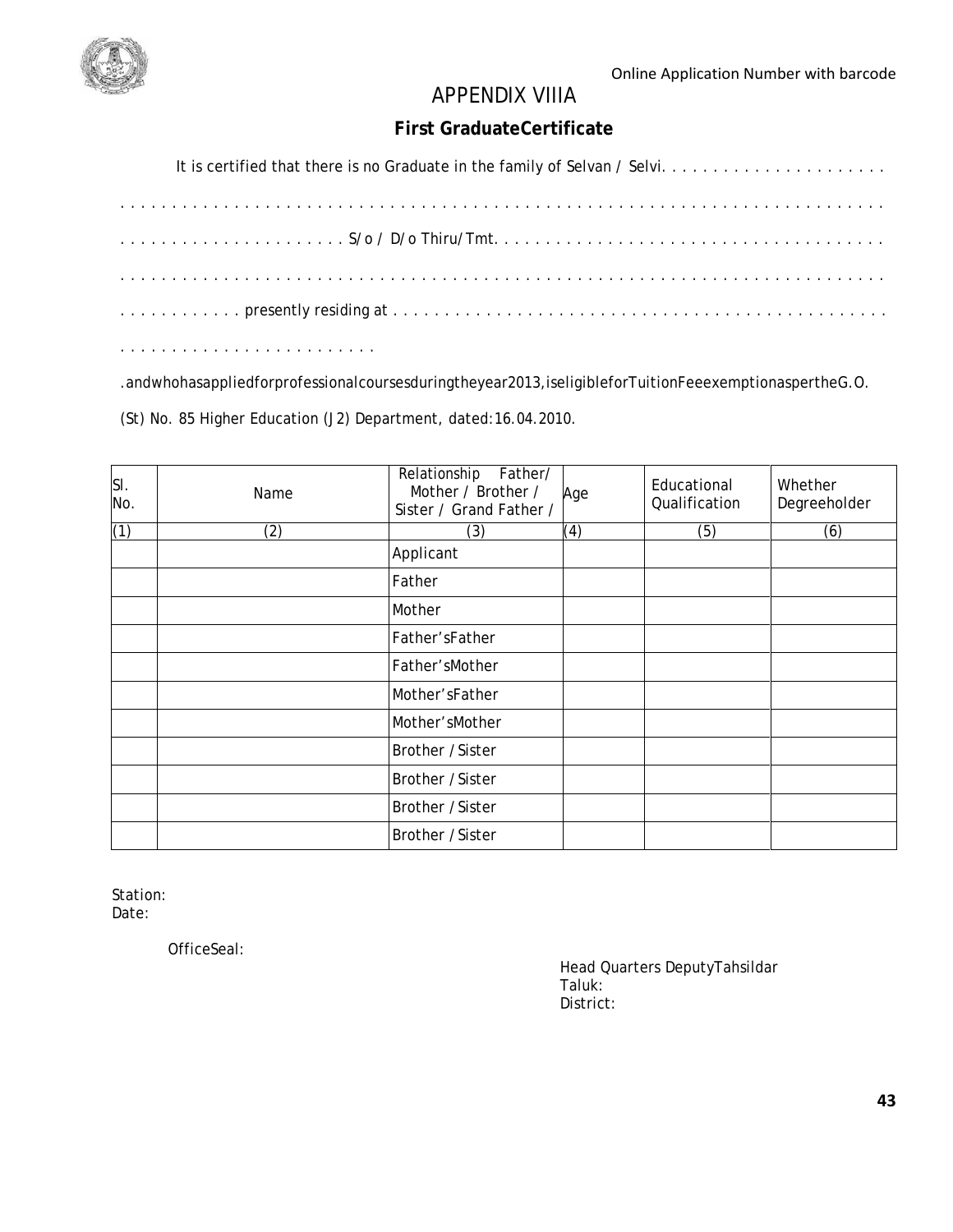Online Application Number with barcode

# APPENDIX VIIIA

## First GraduateCertificate

It is certified that there is no Graduate in the family of Selvan / Selvi. . . . . . . . . . . . . . . . . . . . . .

. . . . . . . . . . . . . . . . . . . . . . . . . . . . . . . . . . . . . . . . . . . . . . . . . . . . . . . . . . . . . . . . . . . . . . . . . .

. . . . . . . . . . . . . . . . . . . . . . S/o / D/o Thiru/Tmt. . . . . . . . . . . . . . . . . . . . . . . . . . . . . . . . . . . . . . .

. . . . . . . . . . . . . . . . . . . . . . . . . . . . . . . . . . . . . . . . . . . . . . . . . . . . . . . . . . . . . . . . . . . . . . . . . .

. . . . . . . . . . . . presently residing at . . . . . . . . . . . . . . . . . . . . . . . . . . . . . . . . . . . . . . . . . . . . . . . .

. . . . . . . . . . . . . . . . . . . . . . . . .

.andwhohasappliedforprofessionalcoursesduringtheyear2013,iseligibleforTuitionFeeexemptionaspertheG.O. (St) No. 85 Higher Education (J2) Department, dated:16.04.2010.

| Sl. No. | Name | Relationship Father/ Mother / Brother / Sister / Grand Father / | Age | Educational Qualification | Whether Degreeholder |
|---|---|---|---|---|---|
| (1) | (2) | (3) | (4) | (5) | (6) |
| | | Applicant | | | |
| | | Father | | | |
| | | Mother | | | |
| | | Father'sFather | | | |
| | | Father'sMother | | | |
| | | Mother'sFather | | | |
| | | Mother'sMother | | | |
| | | Brother / Sister | | | |
| | | Brother / Sister | | | |
| | | Brother / Sister | | | |
| | | Brother / Sister | | | |

Station:
Date:

OfficeSeal:

Head Quarters DeputyTahsildar
Taluk:
District: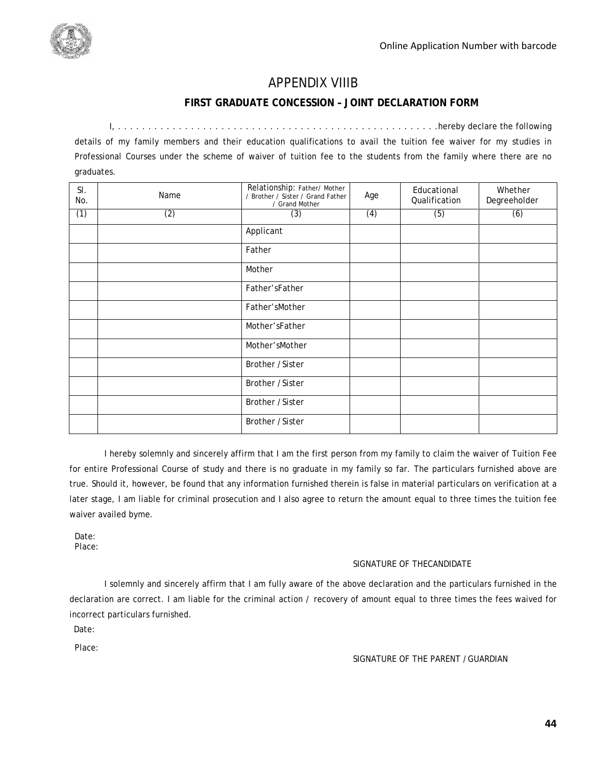Online Application Number with barcode

# APPENDIX VIIIB

## FIRST GRADUATE CONCESSION – JOINT DECLARATION FORM

I, . . . . . . . . . . . . . . . . . . . . . . . . . . . . . . . . . . . . . . . . . . . . . . . . . . . . .hereby declare the following details of my family members and their education qualifications to avail the tuition fee waiver for my studies in Professional Courses under the scheme of waiver of tuition fee to the students from the family where there are no graduates.

| Sl. No. | Name | Relationship: Father/ Mother / Brother / Sister / Grand Father / Grand Mother | Age | Educational Qualification | Whether Degreeholder |
|---|---|---|---|---|---|
| (1) | (2) | (3) | (4) | (5) | (6) |
| | | Applicant | | | |
| | | Father | | | |
| | | Mother | | | |
| | | Father'sFather | | | |
| | | Father'sMother | | | |
| | | Mother'sFather | | | |
| | | Mother'sMother | | | |
| | | Brother / Sister | | | |
| | | Brother / Sister | | | |
| | | Brother / Sister | | | |
| | | Brother / Sister | | | |

I hereby solemnly and sincerely affirm that I am the first person from my family to claim the waiver of Tuition Fee for entire Professional Course of study and there is no graduate in my family so far. The particulars furnished above are true. Should it, however, be found that any information furnished therein is false in material particulars on verification at a later stage, I am liable for criminal prosecution and I also agree to return the amount equal to three times the tuition fee waiver availed byme.

Date:
Place:

SIGNATURE OF THECANDIDATE

I solemnly and sincerely affirm that I am fully aware of the above declaration and the particulars furnished in the declaration are correct. I am liable for the criminal action / recovery of amount equal to three times the fees waived for incorrect particulars furnished.

Date:

Place:

SIGNATURE OF THE PARENT / GUARDIAN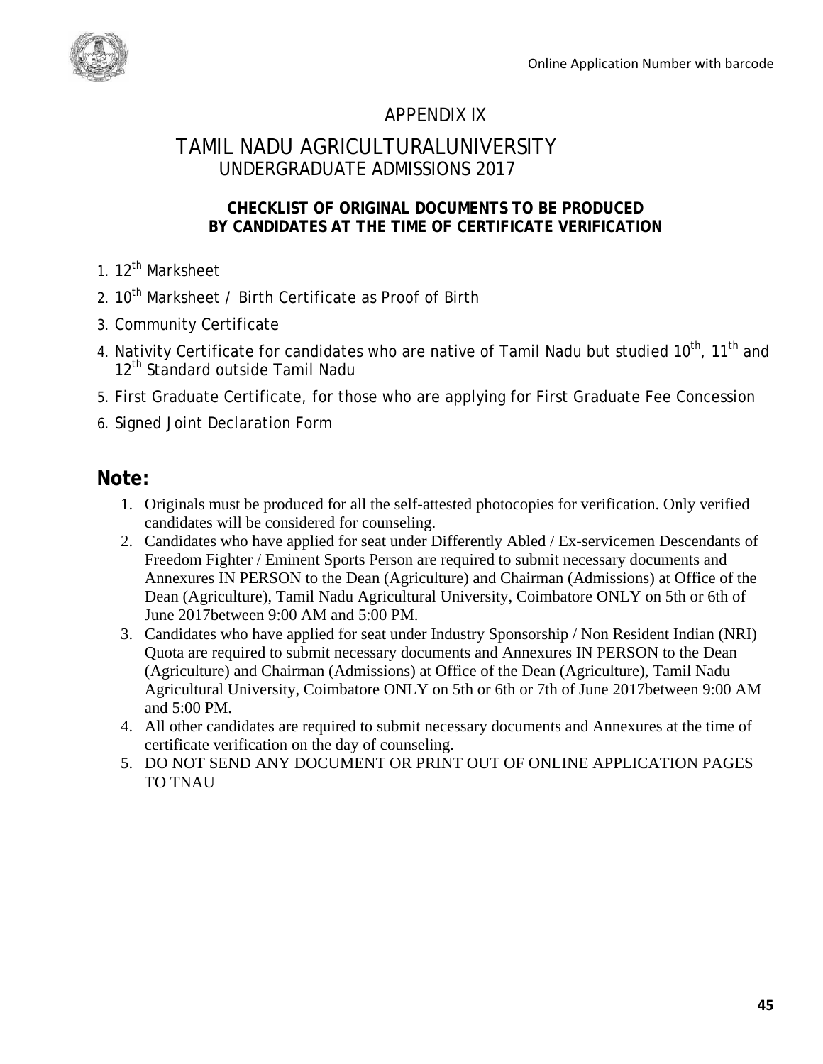Online Application Number with barcode

# APPENDIX IX

# TAMIL NADU AGRICULTURALUNIVERSITY

## UNDERGRADUATE ADMISSIONS 2017

**CHECKLIST OF ORIGINAL DOCUMENTS TO BE PRODUCED BY CANDIDATES AT THE TIME OF CERTIFICATE VERIFICATION**

1. 12th Marksheet
2. 10th Marksheet / Birth Certificate as Proof of Birth
3. Community Certificate
4. Nativity Certificate for candidates who are native of Tamil Nadu but studied 10th, 11th and 12th Standard outside Tamil Nadu
5. First Graduate Certificate, for those who are applying for First Graduate Fee Concession
6. Signed Joint Declaration Form

## Note:

1. Originals must be produced for all the self-attested photocopies for verification. Only verified candidates will be considered for counseling.
2. Candidates who have applied for seat under Differently Abled / Ex-servicemen Descendants of Freedom Fighter / Eminent Sports Person are required to submit necessary documents and Annexures IN PERSON to the Dean (Agriculture) and Chairman (Admissions) at Office of the Dean (Agriculture), Tamil Nadu Agricultural University, Coimbatore ONLY on 5th or 6th of June 2017between 9:00 AM and 5:00 PM.
3. Candidates who have applied for seat under Industry Sponsorship / Non Resident Indian (NRI) Quota are required to submit necessary documents and Annexures IN PERSON to the Dean (Agriculture) and Chairman (Admissions) at Office of the Dean (Agriculture), Tamil Nadu Agricultural University, Coimbatore ONLY on 5th or 6th or 7th of June 2017between 9:00 AM and 5:00 PM.
4. All other candidates are required to submit necessary documents and Annexures at the time of certificate verification on the day of counseling.
5. DO NOT SEND ANY DOCUMENT OR PRINT OUT OF ONLINE APPLICATION PAGES TO TNAU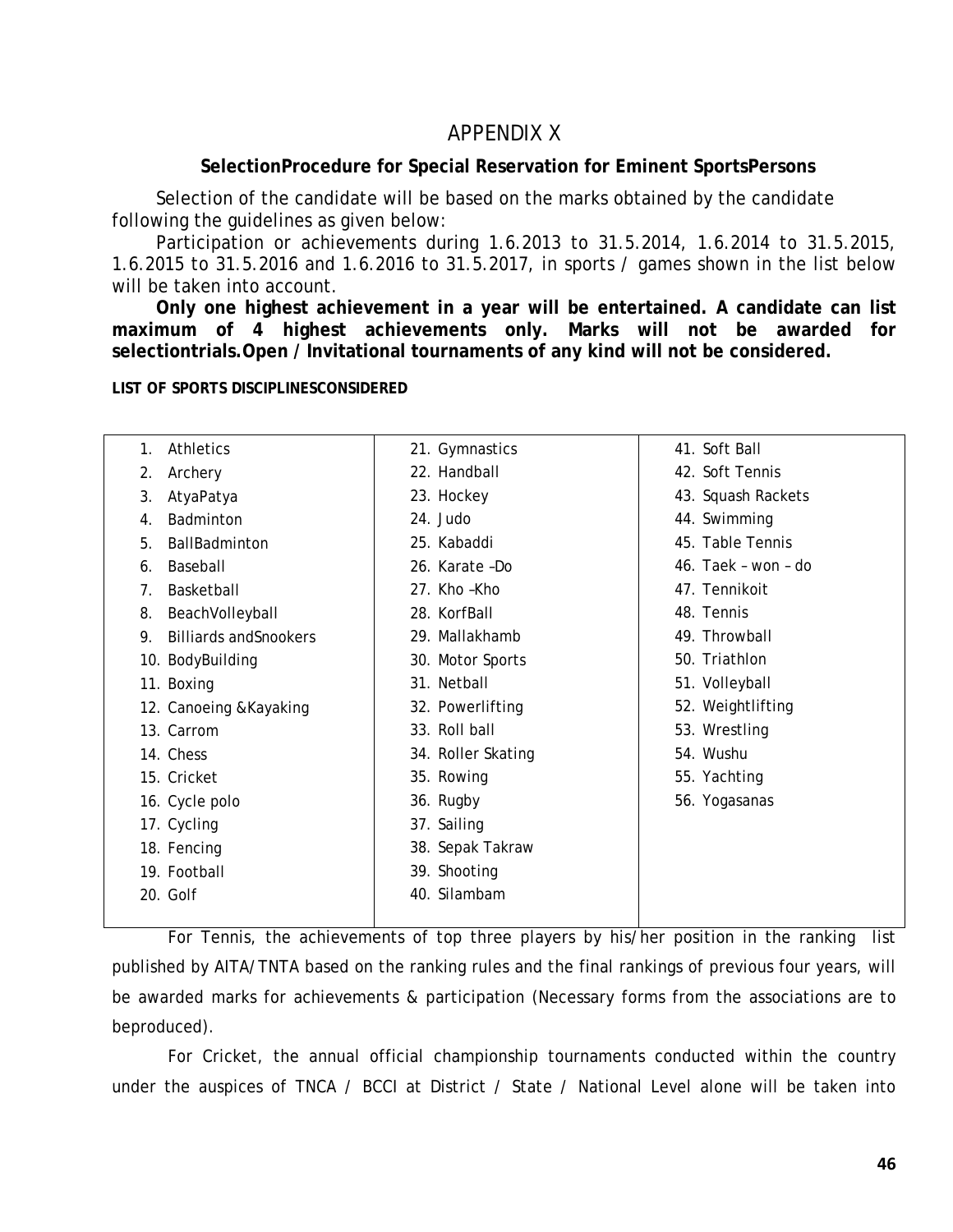# APPENDIX X

**SelectionProcedure for Special Reservation for Eminent SportsPersons**

Selection of the candidate will be based on the marks obtained by the candidate following the guidelines as given below:

Participation or achievements during 1.6.2013 to 31.5.2014, 1.6.2014 to 31.5.2015, 1.6.2015 to 31.5.2016 and 1.6.2016 to 31.5.2017, in sports / games shown in the list below will be taken into account.

**Only one highest achievement in a year will be entertained. A candidate can list maximum of 4 highest achievements only. Marks will not be awarded for selectiontrials.Open / Invitational tournaments of any kind will not be considered.**

**LIST OF SPORTS DISCIPLINESCONSIDERED**

| | | |
|---|---|---|
| 1. Athletics | 21. Gymnastics | 41. Soft Ball |
| 2. Archery | 22. Handball | 42. Soft Tennis |
| 3. AtyaPatya | 23. Hockey | 43. Squash Rackets |
| 4. Badminton | 24. Judo | 44. Swimming |
| 5. BallBadminton | 25. Kabaddi | 45. Table Tennis |
| 6. Baseball | 26. Karate –Do | 46. Taek – won – do |
| 7. Basketball | 27. Kho –Kho | 47. Tennikoit |
| 8. BeachVolleyball | 28. KorfBall | 48. Tennis |
| 9. Billiards andSnookers | 29. Mallakhamb | 49. Throwball |
| 10. BodyBuilding | 30. Motor Sports | 50. Triathlon |
| 11. Boxing | 31. Netball | 51. Volleyball |
| 12. Canoeing &Kayaking | 32. Powerlifting | 52. Weightlifting |
| 13. Carrom | 33. Roll ball | 53. Wrestling |
| 14. Chess | 34. Roller Skating | 54. Wushu |
| 15. Cricket | 35. Rowing | 55. Yachting |
| 16. Cycle polo | 36. Rugby | 56. Yogasanas |
| 17. Cycling | 37. Sailing | |
| 18. Fencing | 38. Sepak Takraw | |
| 19. Football | 39. Shooting | |
| 20. Golf | 40. Silambam | |

For Tennis, the achievements of top three players by his/her position in the ranking list published by AITA/TNTA based on the ranking rules and the final rankings of previous four years, will be awarded marks for achievements & participation (Necessary forms from the associations are to beproduced).

For Cricket, the annual official championship tournaments conducted within the country under the auspices of TNCA / BCCI at District / State / National Level alone will be taken into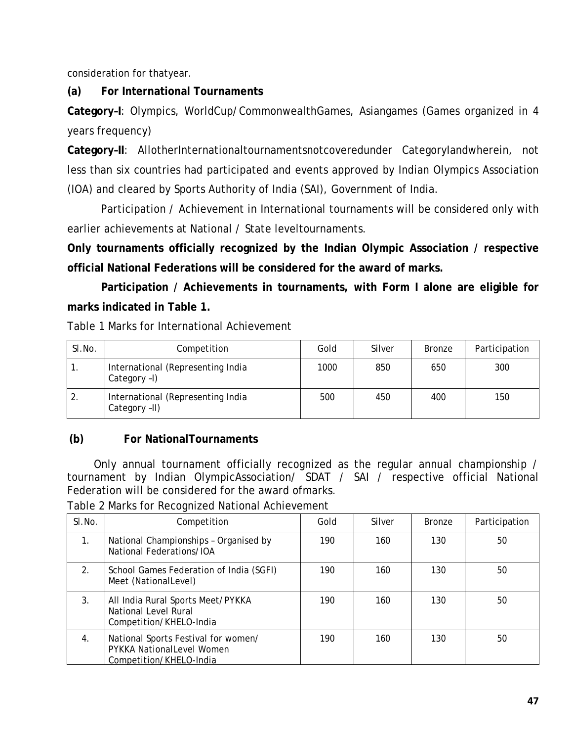consideration for thatyear.

**(a) For International Tournaments**

**Category–I**: Olympics, WorldCup/CommonwealthGames, Asiangames (Games organized in 4 years frequency)

**Category–II**: AllotherInternationaltournamentsnotcoveredunder CategoryIandwherein, not less than six countries had participated and events approved by Indian Olympics Association (IOA) and cleared by Sports Authority of India (SAI), Government of India.

Participation / Achievement in International tournaments will be considered only with earlier achievements at National / State leveltournaments.

**Only tournaments officially recognized by the Indian Olympic Association / respective official National Federations will be considered for the award of marks.**

**Participation / Achievements in tournaments, with Form I alone are eligible for marks indicated in Table 1.**

Table 1 Marks for International Achievement

| Sl.No. | Competition | Gold | Silver | Bronze | Participation |
|---|---|---|---|---|---|
| 1. | International (Representing India Category –I) | 1000 | 850 | 650 | 300 |
| 2. | International (Representing India Category –II) | 500 | 450 | 400 | 150 |

**(b) For NationalTournaments**

Only annual tournament officially recognized as the regular annual championship / tournament by Indian OlympicAssociation/ SDAT / SAI / respective official National Federation will be considered for the award ofmarks.

Table 2 Marks for Recognized National Achievement

| Sl.No. | Competition | Gold | Silver | Bronze | Participation |
|---|---|---|---|---|---|
| 1. | National Championships – Organised by National Federations/IOA | 190 | 160 | 130 | 50 |
| 2. | School Games Federation of India (SGFI) Meet (NationalLevel) | 190 | 160 | 130 | 50 |
| 3. | All India Rural Sports Meet/PYKKA National Level Rural Competition/KHELO-India | 190 | 160 | 130 | 50 |
| 4. | National Sports Festival for women/ PYKKA NationalLevel Women Competition/KHELO-India | 190 | 160 | 130 | 50 |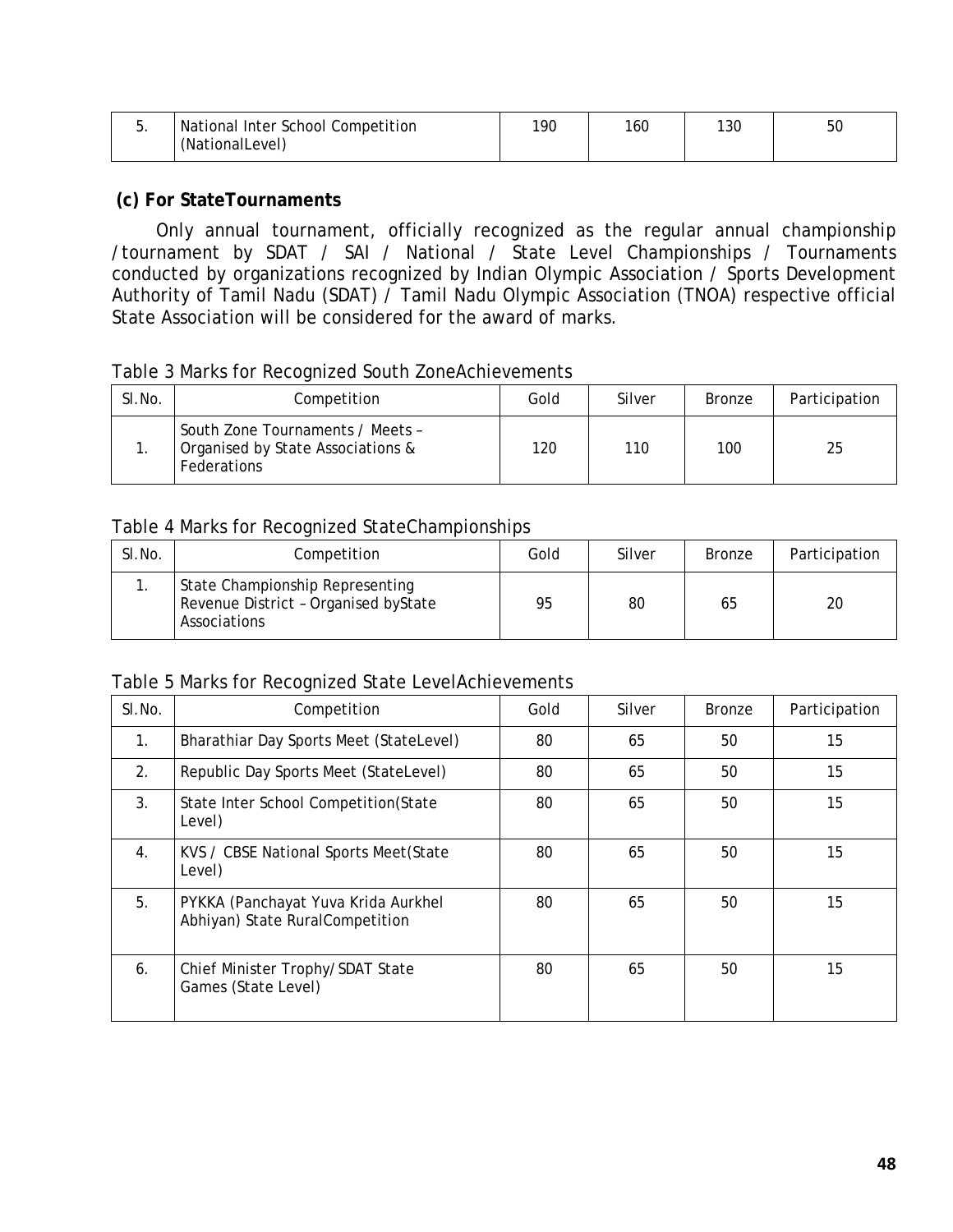| 5. | National Inter School Competition (NationalLevel) | 190 | 160 | 130 | 50 |
|---|---|---|---|---|---|

**(c) For StateTournaments**

Only annual tournament, officially recognized as the regular annual championship /tournament by SDAT / SAI / National / State Level Championships / Tournaments conducted by organizations recognized by Indian Olympic Association / Sports Development Authority of Tamil Nadu (SDAT) / Tamil Nadu Olympic Association (TNOA) respective official State Association will be considered for the award of marks.

Table 3 Marks for Recognized South ZoneAchievements

| Sl.No. | Competition | Gold | Silver | Bronze | Participation |
|---|---|---|---|---|---|
| 1. | South Zone Tournaments / Meets – Organised by State Associations & Federations | 120 | 110 | 100 | 25 |

Table 4 Marks for Recognized StateChampionships

| Sl.No. | Competition | Gold | Silver | Bronze | Participation |
|---|---|---|---|---|---|
| 1. | State Championship Representing Revenue District – Organised byState Associations | 95 | 80 | 65 | 20 |

Table 5 Marks for Recognized State LevelAchievements

| Sl.No. | Competition | Gold | Silver | Bronze | Participation |
|---|---|---|---|---|---|
| 1. | Bharathiar Day Sports Meet (StateLevel) | 80 | 65 | 50 | 15 |
| 2. | Republic Day Sports Meet (StateLevel) | 80 | 65 | 50 | 15 |
| 3. | State Inter School Competition(State Level) | 80 | 65 | 50 | 15 |
| 4. | KVS / CBSE National Sports Meet(State Level) | 80 | 65 | 50 | 15 |
| 5. | PYKKA (Panchayat Yuva Krida Aurkhel Abhiyan) State RuralCompetition | 80 | 65 | 50 | 15 |
| 6. | Chief Minister Trophy/ SDAT State Games (State Level) | 80 | 65 | 50 | 15 |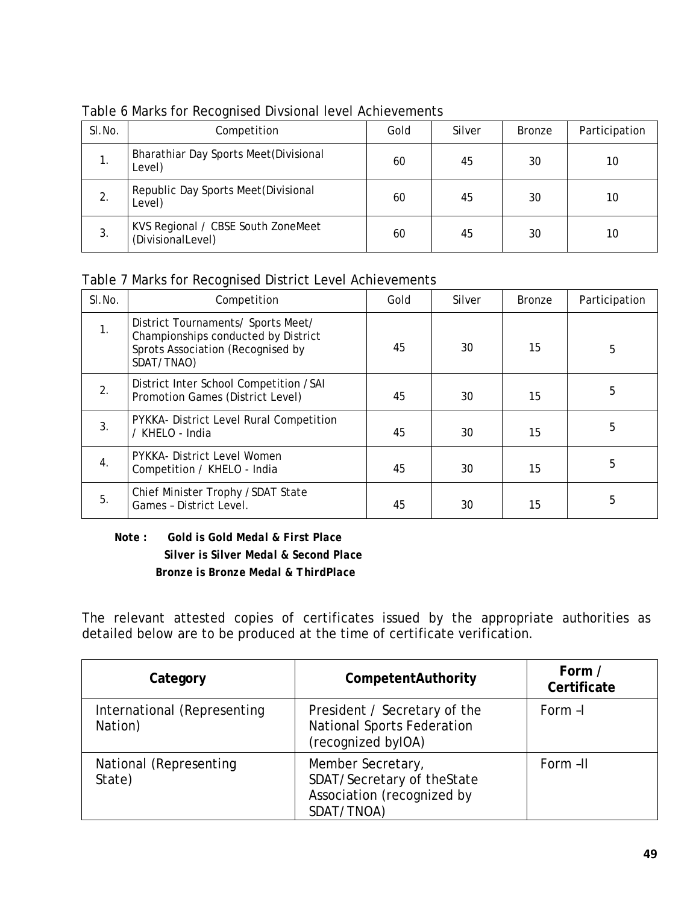Table 6 Marks for Recognised Divsional level Achievements

| Sl.No. | Competition | Gold | Silver | Bronze | Participation |
|---|---|---|---|---|---|
| 1. | Bharathiar Day Sports Meet(Divisional Level) | 60 | 45 | 30 | 10 |
| 2. | Republic Day Sports Meet(Divisional Level) | 60 | 45 | 30 | 10 |
| 3. | KVS Regional / CBSE South ZoneMeet (DivisionalLevel) | 60 | 45 | 30 | 10 |

Table 7 Marks for Recognised District Level Achievements

| Sl.No. | Competition | Gold | Silver | Bronze | Participation |
|---|---|---|---|---|---|
| 1. | District Tournaments/ Sports Meet/ Championships conducted by District Sprots Association (Recognised by SDAT/TNAO) | 45 | 30 | 15 | 5 |
| 2. | District Inter School Competition / SAI Promotion Games (District Level) | 45 | 30 | 15 | 5 |
| 3. | PYKKA- District Level Rural Competition / KHELO - India | 45 | 30 | 15 | 5 |
| 4. | PYKKA- District Level Women Competition / KHELO - India | 45 | 30 | 15 | 5 |
| 5. | Chief Minister Trophy / SDAT State Games – District Level. | 45 | 30 | 15 | 5 |

**Note : Gold is Gold Medal & First Place**
**Silver is Silver Medal & Second Place**
**Bronze is Bronze Medal & ThirdPlace**

The relevant attested copies of certificates issued by the appropriate authorities as detailed below are to be produced at the time of certificate verification.

| **Category** | **CompetentAuthority** | **Form / Certificate** |
|---|---|---|
| International (Representing Nation) | President / Secretary of the National Sports Federation (recognized byIOA) | Form –I |
| National (Representing State) | Member Secretary, SDAT/Secretary of theState Association (recognized by SDAT/TNOA) | Form –II |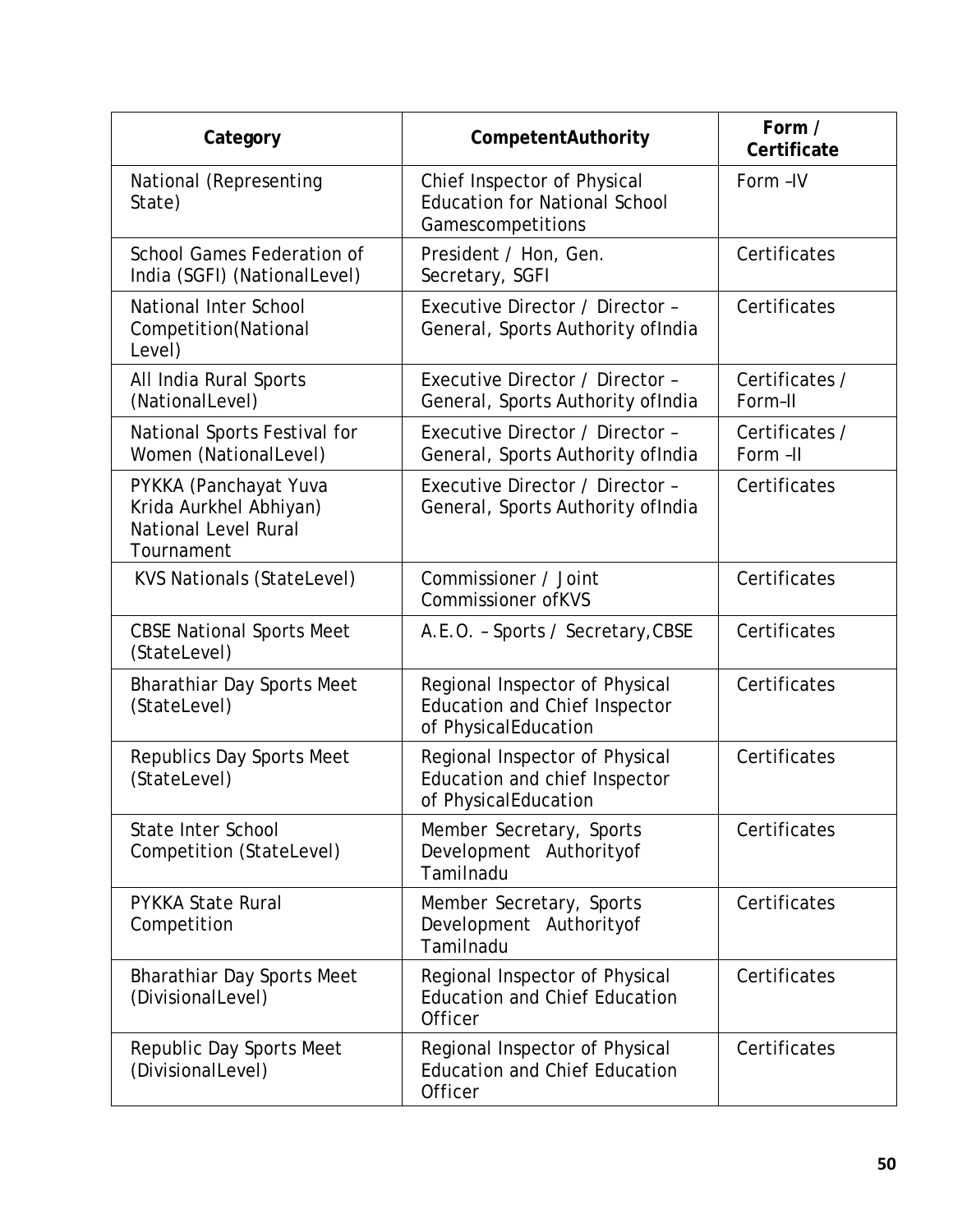| Category | CompetentAuthority | Form / Certificate |
|---|---|---|
| National (Representing State) | Chief Inspector of Physical Education for National School Gamescompetitions | Form –IV |
| School Games Federation of India (SGFI) (NationalLevel) | President / Hon, Gen. Secretary, SGFI | Certificates |
| National Inter School Competition(National Level) | Executive Director / Director – General, Sports Authority ofIndia | Certificates |
| All India Rural Sports (NationalLevel) | Executive Director / Director – General, Sports Authority ofIndia | Certificates / Form–II |
| National Sports Festival for Women (NationalLevel) | Executive Director / Director – General, Sports Authority ofIndia | Certificates / Form –II |
| PYKKA (Panchayat Yuva Krida Aurkhel Abhiyan) National Level Rural Tournament | Executive Director / Director – General, Sports Authority ofIndia | Certificates |
| KVS Nationals (StateLevel) | Commissioner / Joint Commissioner ofKVS | Certificates |
| CBSE National Sports Meet (StateLevel) | A.E.O. – Sports / Secretary,CBSE | Certificates |
| Bharathiar Day Sports Meet (StateLevel) | Regional Inspector of Physical Education and Chief Inspector of PhysicalEducation | Certificates |
| Republics Day Sports Meet (StateLevel) | Regional Inspector of Physical Education and chief Inspector of PhysicalEducation | Certificates |
| State Inter School Competition (StateLevel) | Member Secretary, Sports Development Authorityof Tamilnadu | Certificates |
| PYKKA State Rural Competition | Member Secretary, Sports Development Authorityof Tamilnadu | Certificates |
| Bharathiar Day Sports Meet (DivisionalLevel) | Regional Inspector of Physical Education and Chief Education Officer | Certificates |
| Republic Day Sports Meet (DivisionalLevel) | Regional Inspector of Physical Education and Chief Education Officer | Certificates |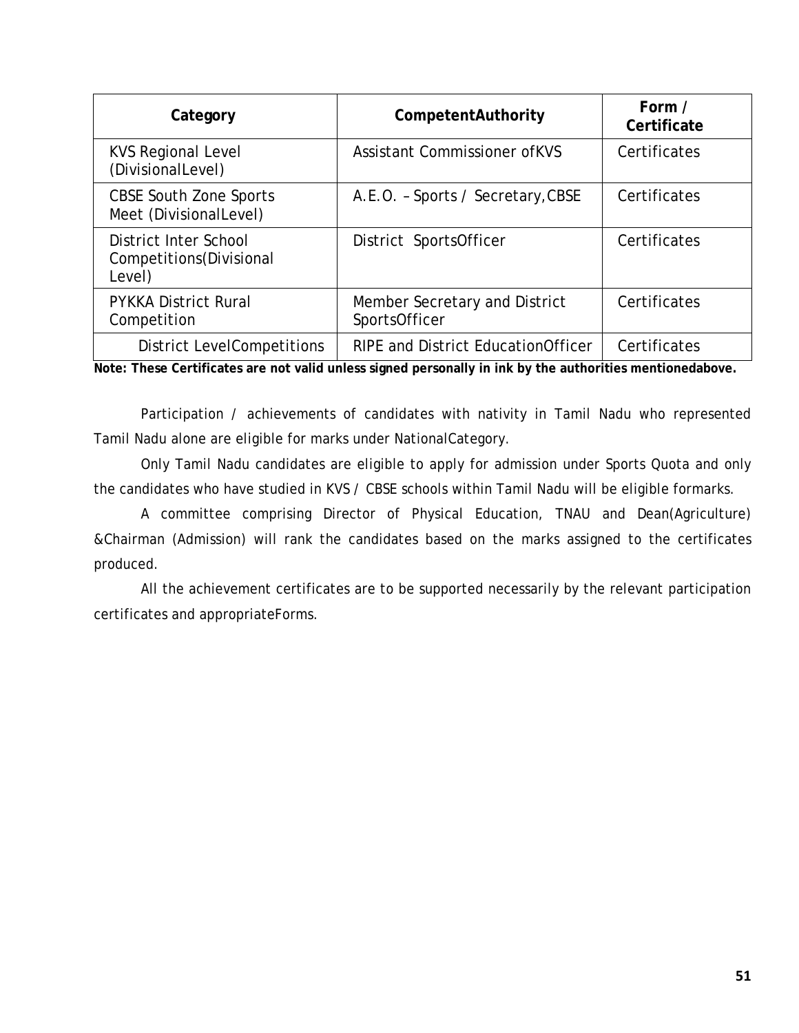| Category | CompetentAuthority | Form / Certificate |
| --- | --- | --- |
| KVS Regional Level (DivisionalLevel) | Assistant Commissioner ofKVS | Certificates |
| CBSE South Zone Sports Meet (DivisionalLevel) | A.E.O. – Sports / Secretary, CBSE | Certificates |
| District Inter School Competitions(Divisional Level) | District SportsOfficer | Certificates |
| PYKKA District Rural Competition | Member Secretary and District SportsOfficer | Certificates |
| District LevelCompetitions | RIPE and District EducationOfficer | Certificates |

**Note: These Certificates are not valid unless signed personally in ink by the authorities mentionedabove.**

Participation / achievements of candidates with nativity in Tamil Nadu who represented Tamil Nadu alone are eligible for marks under NationalCategory.

Only Tamil Nadu candidates are eligible to apply for admission under Sports Quota and only the candidates who have studied in KVS / CBSE schools within Tamil Nadu will be eligible formarks.

A committee comprising Director of Physical Education, TNAU and Dean(Agriculture) &Chairman (Admission) will rank the candidates based on the marks assigned to the certificates produced.

All the achievement certificates are to be supported necessarily by the relevant participation certificates and appropriateForms.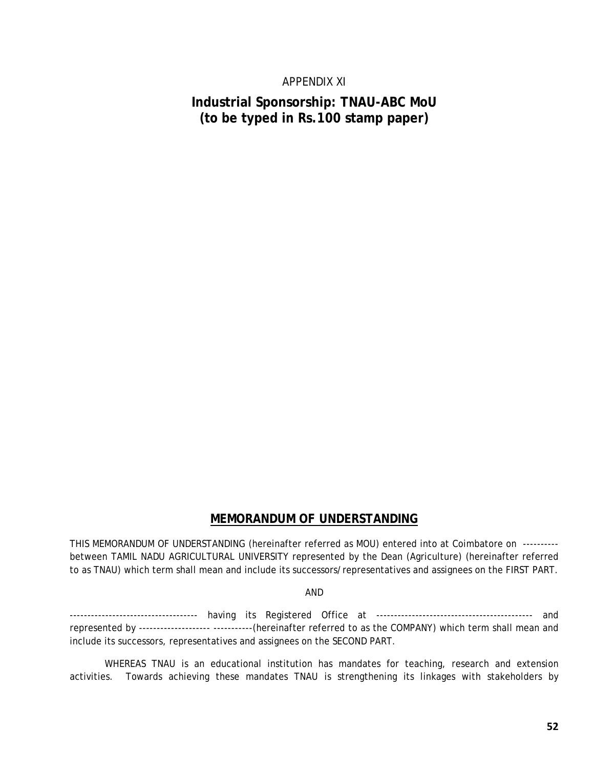APPENDIX XI

**Industrial Sponsorship: TNAU-ABC MoU**
**(to be typed in Rs.100 stamp paper)**

## MEMORANDUM OF UNDERSTANDING

THIS MEMORANDUM OF UNDERSTANDING (hereinafter referred as MOU) entered into at Coimbatore on ---------- between TAMIL NADU AGRICULTURAL UNIVERSITY represented by the Dean (Agriculture) (hereinafter referred to as TNAU) which term shall mean and include its successors/representatives and assignees on the FIRST PART.

AND

------------------------------------ having its Registered Office at -------------------------------------------- and represented by -------------------- -----------(hereinafter referred to as the COMPANY) which term shall mean and include its successors, representatives and assignees on the SECOND PART.

WHEREAS TNAU is an educational institution has mandates for teaching, research and extension activities. Towards achieving these mandates TNAU is strengthening its linkages with stakeholders by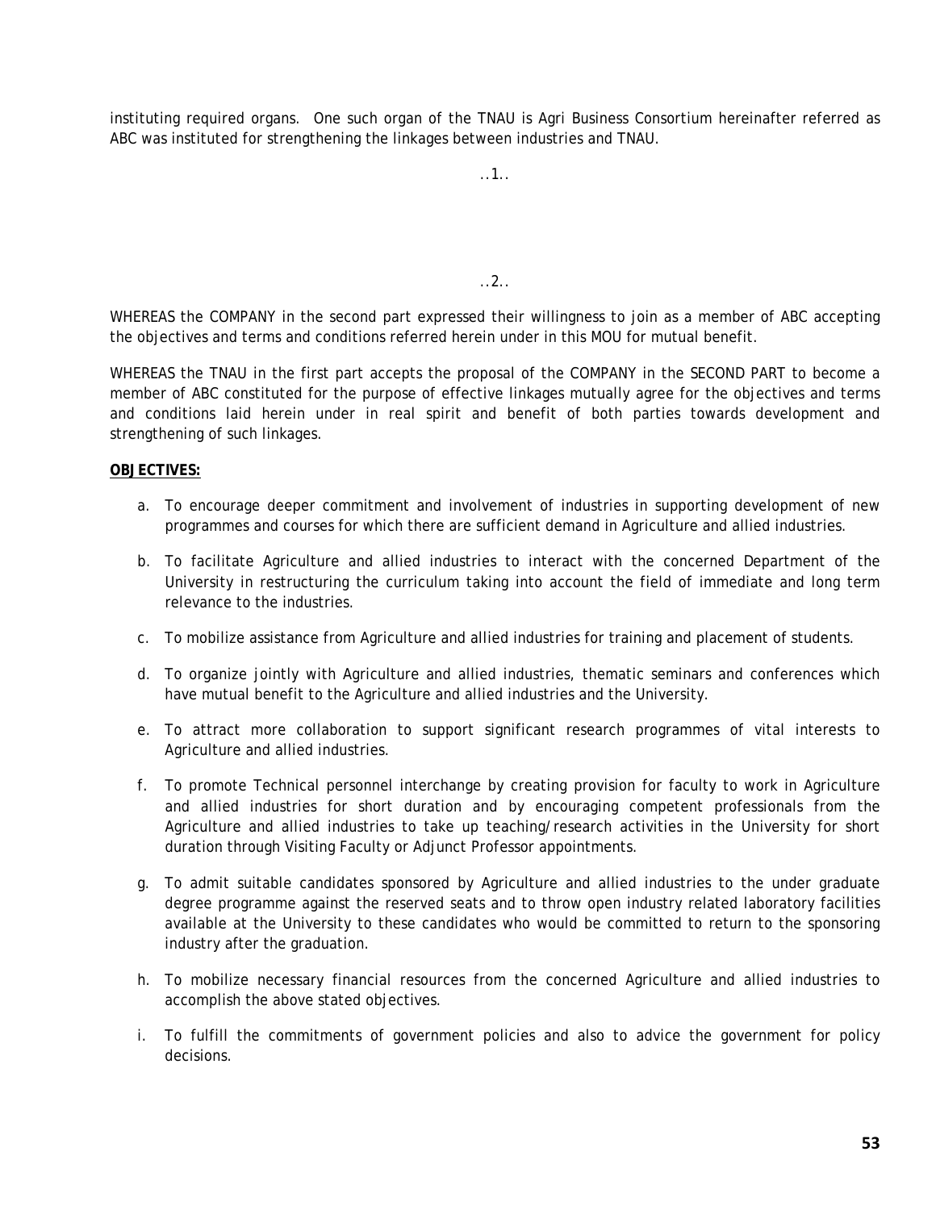instituting required organs. One such organ of the TNAU is Agri Business Consortium hereinafter referred as ABC was instituted for strengthening the linkages between industries and TNAU.

..1..

..2..

WHEREAS the COMPANY in the second part expressed their willingness to join as a member of ABC accepting the objectives and terms and conditions referred herein under in this MOU for mutual benefit.

WHEREAS the TNAU in the first part accepts the proposal of the COMPANY in the SECOND PART to become a member of ABC constituted for the purpose of effective linkages mutually agree for the objectives and terms and conditions laid herein under in real spirit and benefit of both parties towards development and strengthening of such linkages.

**OBJECTIVES:**

a. To encourage deeper commitment and involvement of industries in supporting development of new programmes and courses for which there are sufficient demand in Agriculture and allied industries.

b. To facilitate Agriculture and allied industries to interact with the concerned Department of the University in restructuring the curriculum taking into account the field of immediate and long term relevance to the industries.

c. To mobilize assistance from Agriculture and allied industries for training and placement of students.

d. To organize jointly with Agriculture and allied industries, thematic seminars and conferences which have mutual benefit to the Agriculture and allied industries and the University.

e. To attract more collaboration to support significant research programmes of vital interests to Agriculture and allied industries.

f. To promote Technical personnel interchange by creating provision for faculty to work in Agriculture and allied industries for short duration and by encouraging competent professionals from the Agriculture and allied industries to take up teaching/research activities in the University for short duration through Visiting Faculty or Adjunct Professor appointments.

g. To admit suitable candidates sponsored by Agriculture and allied industries to the under graduate degree programme against the reserved seats and to throw open industry related laboratory facilities available at the University to these candidates who would be committed to return to the sponsoring industry after the graduation.

h. To mobilize necessary financial resources from the concerned Agriculture and allied industries to accomplish the above stated objectives.

i. To fulfill the commitments of government policies and also to advice the government for policy decisions.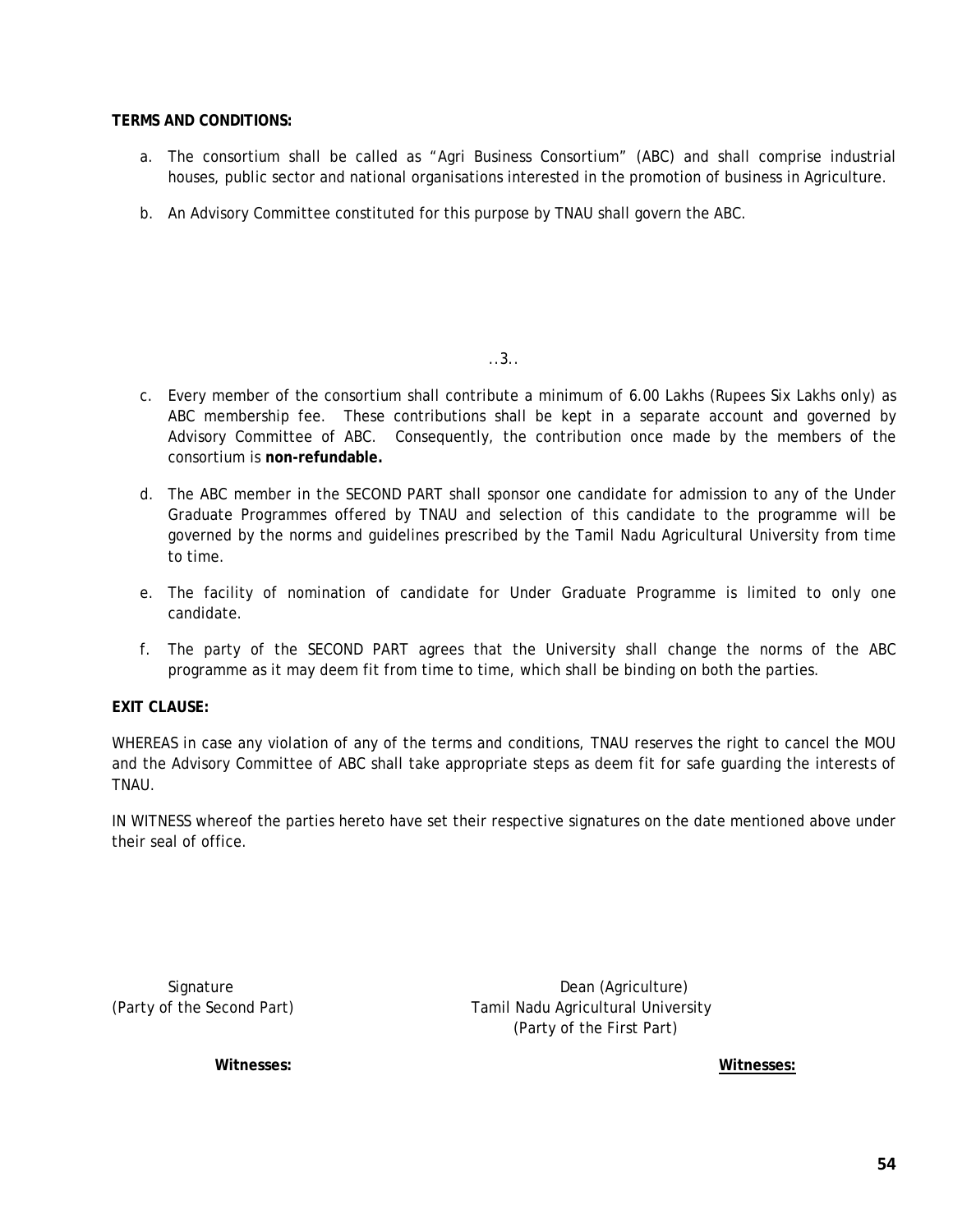**TERMS AND CONDITIONS:**

a. The consortium shall be called as "Agri Business Consortium" (ABC) and shall comprise industrial houses, public sector and national organisations interested in the promotion of business in Agriculture.

b. An Advisory Committee constituted for this purpose by TNAU shall govern the ABC.

..3..

c. Every member of the consortium shall contribute a minimum of 6.00 Lakhs (Rupees Six Lakhs only) as ABC membership fee. These contributions shall be kept in a separate account and governed by Advisory Committee of ABC. Consequently, the contribution once made by the members of the consortium is **non-refundable.**

d. The ABC member in the SECOND PART shall sponsor one candidate for admission to any of the Under Graduate Programmes offered by TNAU and selection of this candidate to the programme will be governed by the norms and guidelines prescribed by the Tamil Nadu Agricultural University from time to time.

e. The facility of nomination of candidate for Under Graduate Programme is limited to only one candidate.

f. The party of the SECOND PART agrees that the University shall change the norms of the ABC programme as it may deem fit from time to time, which shall be binding on both the parties.

**EXIT CLAUSE:**

WHEREAS in case any violation of any of the terms and conditions, TNAU reserves the right to cancel the MOU and the Advisory Committee of ABC shall take appropriate steps as deem fit for safe guarding the interests of TNAU.

IN WITNESS whereof the parties hereto have set their respective signatures on the date mentioned above under their seal of office.

Signature
(Party of the Second Part)

Dean (Agriculture)
Tamil Nadu Agricultural University
(Party of the First Part)

**Witnesses:**

**Witnesses:**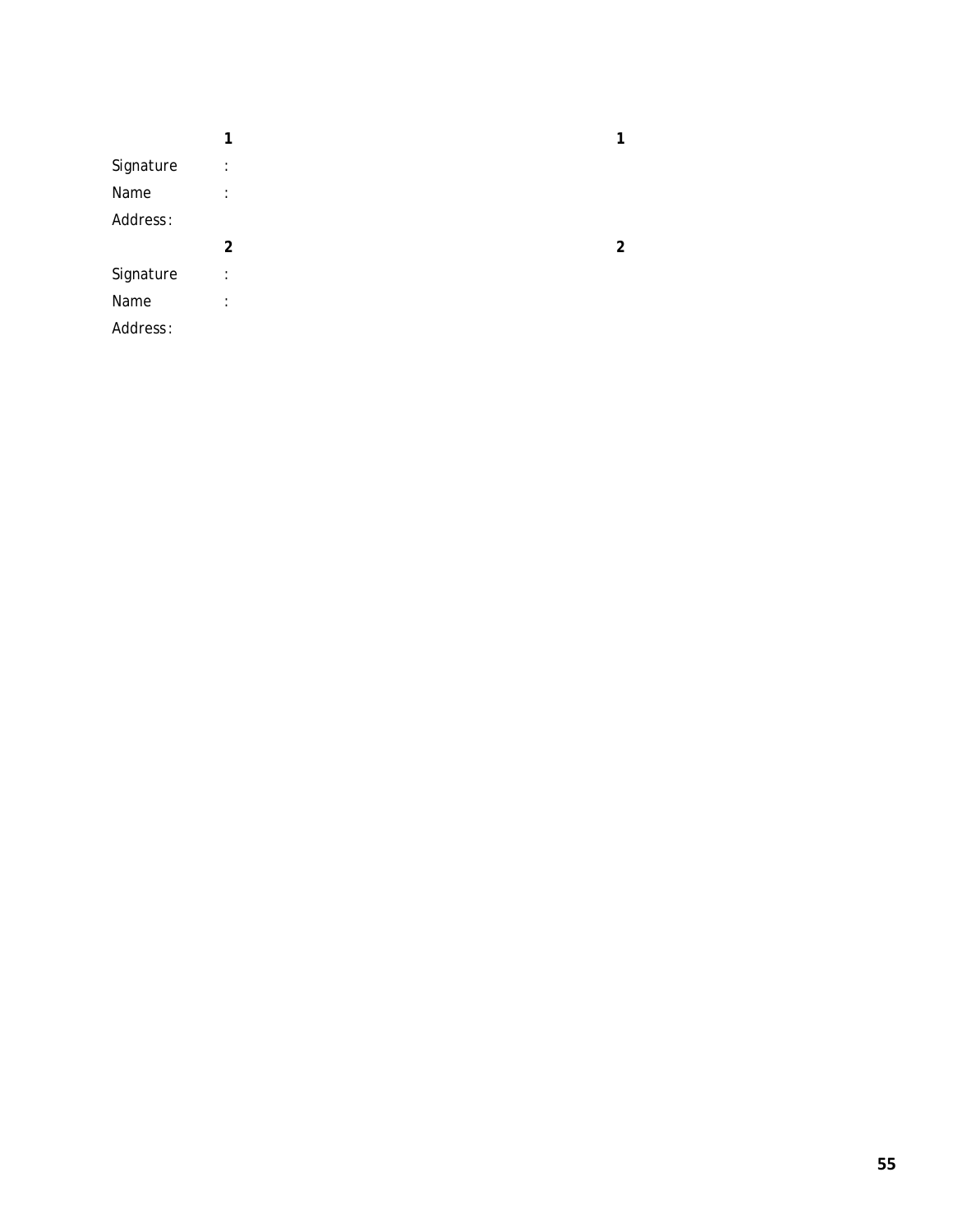1 &nbsp;&nbsp;&nbsp;&nbsp;&nbsp;&nbsp;&nbsp;&nbsp;&nbsp;&nbsp;&nbsp;&nbsp;&nbsp;&nbsp;&nbsp;&nbsp;&nbsp;&nbsp;&nbsp;&nbsp;&nbsp;&nbsp;&nbsp;&nbsp;&nbsp;&nbsp;&nbsp;&nbsp;&nbsp;&nbsp; 1

Signature :

Name :

Address:

2 &nbsp;&nbsp;&nbsp;&nbsp;&nbsp;&nbsp;&nbsp;&nbsp;&nbsp;&nbsp;&nbsp;&nbsp;&nbsp;&nbsp;&nbsp;&nbsp;&nbsp;&nbsp;&nbsp;&nbsp;&nbsp;&nbsp;&nbsp;&nbsp;&nbsp;&nbsp;&nbsp;&nbsp;&nbsp;&nbsp; 2

Signature :

Name :

Address: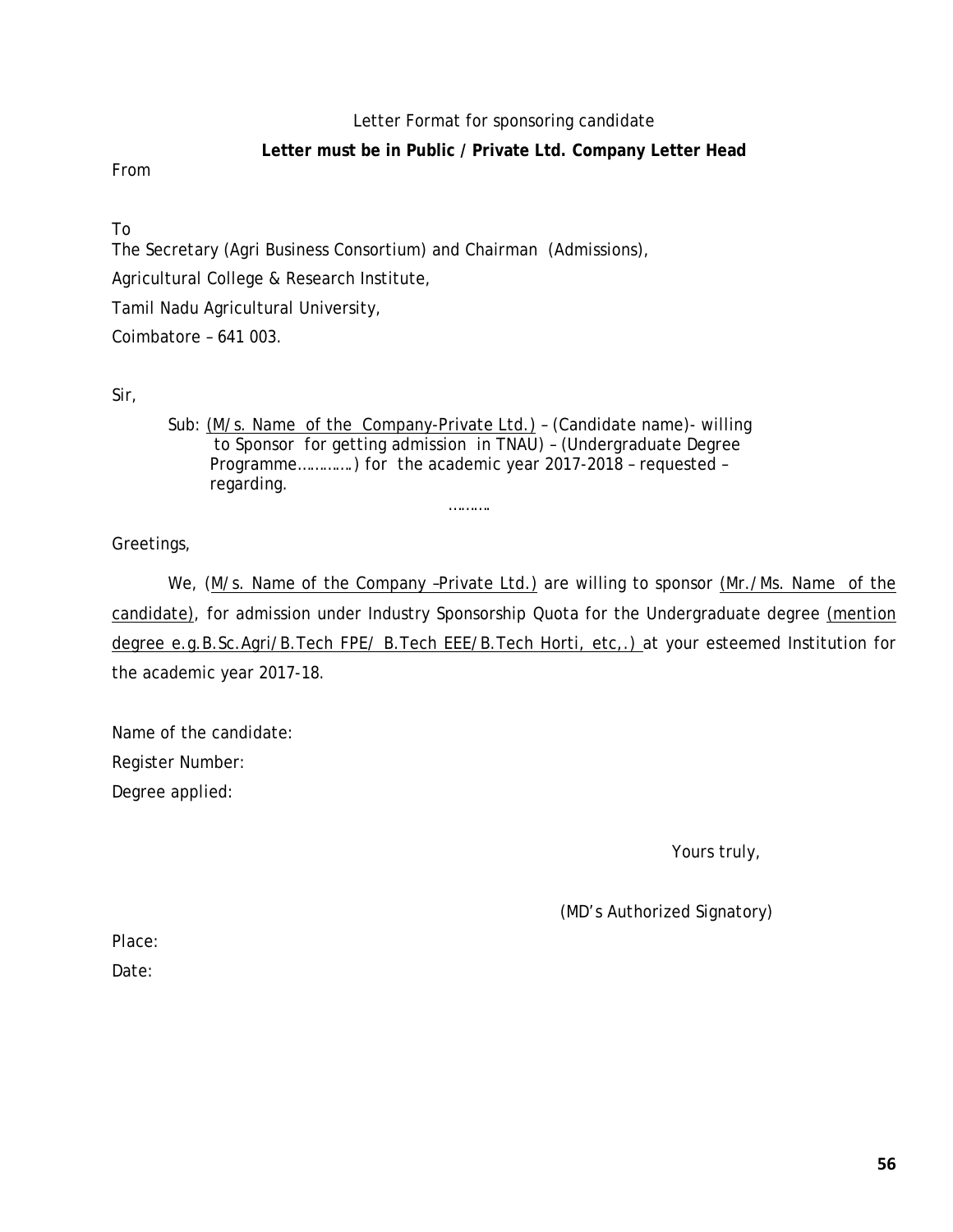Letter Format for sponsoring candidate

**Letter must be in Public / Private Ltd. Company Letter Head**

From

To
The Secretary (Agri Business Consortium) and Chairman (Admissions),
Agricultural College & Research Institute,
Tamil Nadu Agricultural University,
Coimbatore – 641 003.

Sir,

Sub: (M/s. Name of the Company-Private Ltd.) – (Candidate name)- willing to Sponsor for getting admission in TNAU) – (Undergraduate Degree Programme…………) for the academic year 2017-2018 – requested – regarding.

……….

Greetings,

We, (M/s. Name of the Company –Private Ltd.) are willing to sponsor (Mr./Ms. Name of the candidate), for admission under Industry Sponsorship Quota for the Undergraduate degree (mention degree e.g.B.Sc.Agri/B.Tech FPE/ B.Tech EEE/B.Tech Horti, etc,.) at your esteemed Institution for the academic year 2017-18.

Name of the candidate:
Register Number:
Degree applied:

Yours truly,

(MD's Authorized Signatory)

Place:
Date: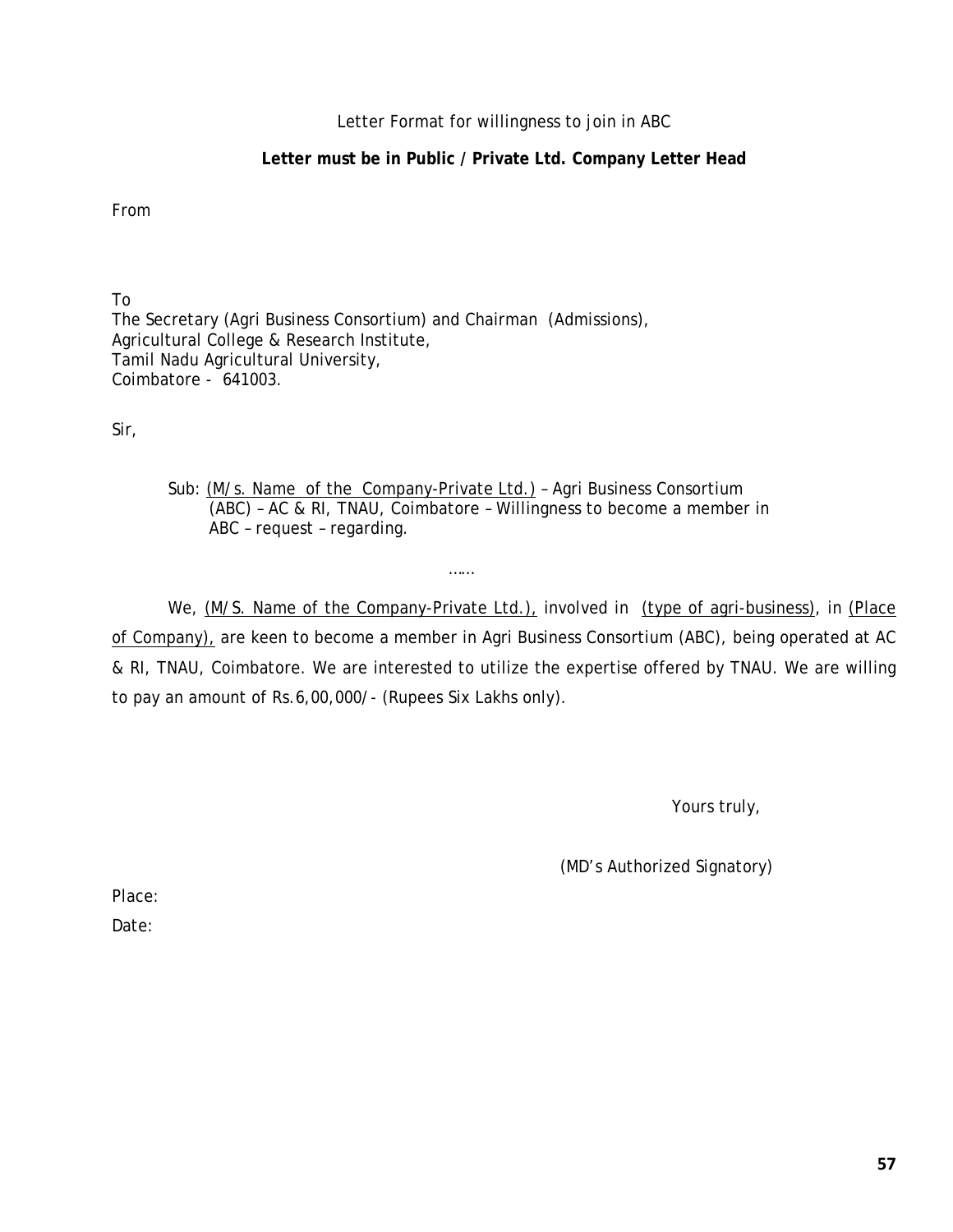Letter Format for willingness to join in ABC

**Letter must be in Public / Private Ltd. Company Letter Head**

From

To
The Secretary (Agri Business Consortium) and Chairman (Admissions),
Agricultural College & Research Institute,
Tamil Nadu Agricultural University,
Coimbatore - 641003.

Sir,

Sub: <u>(M/s. Name of the Company-Private Ltd.)</u> – Agri Business Consortium (ABC) – AC & RI, TNAU, Coimbatore – Willingness to become a member in ABC – request – regarding.

……

We, <u>(M/S. Name of the Company-Private Ltd.),</u> involved in <u>(type of agri-business)</u>, in <u>(Place of Company),</u> are keen to become a member in Agri Business Consortium (ABC), being operated at AC & RI, TNAU, Coimbatore. We are interested to utilize the expertise offered by TNAU. We are willing to pay an amount of Rs.6,00,000/- (Rupees Six Lakhs only).

Yours truly,

(MD's Authorized Signatory)

Place:

Date: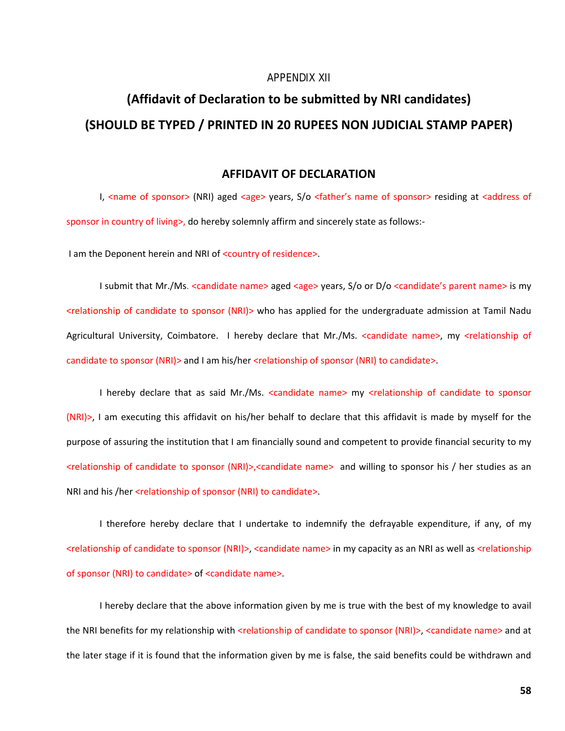APPENDIX XII

## (Affidavit of Declaration to be submitted by NRI candidates)

## (SHOULD BE TYPED / PRINTED IN 20 RUPEES NON JUDICIAL STAMP PAPER)

### AFFIDAVIT OF DECLARATION

I, <name of sponsor> (NRI) aged <age> years, S/o <father's name of sponsor> residing at <address of sponsor in country of living>, do hereby solemnly affirm and sincerely state as follows:-

I am the Deponent herein and NRI of <country of residence>.

I submit that Mr./Ms. <candidate name> aged <age> years, S/o or D/o <candidate's parent name> is my <relationship of candidate to sponsor (NRI)> who has applied for the undergraduate admission at Tamil Nadu Agricultural University, Coimbatore. I hereby declare that Mr./Ms. <candidate name>, my <relationship of candidate to sponsor (NRI)> and I am his/her <relationship of sponsor (NRI) to candidate>.

I hereby declare that as said Mr./Ms. <candidate name> my <relationship of candidate to sponsor (NRI)>, I am executing this affidavit on his/her behalf to declare that this affidavit is made by myself for the purpose of assuring the institution that I am financially sound and competent to provide financial security to my <relationship of candidate to sponsor (NRI)>,<candidate name> and willing to sponsor his / her studies as an NRI and his /her <relationship of sponsor (NRI) to candidate>.

I therefore hereby declare that I undertake to indemnify the defrayable expenditure, if any, of my <relationship of candidate to sponsor (NRI)>, <candidate name> in my capacity as an NRI as well as <relationship of sponsor (NRI) to candidate> of <candidate name>.

I hereby declare that the above information given by me is true with the best of my knowledge to avail the NRI benefits for my relationship with <relationship of candidate to sponsor (NRI)>, <candidate name> and at the later stage if it is found that the information given by me is false, the said benefits could be withdrawn and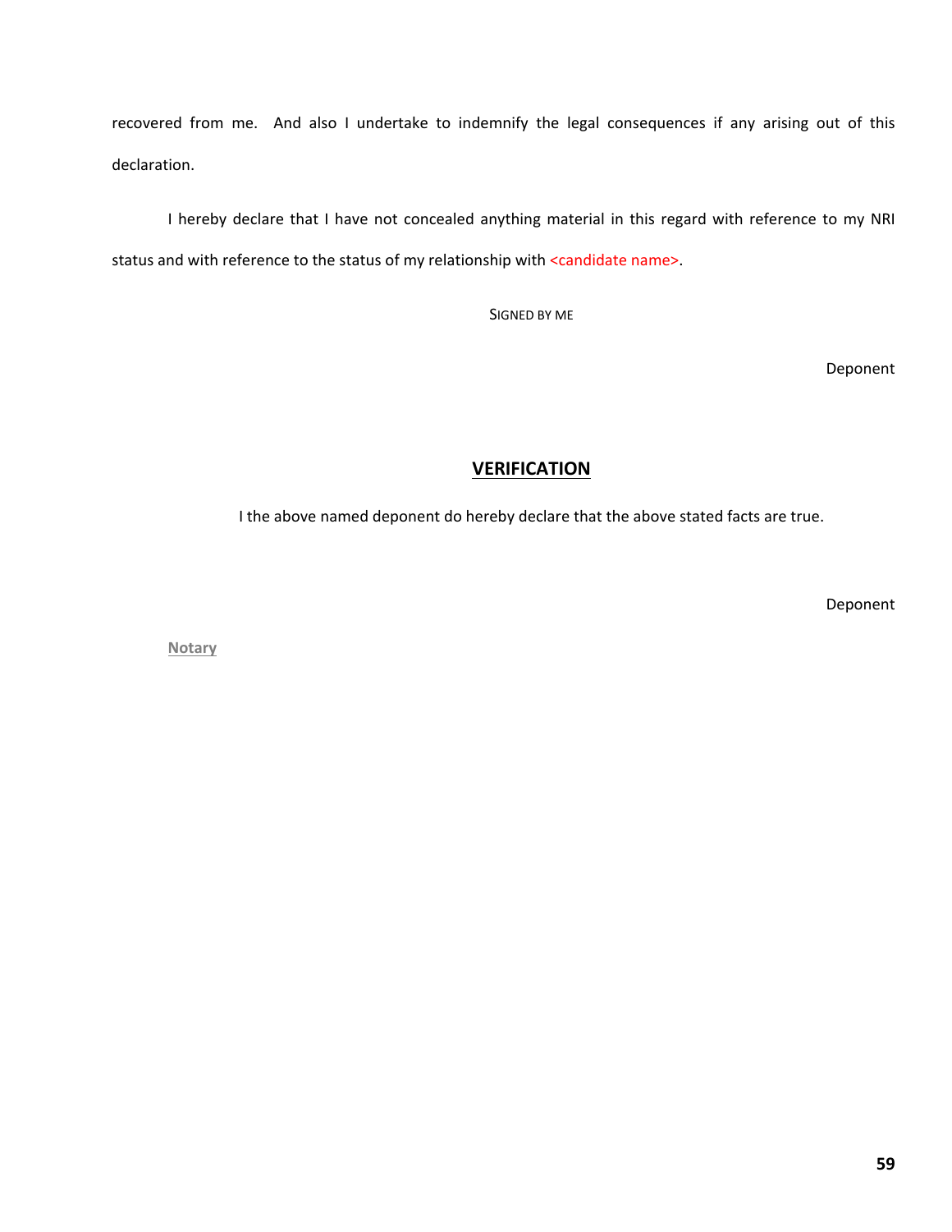recovered from me. And also I undertake to indemnify the legal consequences if any arising out of this declaration.

I hereby declare that I have not concealed anything material in this regard with reference to my NRI status and with reference to the status of my relationship with <candidate name>.

SIGNED BY ME

Deponent

## VERIFICATION

I the above named deponent do hereby declare that the above stated facts are true.

Deponent

Notary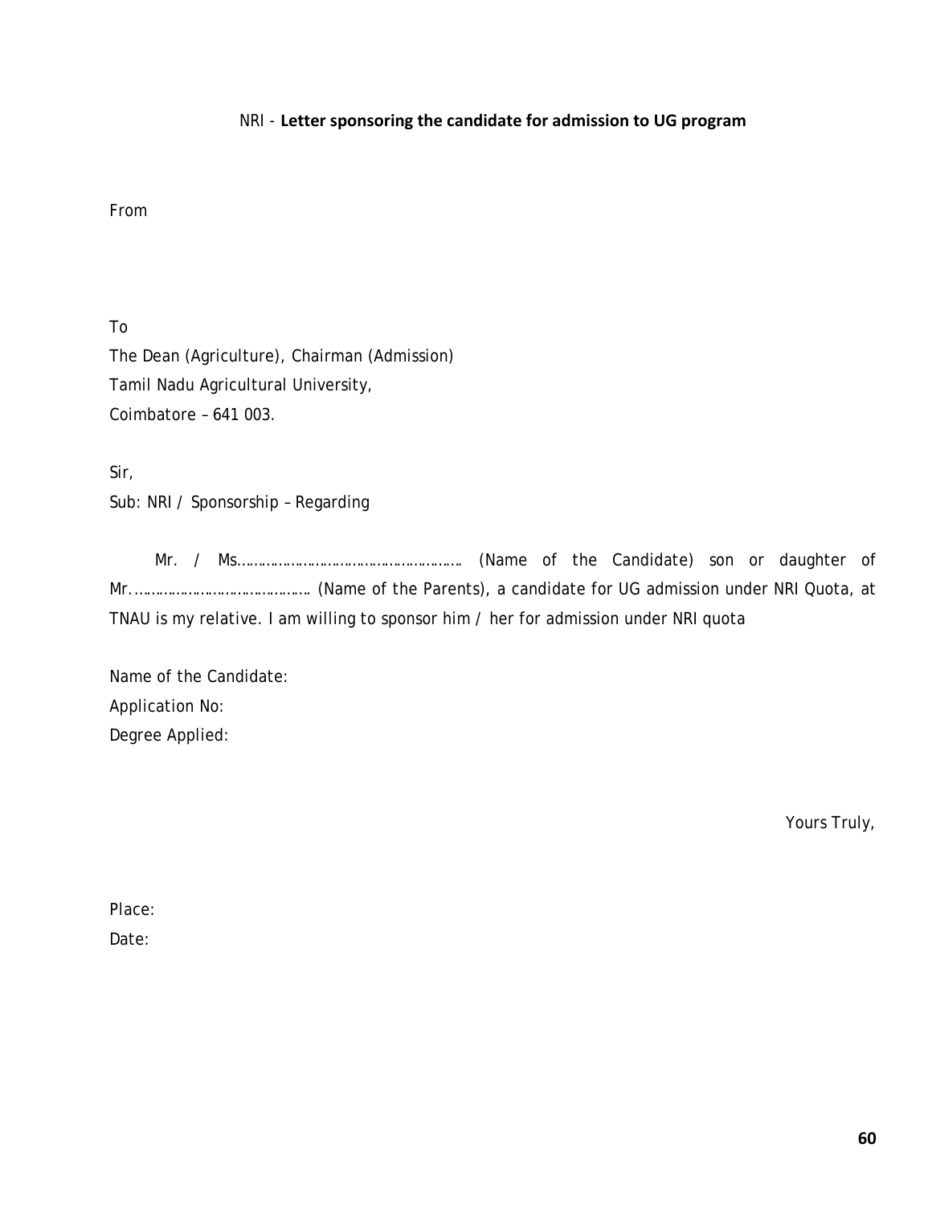NRI - **Letter sponsoring the candidate for admission to UG program**

From

To
The Dean (Agriculture), Chairman (Admission)
Tamil Nadu Agricultural University,
Coimbatore – 641 003.

Sir,
Sub: NRI / Sponsorship – Regarding

Mr. / Ms.……………………………………………… (Name of the Candidate) son or daughter of Mr.…………………………………… (Name of the Parents), a candidate for UG admission under NRI Quota, at TNAU is my relative. I am willing to sponsor him / her for admission under NRI quota

Name of the Candidate:
Application No:
Degree Applied:

Yours Truly,

Place:
Date: